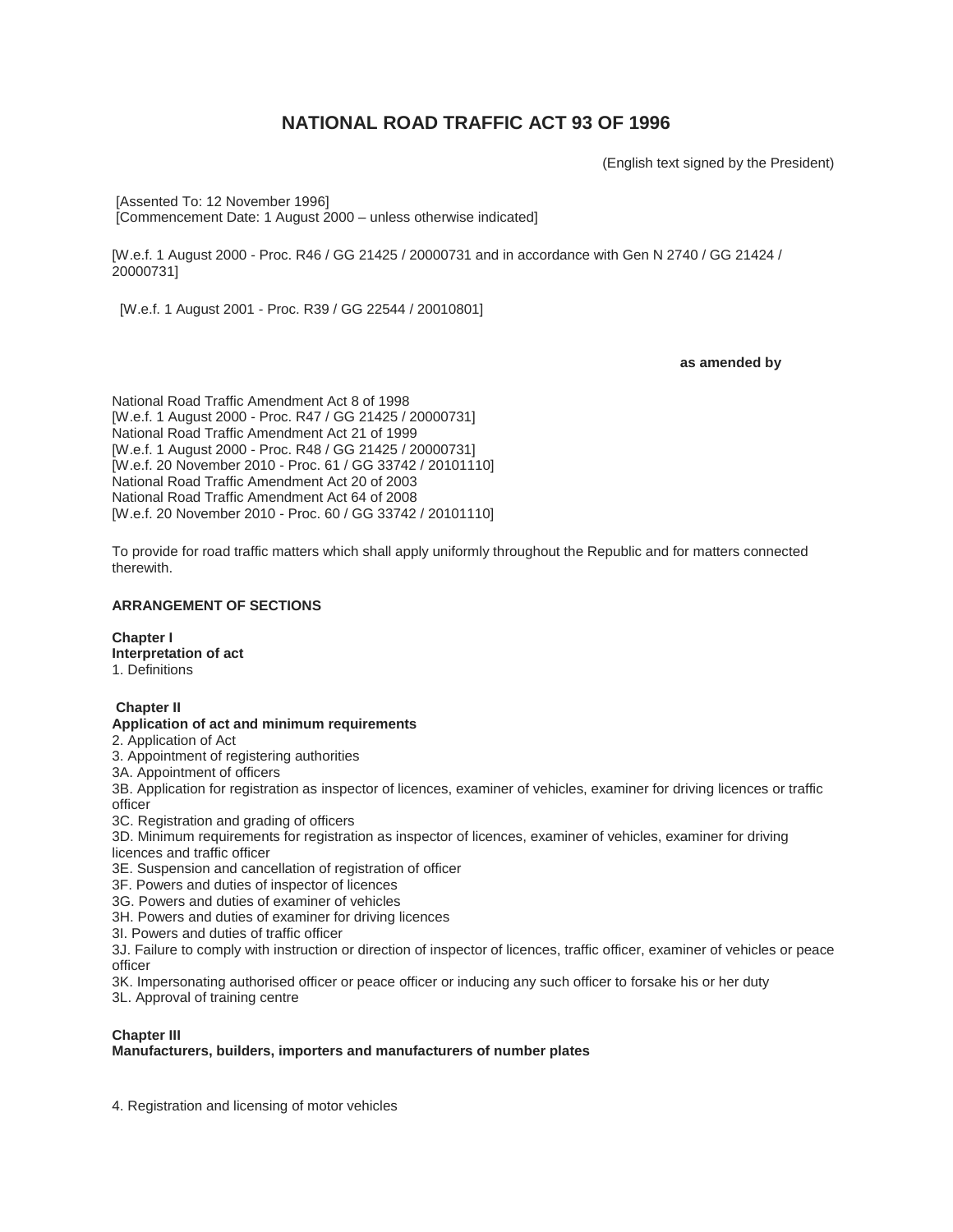# NATIONAL ROAD TRAFFIC ACT 93 OF 1996

(English text signed by the President)

[Assented To: 12 November 1996]
[Commencement Date: 1 August 2000 – unless otherwise indicated]

[W.e.f. 1 August 2000 - Proc. R46 / GG 21425 / 20000731 and in accordance with Gen N 2740 / GG 21424 / 20000731]

[W.e.f. 1 August 2001 - Proc. R39 / GG 22544 / 20010801]

**as amended by**

National Road Traffic Amendment Act 8 of 1998
[W.e.f. 1 August 2000 - Proc. R47 / GG 21425 / 20000731]
National Road Traffic Amendment Act 21 of 1999
[W.e.f. 1 August 2000 - Proc. R48 / GG 21425 / 20000731]
[W.e.f. 20 November 2010 - Proc. 61 / GG 33742 / 20101110]
National Road Traffic Amendment Act 20 of 2003
National Road Traffic Amendment Act 64 of 2008
[W.e.f. 20 November 2010 - Proc. 60 / GG 33742 / 20101110]

To provide for road traffic matters which shall apply uniformly throughout the Republic and for matters connected therewith.

**ARRANGEMENT OF SECTIONS**

**Chapter I**
**Interpretation of act**
1. Definitions

**Chapter II**
**Application of act and minimum requirements**
2. Application of Act
3. Appointment of registering authorities
3A. Appointment of officers
3B. Application for registration as inspector of licences, examiner of vehicles, examiner for driving licences or traffic officer
3C. Registration and grading of officers
3D. Minimum requirements for registration as inspector of licences, examiner of vehicles, examiner for driving licences and traffic officer
3E. Suspension and cancellation of registration of officer
3F. Powers and duties of inspector of licences
3G. Powers and duties of examiner of vehicles
3H. Powers and duties of examiner for driving licences
3I. Powers and duties of traffic officer
3J. Failure to comply with instruction or direction of inspector of licences, traffic officer, examiner of vehicles or peace officer
3K. Impersonating authorised officer or peace officer or inducing any such officer to forsake his or her duty
3L. Approval of training centre

**Chapter III**
**Manufacturers, builders, importers and manufacturers of number plates**

4. Registration and licensing of motor vehicles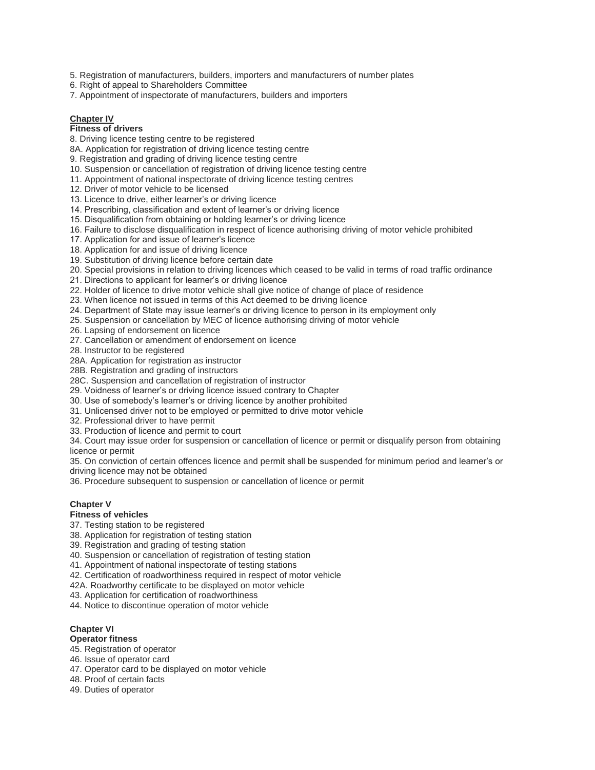5. Registration of manufacturers, builders, importers and manufacturers of number plates
6. Right of appeal to Shareholders Committee
7. Appointment of inspectorate of manufacturers, builders and importers

**Chapter IV**
**Fitness of drivers**

8. Driving licence testing centre to be registered
8A. Application for registration of driving licence testing centre
9. Registration and grading of driving licence testing centre
10. Suspension or cancellation of registration of driving licence testing centre
11. Appointment of national inspectorate of driving licence testing centres
12. Driver of motor vehicle to be licensed
13. Licence to drive, either learner's or driving licence
14. Prescribing, classification and extent of learner's or driving licence
15. Disqualification from obtaining or holding learner's or driving licence
16. Failure to disclose disqualification in respect of licence authorising driving of motor vehicle prohibited
17. Application for and issue of learner's licence
18. Application for and issue of driving licence
19. Substitution of driving licence before certain date
20. Special provisions in relation to driving licences which ceased to be valid in terms of road traffic ordinance
21. Directions to applicant for learner's or driving licence
22. Holder of licence to drive motor vehicle shall give notice of change of place of residence
23. When licence not issued in terms of this Act deemed to be driving licence
24. Department of State may issue learner's or driving licence to person in its employment only
25. Suspension or cancellation by MEC of licence authorising driving of motor vehicle
26. Lapsing of endorsement on licence
27. Cancellation or amendment of endorsement on licence
28. Instructor to be registered
28A. Application for registration as instructor
28B. Registration and grading of instructors
28C. Suspension and cancellation of registration of instructor
29. Voidness of learner's or driving licence issued contrary to Chapter
30. Use of somebody's learner's or driving licence by another prohibited
31. Unlicensed driver not to be employed or permitted to drive motor vehicle
32. Professional driver to have permit
33. Production of licence and permit to court
34. Court may issue order for suspension or cancellation of licence or permit or disqualify person from obtaining licence or permit
35. On conviction of certain offences licence and permit shall be suspended for minimum period and learner's or driving licence may not be obtained
36. Procedure subsequent to suspension or cancellation of licence or permit

**Chapter V**
**Fitness of vehicles**

37. Testing station to be registered
38. Application for registration of testing station
39. Registration and grading of testing station
40. Suspension or cancellation of registration of testing station
41. Appointment of national inspectorate of testing stations
42. Certification of roadworthiness required in respect of motor vehicle
42A. Roadworthy certificate to be displayed on motor vehicle
43. Application for certification of roadworthiness
44. Notice to discontinue operation of motor vehicle

**Chapter VI**
**Operator fitness**

45. Registration of operator
46. Issue of operator card
47. Operator card to be displayed on motor vehicle
48. Proof of certain facts
49. Duties of operator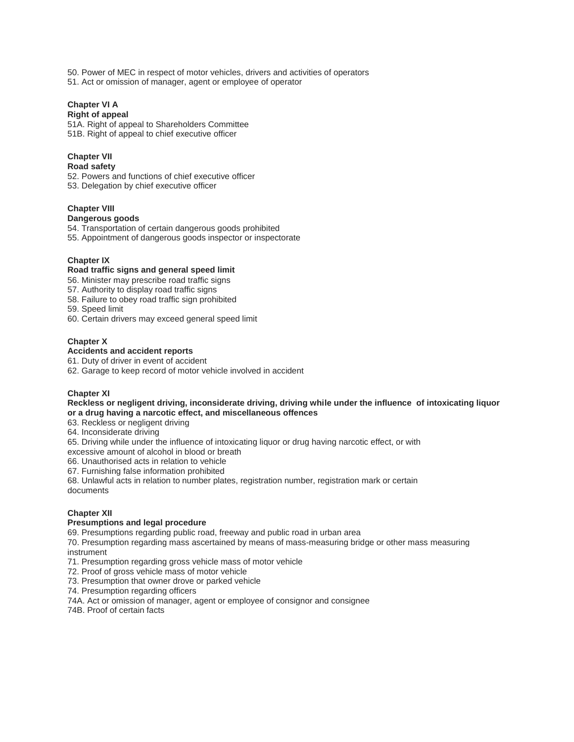50. Power of MEC in respect of motor vehicles, drivers and activities of operators
51. Act or omission of manager, agent or employee of operator

**Chapter VI A**
**Right of appeal**
51A. Right of appeal to Shareholders Committee
51B. Right of appeal to chief executive officer

**Chapter VII**
**Road safety**
52. Powers and functions of chief executive officer
53. Delegation by chief executive officer

**Chapter VIII**
**Dangerous goods**
54. Transportation of certain dangerous goods prohibited
55. Appointment of dangerous goods inspector or inspectorate

**Chapter IX**
**Road traffic signs and general speed limit**
56. Minister may prescribe road traffic signs
57. Authority to display road traffic signs
58. Failure to obey road traffic sign prohibited
59. Speed limit
60. Certain drivers may exceed general speed limit

**Chapter X**
**Accidents and accident reports**
61. Duty of driver in event of accident
62. Garage to keep record of motor vehicle involved in accident

**Chapter XI**
**Reckless or negligent driving, inconsiderate driving, driving while under the influence of intoxicating liquor or a drug having a narcotic effect, and miscellaneous offences**
63. Reckless or negligent driving
64. Inconsiderate driving
65. Driving while under the influence of intoxicating liquor or drug having narcotic effect, or with excessive amount of alcohol in blood or breath
66. Unauthorised acts in relation to vehicle
67. Furnishing false information prohibited
68. Unlawful acts in relation to number plates, registration number, registration mark or certain documents

**Chapter XII**
**Presumptions and legal procedure**
69. Presumptions regarding public road, freeway and public road in urban area
70. Presumption regarding mass ascertained by means of mass-measuring bridge or other mass measuring instrument
71. Presumption regarding gross vehicle mass of motor vehicle
72. Proof of gross vehicle mass of motor vehicle
73. Presumption that owner drove or parked vehicle
74. Presumption regarding officers
74A. Act or omission of manager, agent or employee of consignor and consignee
74B. Proof of certain facts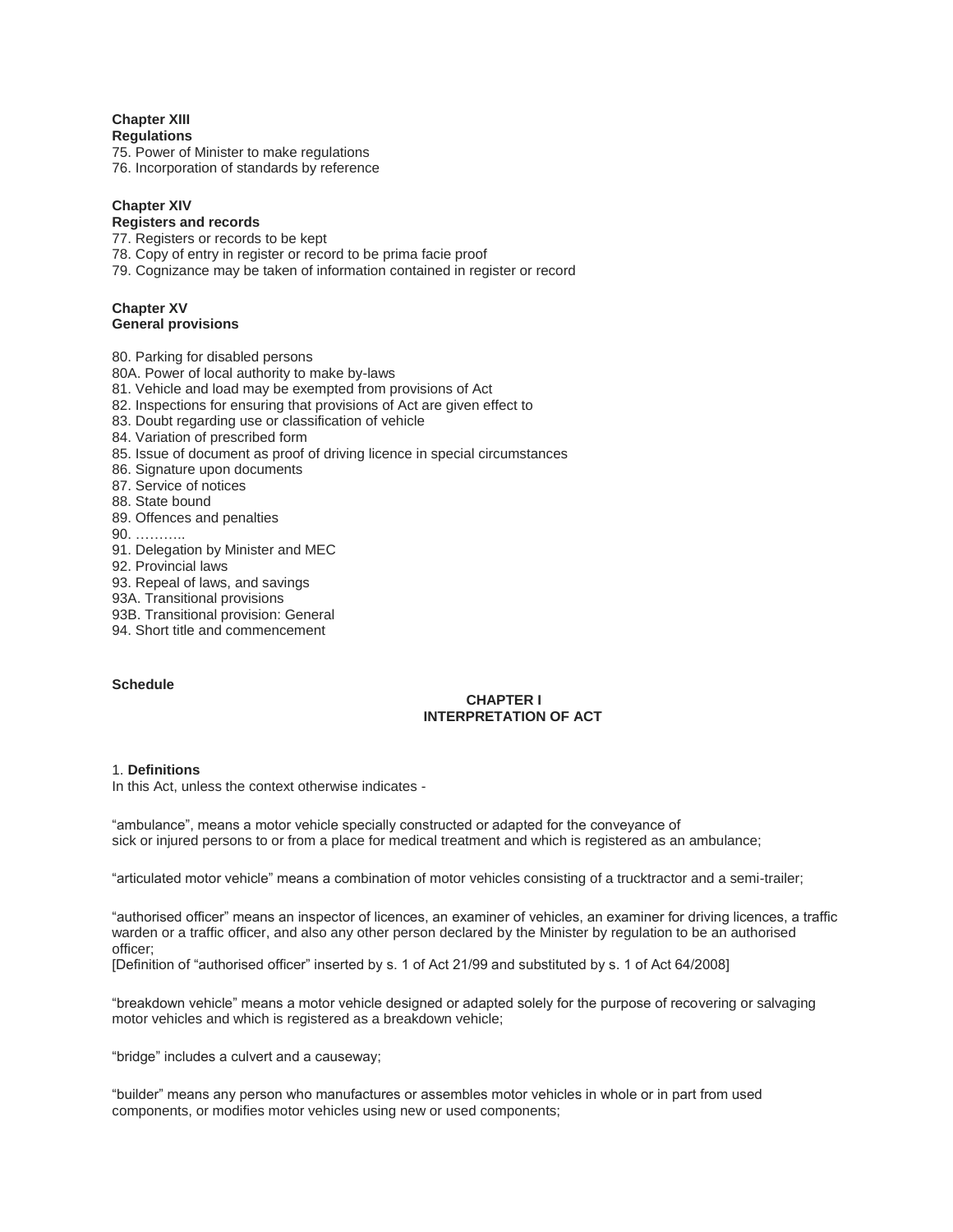**Chapter XIII**
**Regulations**

75. Power of Minister to make regulations
76. Incorporation of standards by reference

**Chapter XIV**
**Registers and records**

77. Registers or records to be kept
78. Copy of entry in register or record to be prima facie proof
79. Cognizance may be taken of information contained in register or record

**Chapter XV**
**General provisions**

80. Parking for disabled persons
80A. Power of local authority to make by-laws
81. Vehicle and load may be exempted from provisions of Act
82. Inspections for ensuring that provisions of Act are given effect to
83. Doubt regarding use or classification of vehicle
84. Variation of prescribed form
85. Issue of document as proof of driving licence in special circumstances
86. Signature upon documents
87. Service of notices
88. State bound
89. Offences and penalties
90. ………..
91. Delegation by Minister and MEC
92. Provincial laws
93. Repeal of laws, and savings
93A. Transitional provisions
93B. Transitional provision: General
94. Short title and commencement

**Schedule**

## CHAPTER I
## INTERPRETATION OF ACT

1. **Definitions**
In this Act, unless the context otherwise indicates -

"ambulance", means a motor vehicle specially constructed or adapted for the conveyance of sick or injured persons to or from a place for medical treatment and which is registered as an ambulance;

"articulated motor vehicle" means a combination of motor vehicles consisting of a trucktractor and a semi-trailer;

"authorised officer" means an inspector of licences, an examiner of vehicles, an examiner for driving licences, a traffic warden or a traffic officer, and also any other person declared by the Minister by regulation to be an authorised officer;
[Definition of "authorised officer" inserted by s. 1 of Act 21/99 and substituted by s. 1 of Act 64/2008]

"breakdown vehicle" means a motor vehicle designed or adapted solely for the purpose of recovering or salvaging motor vehicles and which is registered as a breakdown vehicle;

"bridge" includes a culvert and a causeway;

"builder" means any person who manufactures or assembles motor vehicles in whole or in part from used components, or modifies motor vehicles using new or used components;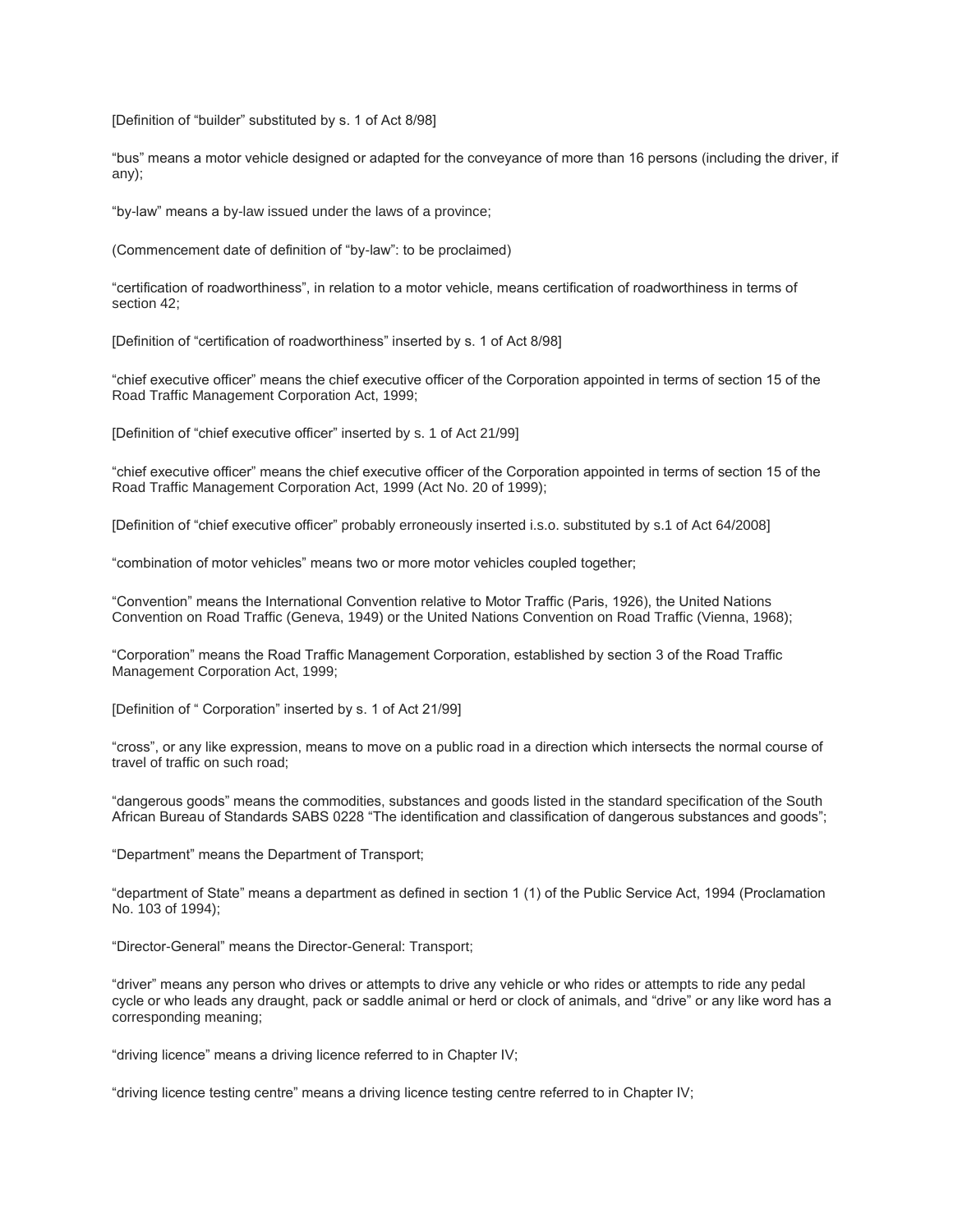[Definition of "builder" substituted by s. 1 of Act 8/98]

"bus" means a motor vehicle designed or adapted for the conveyance of more than 16 persons (including the driver, if any);

"by-law" means a by-law issued under the laws of a province;

(Commencement date of definition of "by-law": to be proclaimed)

"certification of roadworthiness", in relation to a motor vehicle, means certification of roadworthiness in terms of section 42;

[Definition of "certification of roadworthiness" inserted by s. 1 of Act 8/98]

"chief executive officer" means the chief executive officer of the Corporation appointed in terms of section 15 of the Road Traffic Management Corporation Act, 1999;

[Definition of "chief executive officer" inserted by s. 1 of Act 21/99]

"chief executive officer" means the chief executive officer of the Corporation appointed in terms of section 15 of the Road Traffic Management Corporation Act, 1999 (Act No. 20 of 1999);

[Definition of "chief executive officer" probably erroneously inserted i.s.o. substituted by s.1 of Act 64/2008]

"combination of motor vehicles" means two or more motor vehicles coupled together;

"Convention" means the International Convention relative to Motor Traffic (Paris, 1926), the United Nations Convention on Road Traffic (Geneva, 1949) or the United Nations Convention on Road Traffic (Vienna, 1968);

"Corporation" means the Road Traffic Management Corporation, established by section 3 of the Road Traffic Management Corporation Act, 1999;

[Definition of " Corporation" inserted by s. 1 of Act 21/99]

"cross", or any like expression, means to move on a public road in a direction which intersects the normal course of travel of traffic on such road;

"dangerous goods" means the commodities, substances and goods listed in the standard specification of the South African Bureau of Standards SABS 0228 "The identification and classification of dangerous substances and goods";

"Department" means the Department of Transport;

"department of State" means a department as defined in section 1 (1) of the Public Service Act, 1994 (Proclamation No. 103 of 1994);

"Director-General" means the Director-General: Transport;

"driver" means any person who drives or attempts to drive any vehicle or who rides or attempts to ride any pedal cycle or who leads any draught, pack or saddle animal or herd or clock of animals, and "drive" or any like word has a corresponding meaning;

"driving licence" means a driving licence referred to in Chapter IV;

"driving licence testing centre" means a driving licence testing centre referred to in Chapter IV;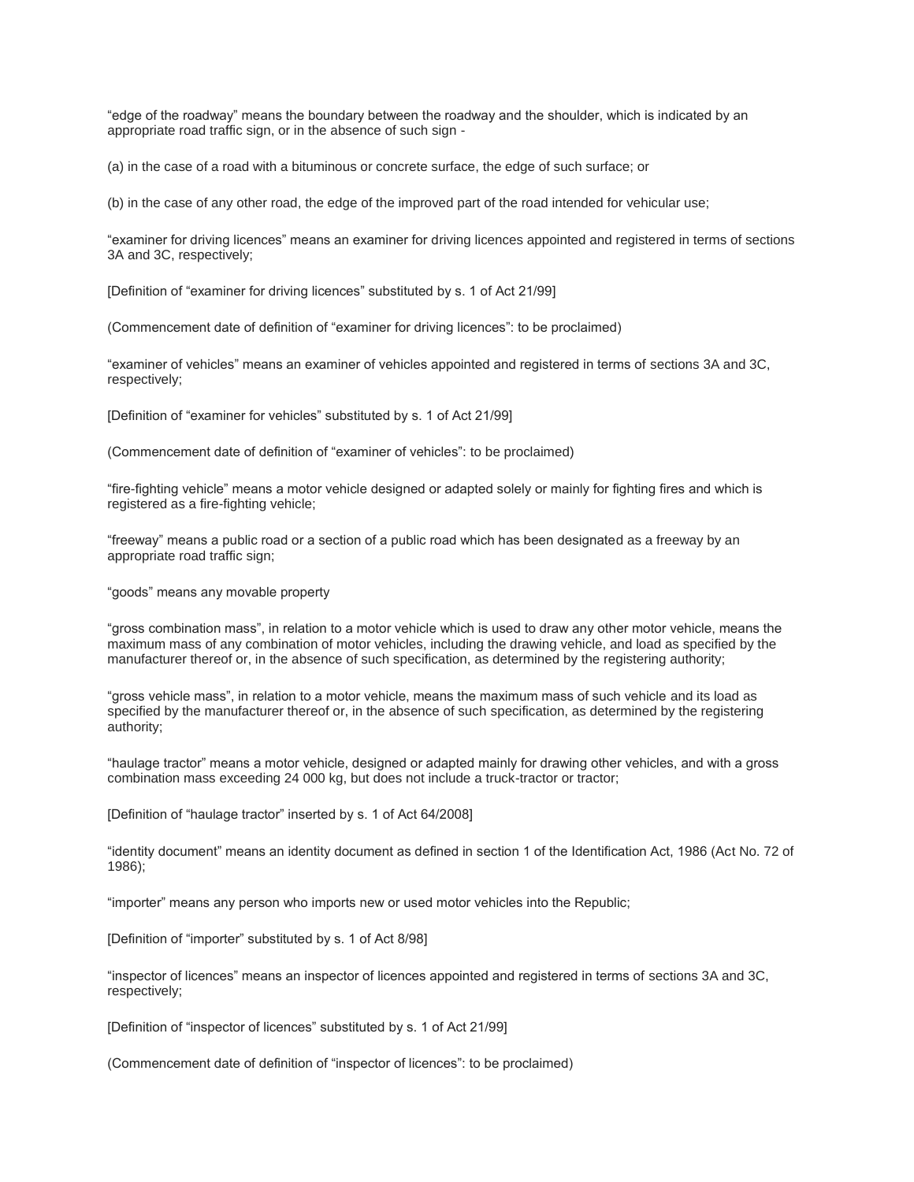"edge of the roadway" means the boundary between the roadway and the shoulder, which is indicated by an appropriate road traffic sign, or in the absence of such sign -

(a) in the case of a road with a bituminous or concrete surface, the edge of such surface; or

(b) in the case of any other road, the edge of the improved part of the road intended for vehicular use;

"examiner for driving licences" means an examiner for driving licences appointed and registered in terms of sections 3A and 3C, respectively;

[Definition of "examiner for driving licences" substituted by s. 1 of Act 21/99]

(Commencement date of definition of "examiner for driving licences": to be proclaimed)

"examiner of vehicles" means an examiner of vehicles appointed and registered in terms of sections 3A and 3C, respectively;

[Definition of "examiner for vehicles" substituted by s. 1 of Act 21/99]

(Commencement date of definition of "examiner of vehicles": to be proclaimed)

"fire-fighting vehicle" means a motor vehicle designed or adapted solely or mainly for fighting fires and which is registered as a fire-fighting vehicle;

"freeway" means a public road or a section of a public road which has been designated as a freeway by an appropriate road traffic sign;

"goods" means any movable property

"gross combination mass", in relation to a motor vehicle which is used to draw any other motor vehicle, means the maximum mass of any combination of motor vehicles, including the drawing vehicle, and load as specified by the manufacturer thereof or, in the absence of such specification, as determined by the registering authority;

"gross vehicle mass", in relation to a motor vehicle, means the maximum mass of such vehicle and its load as specified by the manufacturer thereof or, in the absence of such specification, as determined by the registering authority;

"haulage tractor" means a motor vehicle, designed or adapted mainly for drawing other vehicles, and with a gross combination mass exceeding 24 000 kg, but does not include a truck-tractor or tractor;

[Definition of "haulage tractor" inserted by s. 1 of Act 64/2008]

"identity document" means an identity document as defined in section 1 of the Identification Act, 1986 (Act No. 72 of 1986);

"importer" means any person who imports new or used motor vehicles into the Republic;

[Definition of "importer" substituted by s. 1 of Act 8/98]

"inspector of licences" means an inspector of licences appointed and registered in terms of sections 3A and 3C, respectively;

[Definition of "inspector of licences" substituted by s. 1 of Act 21/99]

(Commencement date of definition of "inspector of licences": to be proclaimed)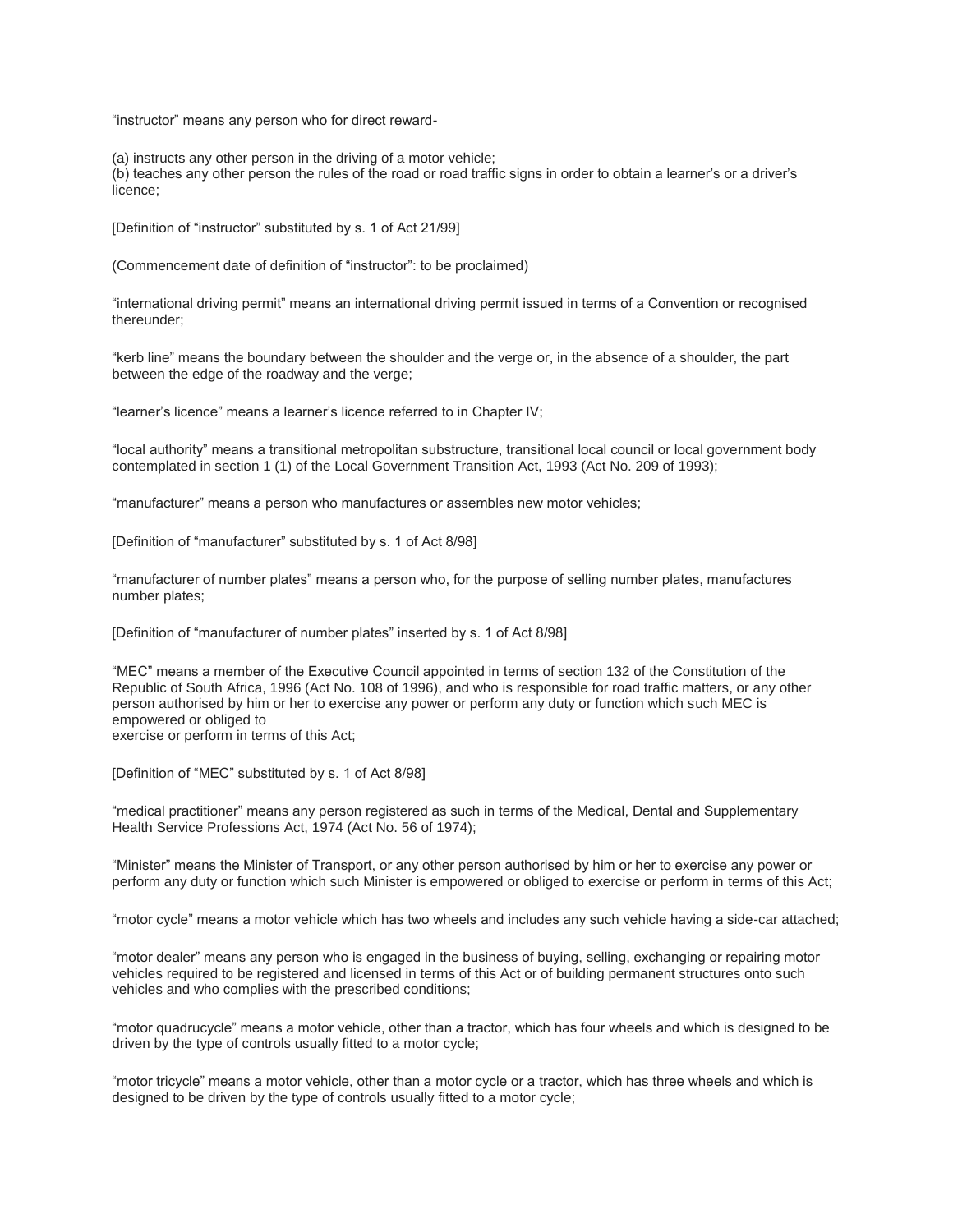"instructor" means any person who for direct reward-

(a) instructs any other person in the driving of a motor vehicle;
(b) teaches any other person the rules of the road or road traffic signs in order to obtain a learner's or a driver's licence;

[Definition of "instructor" substituted by s. 1 of Act 21/99]

(Commencement date of definition of "instructor": to be proclaimed)

"international driving permit" means an international driving permit issued in terms of a Convention or recognised thereunder;

"kerb line" means the boundary between the shoulder and the verge or, in the absence of a shoulder, the part between the edge of the roadway and the verge;

"learner's licence" means a learner's licence referred to in Chapter IV;

"local authority" means a transitional metropolitan substructure, transitional local council or local government body contemplated in section 1 (1) of the Local Government Transition Act, 1993 (Act No. 209 of 1993);

"manufacturer" means a person who manufactures or assembles new motor vehicles;

[Definition of "manufacturer" substituted by s. 1 of Act 8/98]

"manufacturer of number plates" means a person who, for the purpose of selling number plates, manufactures number plates;

[Definition of "manufacturer of number plates" inserted by s. 1 of Act 8/98]

"MEC" means a member of the Executive Council appointed in terms of section 132 of the Constitution of the Republic of South Africa, 1996 (Act No. 108 of 1996), and who is responsible for road traffic matters, or any other person authorised by him or her to exercise any power or perform any duty or function which such MEC is empowered or obliged to
exercise or perform in terms of this Act;

[Definition of "MEC" substituted by s. 1 of Act 8/98]

"medical practitioner" means any person registered as such in terms of the Medical, Dental and Supplementary Health Service Professions Act, 1974 (Act No. 56 of 1974);

"Minister" means the Minister of Transport, or any other person authorised by him or her to exercise any power or perform any duty or function which such Minister is empowered or obliged to exercise or perform in terms of this Act;

"motor cycle" means a motor vehicle which has two wheels and includes any such vehicle having a side-car attached;

"motor dealer" means any person who is engaged in the business of buying, selling, exchanging or repairing motor vehicles required to be registered and licensed in terms of this Act or of building permanent structures onto such vehicles and who complies with the prescribed conditions;

"motor quadrucycle" means a motor vehicle, other than a tractor, which has four wheels and which is designed to be driven by the type of controls usually fitted to a motor cycle;

"motor tricycle" means a motor vehicle, other than a motor cycle or a tractor, which has three wheels and which is designed to be driven by the type of controls usually fitted to a motor cycle;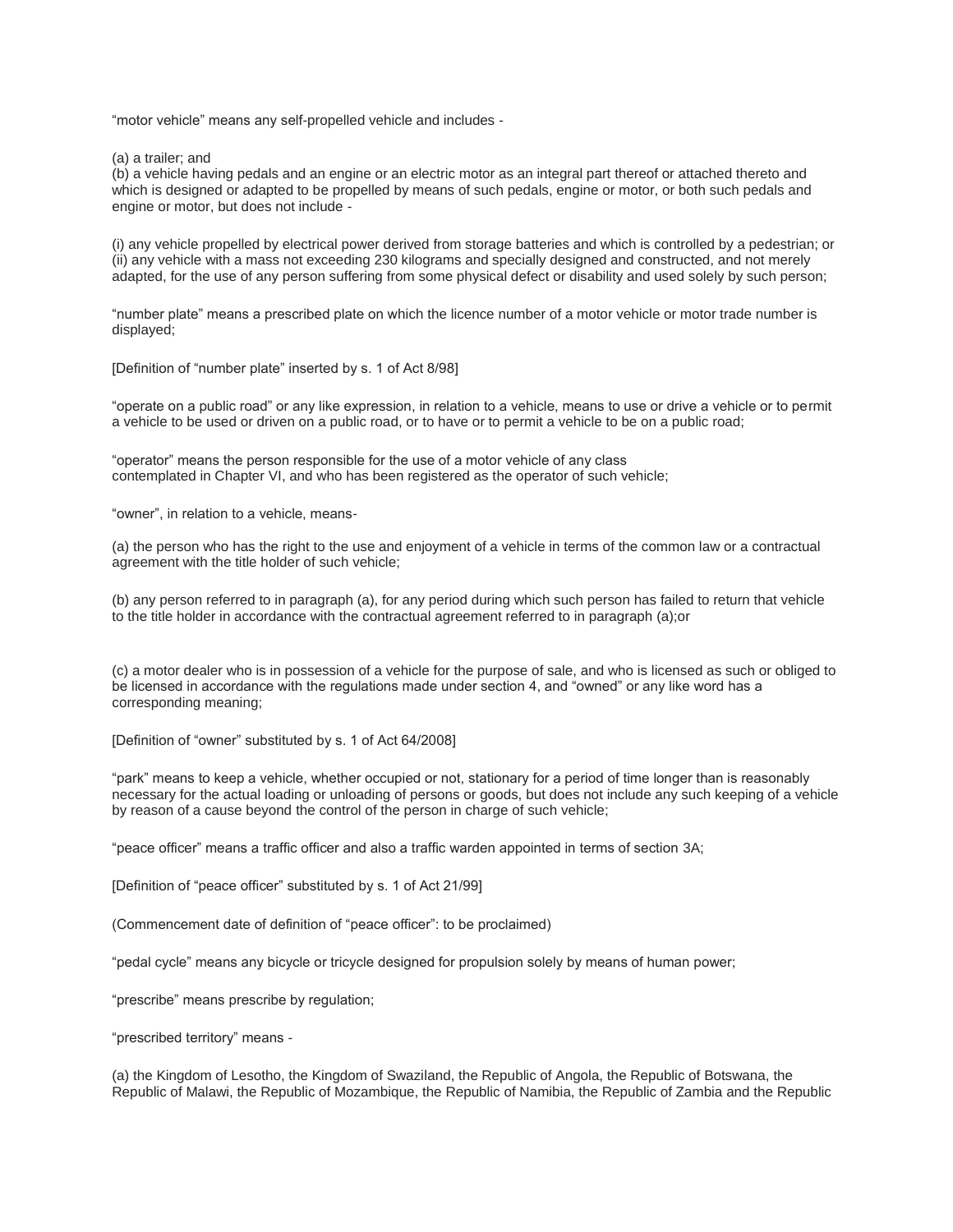"motor vehicle" means any self-propelled vehicle and includes -

(a) a trailer; and
(b) a vehicle having pedals and an engine or an electric motor as an integral part thereof or attached thereto and which is designed or adapted to be propelled by means of such pedals, engine or motor, or both such pedals and engine or motor, but does not include -

(i) any vehicle propelled by electrical power derived from storage batteries and which is controlled by a pedestrian; or
(ii) any vehicle with a mass not exceeding 230 kilograms and specially designed and constructed, and not merely adapted, for the use of any person suffering from some physical defect or disability and used solely by such person;

"number plate" means a prescribed plate on which the licence number of a motor vehicle or motor trade number is displayed;

[Definition of "number plate" inserted by s. 1 of Act 8/98]

"operate on a public road" or any like expression, in relation to a vehicle, means to use or drive a vehicle or to permit a vehicle to be used or driven on a public road, or to have or to permit a vehicle to be on a public road;

"operator" means the person responsible for the use of a motor vehicle of any class contemplated in Chapter VI, and who has been registered as the operator of such vehicle;

"owner", in relation to a vehicle, means-

(a) the person who has the right to the use and enjoyment of a vehicle in terms of the common law or a contractual agreement with the title holder of such vehicle;

(b) any person referred to in paragraph (a), for any period during which such person has failed to return that vehicle to the title holder in accordance with the contractual agreement referred to in paragraph (a);or

(c) a motor dealer who is in possession of a vehicle for the purpose of sale, and who is licensed as such or obliged to be licensed in accordance with the regulations made under section 4, and "owned" or any like word has a corresponding meaning;

[Definition of "owner" substituted by s. 1 of Act 64/2008]

"park" means to keep a vehicle, whether occupied or not, stationary for a period of time longer than is reasonably necessary for the actual loading or unloading of persons or goods, but does not include any such keeping of a vehicle by reason of a cause beyond the control of the person in charge of such vehicle;

"peace officer" means a traffic officer and also a traffic warden appointed in terms of section 3A;

[Definition of "peace officer" substituted by s. 1 of Act 21/99]

(Commencement date of definition of "peace officer": to be proclaimed)

"pedal cycle" means any bicycle or tricycle designed for propulsion solely by means of human power;

"prescribe" means prescribe by regulation;

"prescribed territory" means -

(a) the Kingdom of Lesotho, the Kingdom of Swaziland, the Republic of Angola, the Republic of Botswana, the Republic of Malawi, the Republic of Mozambique, the Republic of Namibia, the Republic of Zambia and the Republic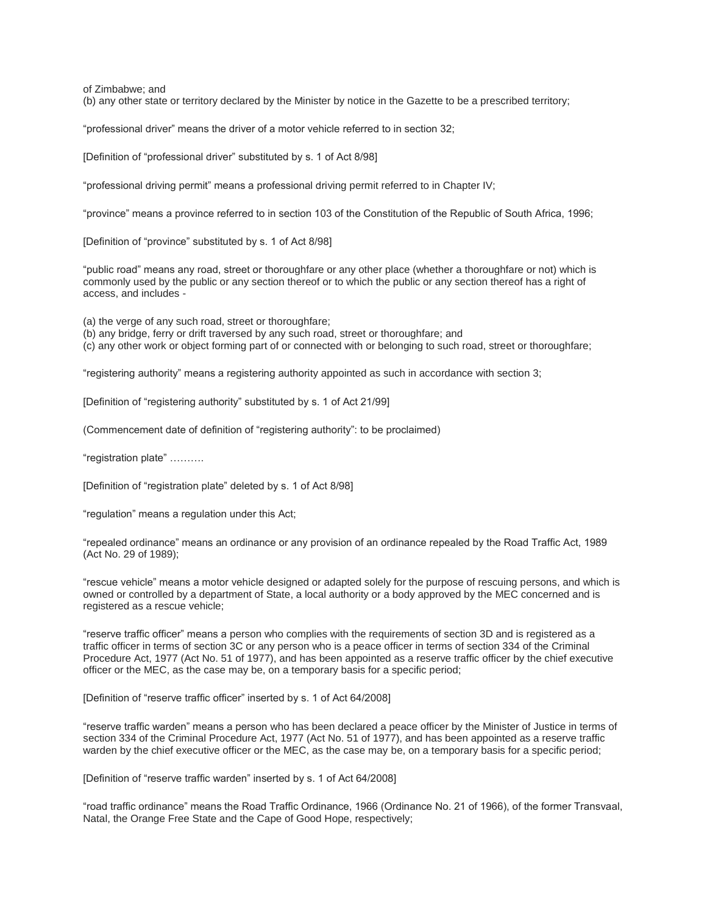of Zimbabwe; and

(b) any other state or territory declared by the Minister by notice in the Gazette to be a prescribed territory;

"professional driver" means the driver of a motor vehicle referred to in section 32;

[Definition of "professional driver" substituted by s. 1 of Act 8/98]

"professional driving permit" means a professional driving permit referred to in Chapter IV;

"province" means a province referred to in section 103 of the Constitution of the Republic of South Africa, 1996;

[Definition of "province" substituted by s. 1 of Act 8/98]

"public road" means any road, street or thoroughfare or any other place (whether a thoroughfare or not) which is commonly used by the public or any section thereof or to which the public or any section thereof has a right of access, and includes -

(a) the verge of any such road, street or thoroughfare;
(b) any bridge, ferry or drift traversed by any such road, street or thoroughfare; and
(c) any other work or object forming part of or connected with or belonging to such road, street or thoroughfare;

"registering authority" means a registering authority appointed as such in accordance with section 3;

[Definition of "registering authority" substituted by s. 1 of Act 21/99]

(Commencement date of definition of "registering authority": to be proclaimed)

"registration plate" ……….

[Definition of "registration plate" deleted by s. 1 of Act 8/98]

"regulation" means a regulation under this Act;

"repealed ordinance" means an ordinance or any provision of an ordinance repealed by the Road Traffic Act, 1989 (Act No. 29 of 1989);

"rescue vehicle" means a motor vehicle designed or adapted solely for the purpose of rescuing persons, and which is owned or controlled by a department of State, a local authority or a body approved by the MEC concerned and is registered as a rescue vehicle;

"reserve traffic officer" means a person who complies with the requirements of section 3D and is registered as a traffic officer in terms of section 3C or any person who is a peace officer in terms of section 334 of the Criminal Procedure Act, 1977 (Act No. 51 of 1977), and has been appointed as a reserve traffic officer by the chief executive officer or the MEC, as the case may be, on a temporary basis for a specific period;

[Definition of "reserve traffic officer" inserted by s. 1 of Act 64/2008]

"reserve traffic warden" means a person who has been declared a peace officer by the Minister of Justice in terms of section 334 of the Criminal Procedure Act, 1977 (Act No. 51 of 1977), and has been appointed as a reserve traffic warden by the chief executive officer or the MEC, as the case may be, on a temporary basis for a specific period;

[Definition of "reserve traffic warden" inserted by s. 1 of Act 64/2008]

"road traffic ordinance" means the Road Traffic Ordinance, 1966 (Ordinance No. 21 of 1966), of the former Transvaal, Natal, the Orange Free State and the Cape of Good Hope, respectively;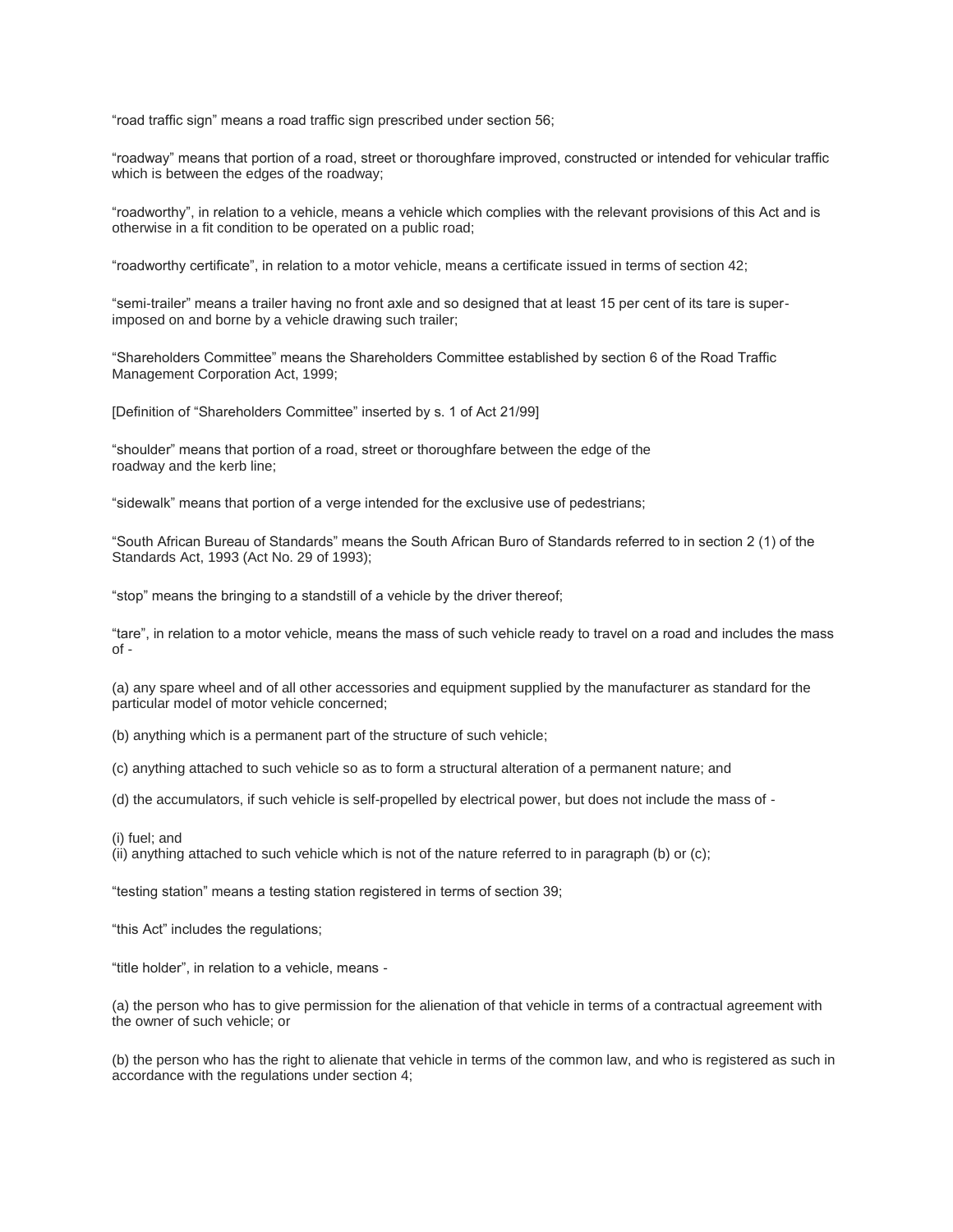“road traffic sign” means a road traffic sign prescribed under section 56;

“roadway” means that portion of a road, street or thoroughfare improved, constructed or intended for vehicular traffic which is between the edges of the roadway;

“roadworthy”, in relation to a vehicle, means a vehicle which complies with the relevant provisions of this Act and is otherwise in a fit condition to be operated on a public road;

“roadworthy certificate”, in relation to a motor vehicle, means a certificate issued in terms of section 42;

“semi-trailer” means a trailer having no front axle and so designed that at least 15 per cent of its tare is super-imposed on and borne by a vehicle drawing such trailer;

“Shareholders Committee” means the Shareholders Committee established by section 6 of the Road Traffic Management Corporation Act, 1999;

[Definition of “Shareholders Committee” inserted by s. 1 of Act 21/99]

“shoulder” means that portion of a road, street or thoroughfare between the edge of the roadway and the kerb line;

“sidewalk” means that portion of a verge intended for the exclusive use of pedestrians;

“South African Bureau of Standards” means the South African Buro of Standards referred to in section 2 (1) of the Standards Act, 1993 (Act No. 29 of 1993);

“stop” means the bringing to a standstill of a vehicle by the driver thereof;

“tare”, in relation to a motor vehicle, means the mass of such vehicle ready to travel on a road and includes the mass of -

(a) any spare wheel and of all other accessories and equipment supplied by the manufacturer as standard for the particular model of motor vehicle concerned;

(b) anything which is a permanent part of the structure of such vehicle;

(c) anything attached to such vehicle so as to form a structural alteration of a permanent nature; and

(d) the accumulators, if such vehicle is self-propelled by electrical power, but does not include the mass of -

(i) fuel; and
(ii) anything attached to such vehicle which is not of the nature referred to in paragraph (b) or (c);

“testing station” means a testing station registered in terms of section 39;

“this Act” includes the regulations;

“title holder”, in relation to a vehicle, means -

(a) the person who has to give permission for the alienation of that vehicle in terms of a contractual agreement with the owner of such vehicle; or

(b) the person who has the right to alienate that vehicle in terms of the common law, and who is registered as such in accordance with the regulations under section 4;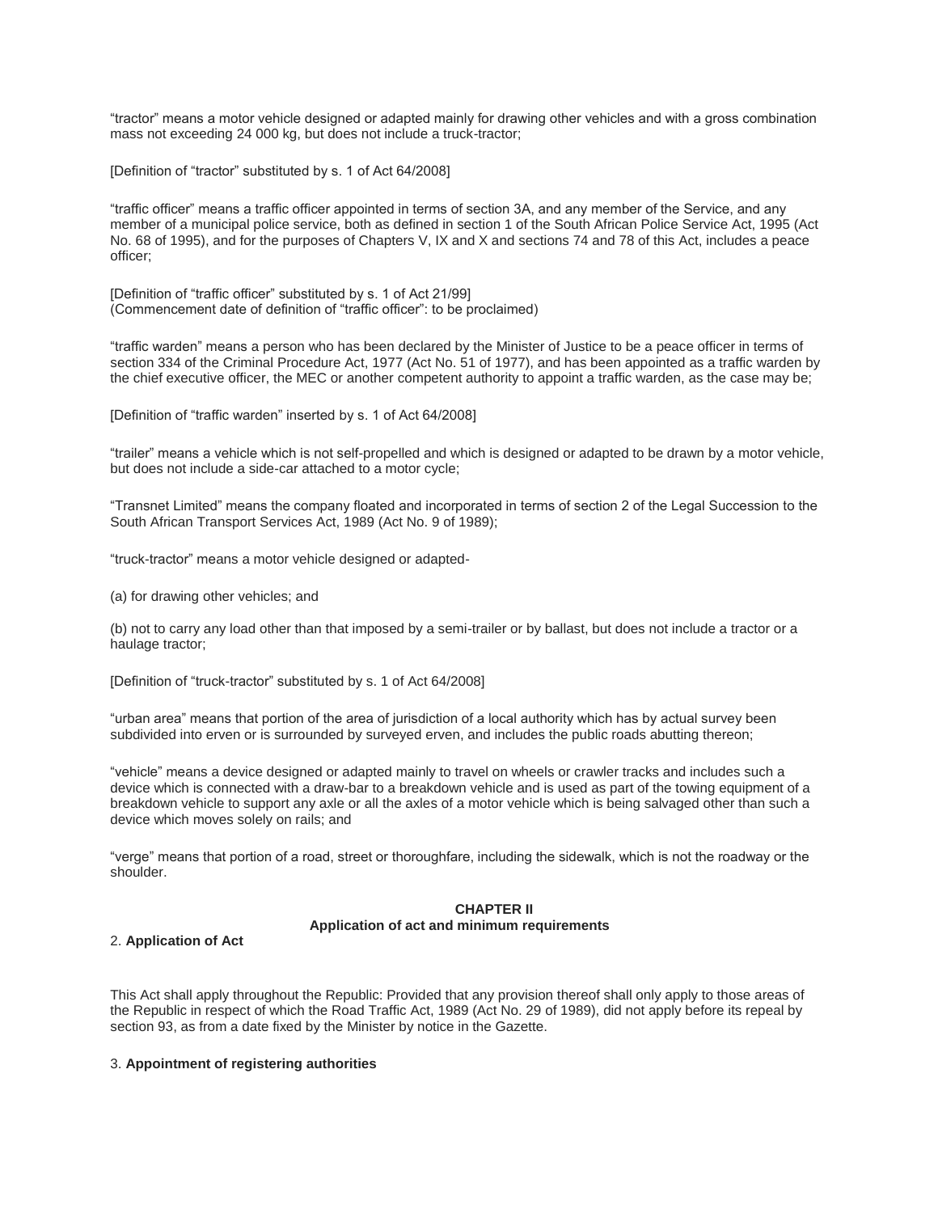“tractor” means a motor vehicle designed or adapted mainly for drawing other vehicles and with a gross combination mass not exceeding 24 000 kg, but does not include a truck-tractor;

[Definition of “tractor” substituted by s. 1 of Act 64/2008]

“traffic officer” means a traffic officer appointed in terms of section 3A, and any member of the Service, and any member of a municipal police service, both as defined in section 1 of the South African Police Service Act, 1995 (Act No. 68 of 1995), and for the purposes of Chapters V, IX and X and sections 74 and 78 of this Act, includes a peace officer;

[Definition of “traffic officer” substituted by s. 1 of Act 21/99]
(Commencement date of definition of “traffic officer”: to be proclaimed)

“traffic warden” means a person who has been declared by the Minister of Justice to be a peace officer in terms of section 334 of the Criminal Procedure Act, 1977 (Act No. 51 of 1977), and has been appointed as a traffic warden by the chief executive officer, the MEC or another competent authority to appoint a traffic warden, as the case may be;

[Definition of “traffic warden” inserted by s. 1 of Act 64/2008]

“trailer” means a vehicle which is not self-propelled and which is designed or adapted to be drawn by a motor vehicle, but does not include a side-car attached to a motor cycle;

“Transnet Limited” means the company floated and incorporated in terms of section 2 of the Legal Succession to the South African Transport Services Act, 1989 (Act No. 9 of 1989);

“truck-tractor” means a motor vehicle designed or adapted-

(a) for drawing other vehicles; and

(b) not to carry any load other than that imposed by a semi-trailer or by ballast, but does not include a tractor or a haulage tractor;

[Definition of “truck-tractor” substituted by s. 1 of Act 64/2008]

“urban area” means that portion of the area of jurisdiction of a local authority which has by actual survey been subdivided into erven or is surrounded by surveyed erven, and includes the public roads abutting thereon;

“vehicle” means a device designed or adapted mainly to travel on wheels or crawler tracks and includes such a device which is connected with a draw-bar to a breakdown vehicle and is used as part of the towing equipment of a breakdown vehicle to support any axle or all the axles of a motor vehicle which is being salvaged other than such a device which moves solely on rails; and

“verge” means that portion of a road, street or thoroughfare, including the sidewalk, which is not the roadway or the shoulder.

## CHAPTER II
## Application of act and minimum requirements

2. **Application of Act**

This Act shall apply throughout the Republic: Provided that any provision thereof shall only apply to those areas of the Republic in respect of which the Road Traffic Act, 1989 (Act No. 29 of 1989), did not apply before its repeal by section 93, as from a date fixed by the Minister by notice in the Gazette.

3. **Appointment of registering authorities**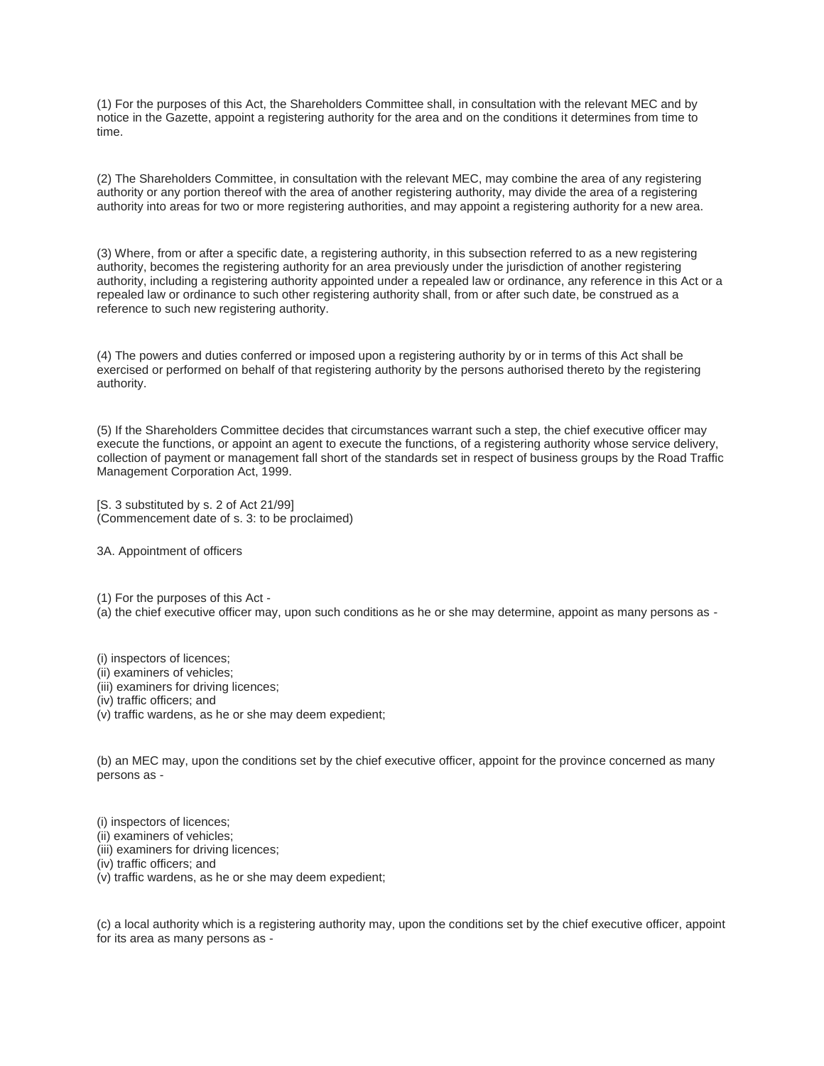(1) For the purposes of this Act, the Shareholders Committee shall, in consultation with the relevant MEC and by notice in the Gazette, appoint a registering authority for the area and on the conditions it determines from time to time.

(2) The Shareholders Committee, in consultation with the relevant MEC, may combine the area of any registering authority or any portion thereof with the area of another registering authority, may divide the area of a registering authority into areas for two or more registering authorities, and may appoint a registering authority for a new area.

(3) Where, from or after a specific date, a registering authority, in this subsection referred to as a new registering authority, becomes the registering authority for an area previously under the jurisdiction of another registering authority, including a registering authority appointed under a repealed law or ordinance, any reference in this Act or a repealed law or ordinance to such other registering authority shall, from or after such date, be construed as a reference to such new registering authority.

(4) The powers and duties conferred or imposed upon a registering authority by or in terms of this Act shall be exercised or performed on behalf of that registering authority by the persons authorised thereto by the registering authority.

(5) If the Shareholders Committee decides that circumstances warrant such a step, the chief executive officer may execute the functions, or appoint an agent to execute the functions, of a registering authority whose service delivery, collection of payment or management fall short of the standards set in respect of business groups by the Road Traffic Management Corporation Act, 1999.

[S. 3 substituted by s. 2 of Act 21/99]
(Commencement date of s. 3: to be proclaimed)

3A. Appointment of officers

(1) For the purposes of this Act -
(a) the chief executive officer may, upon such conditions as he or she may determine, appoint as many persons as -

(i) inspectors of licences;
(ii) examiners of vehicles;
(iii) examiners for driving licences;
(iv) traffic officers; and
(v) traffic wardens, as he or she may deem expedient;

(b) an MEC may, upon the conditions set by the chief executive officer, appoint for the province concerned as many persons as -

(i) inspectors of licences;
(ii) examiners of vehicles;
(iii) examiners for driving licences;
(iv) traffic officers; and
(v) traffic wardens, as he or she may deem expedient;

(c) a local authority which is a registering authority may, upon the conditions set by the chief executive officer, appoint for its area as many persons as -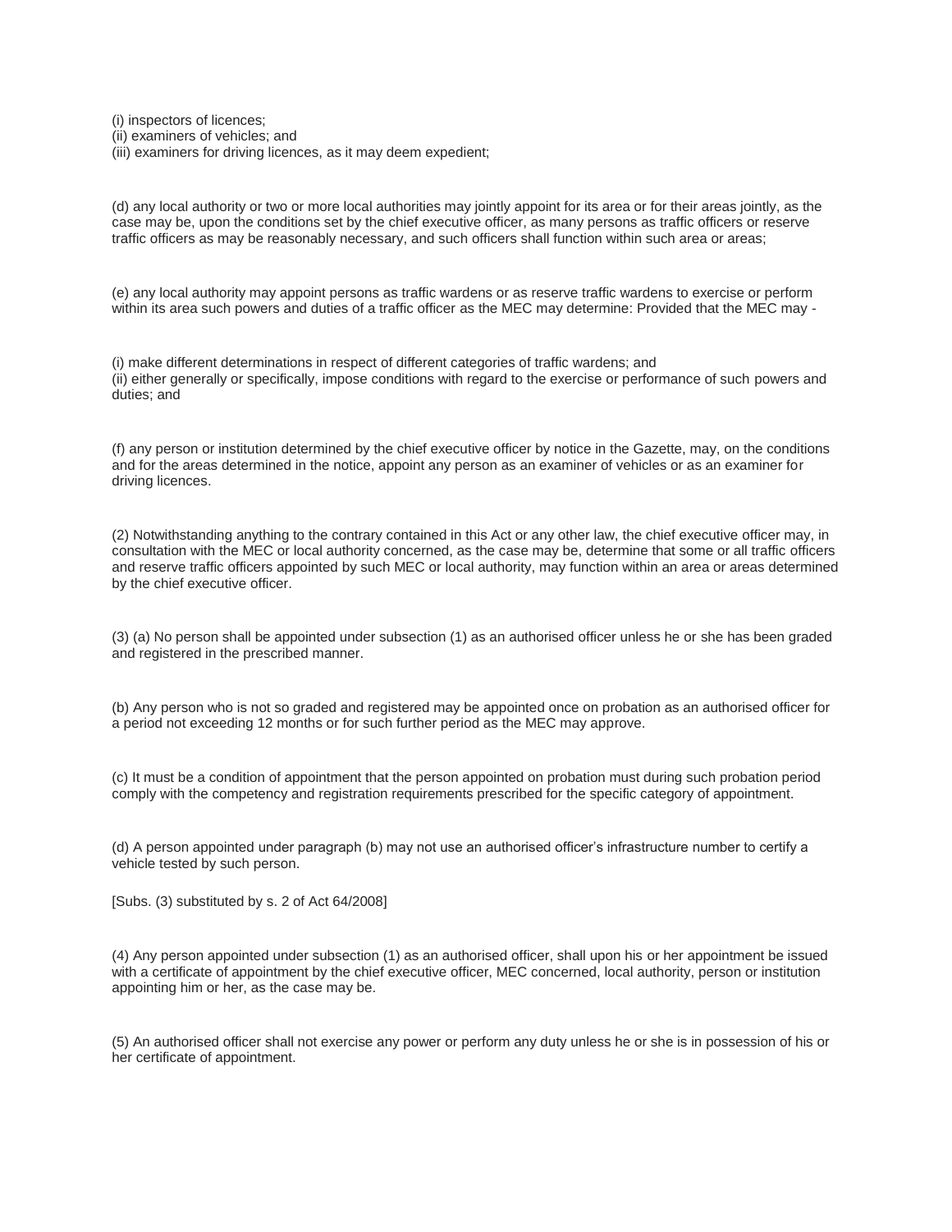(i) inspectors of licences;
(ii) examiners of vehicles; and
(iii) examiners for driving licences, as it may deem expedient;

(d) any local authority or two or more local authorities may jointly appoint for its area or for their areas jointly, as the case may be, upon the conditions set by the chief executive officer, as many persons as traffic officers or reserve traffic officers as may be reasonably necessary, and such officers shall function within such area or areas;

(e) any local authority may appoint persons as traffic wardens or as reserve traffic wardens to exercise or perform within its area such powers and duties of a traffic officer as the MEC may determine: Provided that the MEC may -

(i) make different determinations in respect of different categories of traffic wardens; and
(ii) either generally or specifically, impose conditions with regard to the exercise or performance of such powers and duties; and

(f) any person or institution determined by the chief executive officer by notice in the Gazette, may, on the conditions and for the areas determined in the notice, appoint any person as an examiner of vehicles or as an examiner for driving licences.

(2) Notwithstanding anything to the contrary contained in this Act or any other law, the chief executive officer may, in consultation with the MEC or local authority concerned, as the case may be, determine that some or all traffic officers and reserve traffic officers appointed by such MEC or local authority, may function within an area or areas determined by the chief executive officer.

(3) (a) No person shall be appointed under subsection (1) as an authorised officer unless he or she has been graded and registered in the prescribed manner.

(b) Any person who is not so graded and registered may be appointed once on probation as an authorised officer for a period not exceeding 12 months or for such further period as the MEC may approve.

(c) It must be a condition of appointment that the person appointed on probation must during such probation period comply with the competency and registration requirements prescribed for the specific category of appointment.

(d) A person appointed under paragraph (b) may not use an authorised officer's infrastructure number to certify a vehicle tested by such person.

[Subs. (3) substituted by s. 2 of Act 64/2008]

(4) Any person appointed under subsection (1) as an authorised officer, shall upon his or her appointment be issued with a certificate of appointment by the chief executive officer, MEC concerned, local authority, person or institution appointing him or her, as the case may be.

(5) An authorised officer shall not exercise any power or perform any duty unless he or she is in possession of his or her certificate of appointment.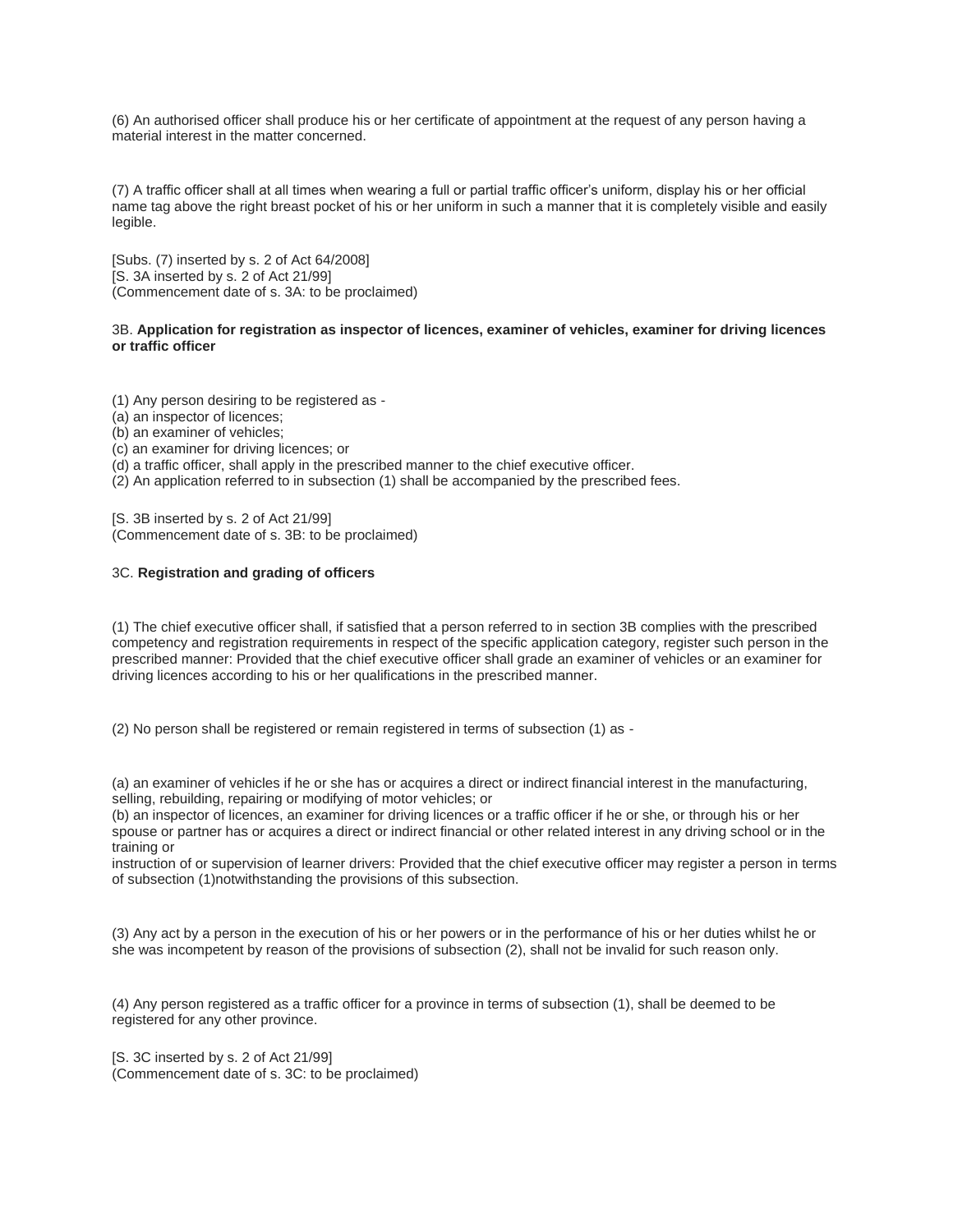(6) An authorised officer shall produce his or her certificate of appointment at the request of any person having a material interest in the matter concerned.

(7) A traffic officer shall at all times when wearing a full or partial traffic officer's uniform, display his or her official name tag above the right breast pocket of his or her uniform in such a manner that it is completely visible and easily legible.

[Subs. (7) inserted by s. 2 of Act 64/2008]
[S. 3A inserted by s. 2 of Act 21/99]
(Commencement date of s. 3A: to be proclaimed)

3B. **Application for registration as inspector of licences, examiner of vehicles, examiner for driving licences or traffic officer**

(1) Any person desiring to be registered as -
(a) an inspector of licences;
(b) an examiner of vehicles;
(c) an examiner for driving licences; or
(d) a traffic officer, shall apply in the prescribed manner to the chief executive officer.
(2) An application referred to in subsection (1) shall be accompanied by the prescribed fees.

[S. 3B inserted by s. 2 of Act 21/99]
(Commencement date of s. 3B: to be proclaimed)

3C. **Registration and grading of officers**

(1) The chief executive officer shall, if satisfied that a person referred to in section 3B complies with the prescribed competency and registration requirements in respect of the specific application category, register such person in the prescribed manner: Provided that the chief executive officer shall grade an examiner of vehicles or an examiner for driving licences according to his or her qualifications in the prescribed manner.

(2) No person shall be registered or remain registered in terms of subsection (1) as -

(a) an examiner of vehicles if he or she has or acquires a direct or indirect financial interest in the manufacturing, selling, rebuilding, repairing or modifying of motor vehicles; or
(b) an inspector of licences, an examiner for driving licences or a traffic officer if he or she, or through his or her spouse or partner has or acquires a direct or indirect financial or other related interest in any driving school or in the training or
instruction of or supervision of learner drivers: Provided that the chief executive officer may register a person in terms of subsection (1)notwithstanding the provisions of this subsection.

(3) Any act by a person in the execution of his or her powers or in the performance of his or her duties whilst he or she was incompetent by reason of the provisions of subsection (2), shall not be invalid for such reason only.

(4) Any person registered as a traffic officer for a province in terms of subsection (1), shall be deemed to be registered for any other province.

[S. 3C inserted by s. 2 of Act 21/99]
(Commencement date of s. 3C: to be proclaimed)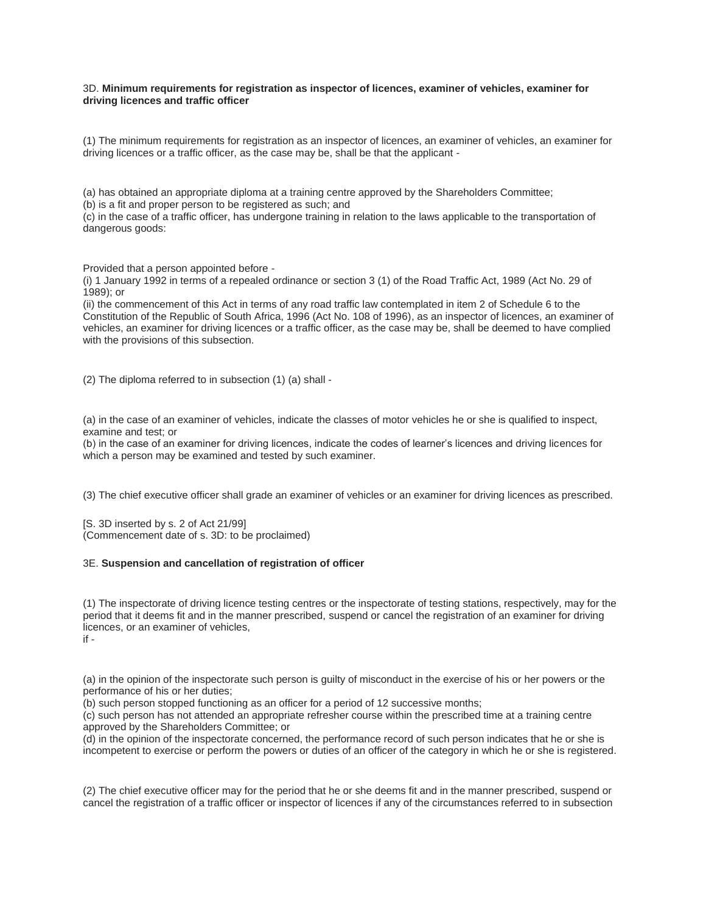3D. **Minimum requirements for registration as inspector of licences, examiner of vehicles, examiner for driving licences and traffic officer**

(1) The minimum requirements for registration as an inspector of licences, an examiner of vehicles, an examiner for driving licences or a traffic officer, as the case may be, shall be that the applicant -

(a) has obtained an appropriate diploma at a training centre approved by the Shareholders Committee;
(b) is a fit and proper person to be registered as such; and
(c) in the case of a traffic officer, has undergone training in relation to the laws applicable to the transportation of dangerous goods:

Provided that a person appointed before -
(i) 1 January 1992 in terms of a repealed ordinance or section 3 (1) of the Road Traffic Act, 1989 (Act No. 29 of 1989); or
(ii) the commencement of this Act in terms of any road traffic law contemplated in item 2 of Schedule 6 to the Constitution of the Republic of South Africa, 1996 (Act No. 108 of 1996), as an inspector of licences, an examiner of vehicles, an examiner for driving licences or a traffic officer, as the case may be, shall be deemed to have complied with the provisions of this subsection.

(2) The diploma referred to in subsection (1) (a) shall -

(a) in the case of an examiner of vehicles, indicate the classes of motor vehicles he or she is qualified to inspect, examine and test; or
(b) in the case of an examiner for driving licences, indicate the codes of learner's licences and driving licences for which a person may be examined and tested by such examiner.

(3) The chief executive officer shall grade an examiner of vehicles or an examiner for driving licences as prescribed.

[S. 3D inserted by s. 2 of Act 21/99]
(Commencement date of s. 3D: to be proclaimed)

3E. **Suspension and cancellation of registration of officer**

(1) The inspectorate of driving licence testing centres or the inspectorate of testing stations, respectively, may for the period that it deems fit and in the manner prescribed, suspend or cancel the registration of an examiner for driving licences, or an examiner of vehicles,
if -

(a) in the opinion of the inspectorate such person is guilty of misconduct in the exercise of his or her powers or the performance of his or her duties;
(b) such person stopped functioning as an officer for a period of 12 successive months;
(c) such person has not attended an appropriate refresher course within the prescribed time at a training centre approved by the Shareholders Committee; or
(d) in the opinion of the inspectorate concerned, the performance record of such person indicates that he or she is incompetent to exercise or perform the powers or duties of an officer of the category in which he or she is registered.

(2) The chief executive officer may for the period that he or she deems fit and in the manner prescribed, suspend or cancel the registration of a traffic officer or inspector of licences if any of the circumstances referred to in subsection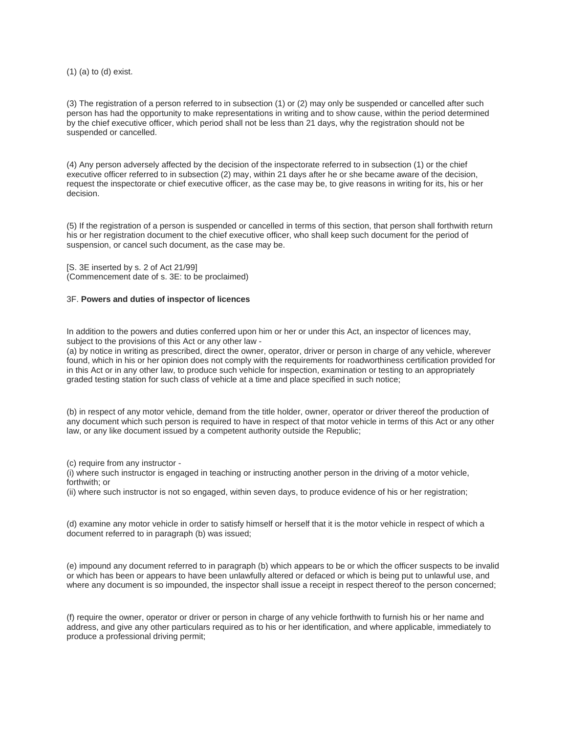(1) (a) to (d) exist.

(3) The registration of a person referred to in subsection (1) or (2) may only be suspended or cancelled after such person has had the opportunity to make representations in writing and to show cause, within the period determined by the chief executive officer, which period shall not be less than 21 days, why the registration should not be suspended or cancelled.

(4) Any person adversely affected by the decision of the inspectorate referred to in subsection (1) or the chief executive officer referred to in subsection (2) may, within 21 days after he or she became aware of the decision, request the inspectorate or chief executive officer, as the case may be, to give reasons in writing for its, his or her decision.

(5) If the registration of a person is suspended or cancelled in terms of this section, that person shall forthwith return his or her registration document to the chief executive officer, who shall keep such document for the period of suspension, or cancel such document, as the case may be.

[S. 3E inserted by s. 2 of Act 21/99]
(Commencement date of s. 3E: to be proclaimed)

3F. **Powers and duties of inspector of licences**

In addition to the powers and duties conferred upon him or her or under this Act, an inspector of licences may, subject to the provisions of this Act or any other law -
(a) by notice in writing as prescribed, direct the owner, operator, driver or person in charge of any vehicle, wherever found, which in his or her opinion does not comply with the requirements for roadworthiness certification provided for in this Act or in any other law, to produce such vehicle for inspection, examination or testing to an appropriately graded testing station for such class of vehicle at a time and place specified in such notice;

(b) in respect of any motor vehicle, demand from the title holder, owner, operator or driver thereof the production of any document which such person is required to have in respect of that motor vehicle in terms of this Act or any other law, or any like document issued by a competent authority outside the Republic;

(c) require from any instructor -
(i) where such instructor is engaged in teaching or instructing another person in the driving of a motor vehicle, forthwith; or
(ii) where such instructor is not so engaged, within seven days, to produce evidence of his or her registration;

(d) examine any motor vehicle in order to satisfy himself or herself that it is the motor vehicle in respect of which a document referred to in paragraph (b) was issued;

(e) impound any document referred to in paragraph (b) which appears to be or which the officer suspects to be invalid or which has been or appears to have been unlawfully altered or defaced or which is being put to unlawful use, and where any document is so impounded, the inspector shall issue a receipt in respect thereof to the person concerned;

(f) require the owner, operator or driver or person in charge of any vehicle forthwith to furnish his or her name and address, and give any other particulars required as to his or her identification, and where applicable, immediately to produce a professional driving permit;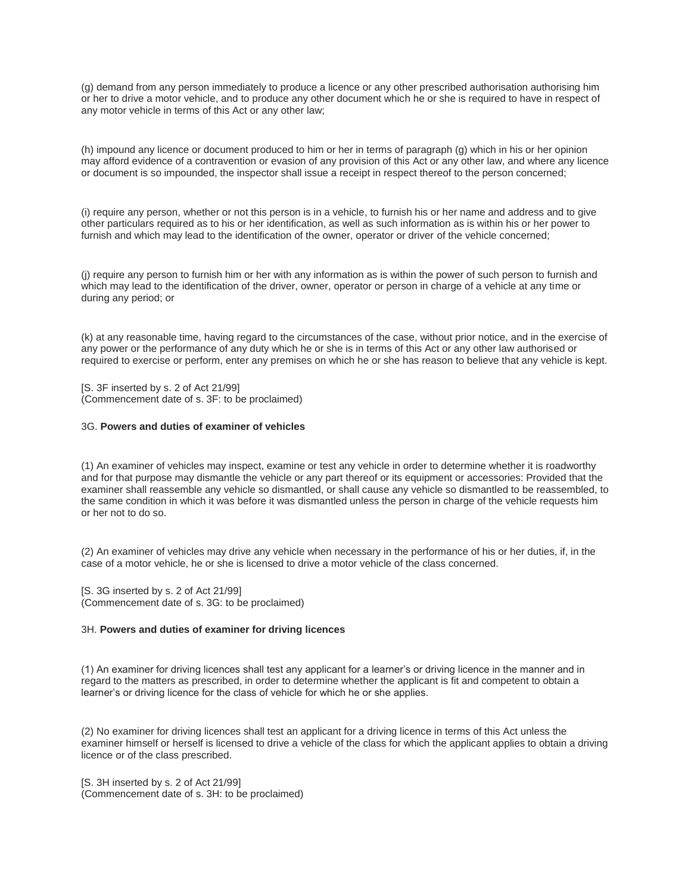(g) demand from any person immediately to produce a licence or any other prescribed authorisation authorising him or her to drive a motor vehicle, and to produce any other document which he or she is required to have in respect of any motor vehicle in terms of this Act or any other law;

(h) impound any licence or document produced to him or her in terms of paragraph (g) which in his or her opinion may afford evidence of a contravention or evasion of any provision of this Act or any other law, and where any licence or document is so impounded, the inspector shall issue a receipt in respect thereof to the person concerned;

(i) require any person, whether or not this person is in a vehicle, to furnish his or her name and address and to give other particulars required as to his or her identification, as well as such information as is within his or her power to furnish and which may lead to the identification of the owner, operator or driver of the vehicle concerned;

(j) require any person to furnish him or her with any information as is within the power of such person to furnish and which may lead to the identification of the driver, owner, operator or person in charge of a vehicle at any time or during any period; or

(k) at any reasonable time, having regard to the circumstances of the case, without prior notice, and in the exercise of any power or the performance of any duty which he or she is in terms of this Act or any other law authorised or required to exercise or perform, enter any premises on which he or she has reason to believe that any vehicle is kept.

[S. 3F inserted by s. 2 of Act 21/99]
(Commencement date of s. 3F: to be proclaimed)

3G. **Powers and duties of examiner of vehicles**

(1) An examiner of vehicles may inspect, examine or test any vehicle in order to determine whether it is roadworthy and for that purpose may dismantle the vehicle or any part thereof or its equipment or accessories: Provided that the examiner shall reassemble any vehicle so dismantled, or shall cause any vehicle so dismantled to be reassembled, to the same condition in which it was before it was dismantled unless the person in charge of the vehicle requests him or her not to do so.

(2) An examiner of vehicles may drive any vehicle when necessary in the performance of his or her duties, if, in the case of a motor vehicle, he or she is licensed to drive a motor vehicle of the class concerned.

[S. 3G inserted by s. 2 of Act 21/99]
(Commencement date of s. 3G: to be proclaimed)

3H. **Powers and duties of examiner for driving licences**

(1) An examiner for driving licences shall test any applicant for a learner's or driving licence in the manner and in regard to the matters as prescribed, in order to determine whether the applicant is fit and competent to obtain a learner's or driving licence for the class of vehicle for which he or she applies.

(2) No examiner for driving licences shall test an applicant for a driving licence in terms of this Act unless the examiner himself or herself is licensed to drive a vehicle of the class for which the applicant applies to obtain a driving licence or of the class prescribed.

[S. 3H inserted by s. 2 of Act 21/99]
(Commencement date of s. 3H: to be proclaimed)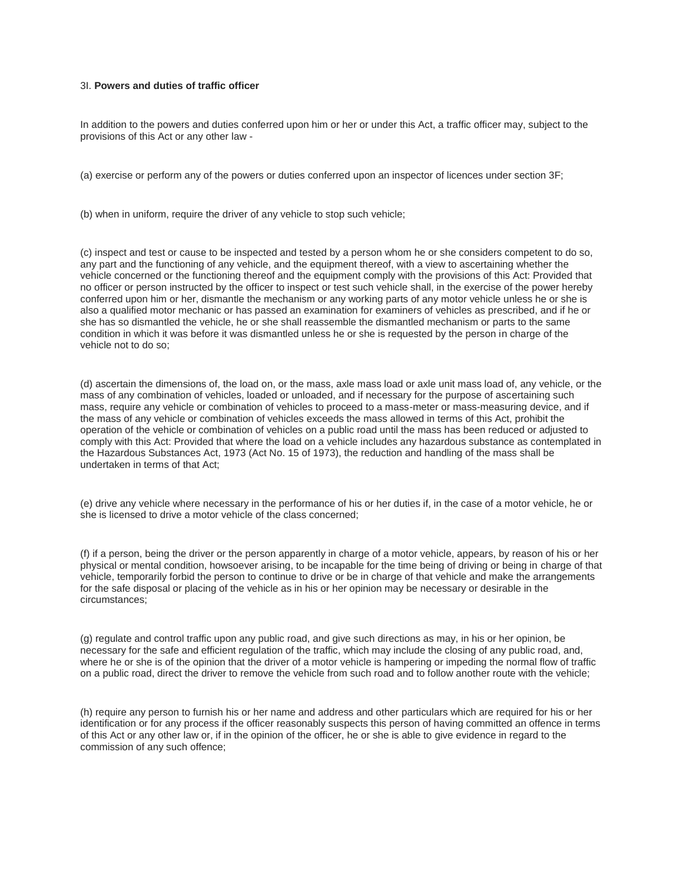3I. **Powers and duties of traffic officer**

In addition to the powers and duties conferred upon him or her or under this Act, a traffic officer may, subject to the provisions of this Act or any other law -

(a) exercise or perform any of the powers or duties conferred upon an inspector of licences under section 3F;

(b) when in uniform, require the driver of any vehicle to stop such vehicle;

(c) inspect and test or cause to be inspected and tested by a person whom he or she considers competent to do so, any part and the functioning of any vehicle, and the equipment thereof, with a view to ascertaining whether the vehicle concerned or the functioning thereof and the equipment comply with the provisions of this Act: Provided that no officer or person instructed by the officer to inspect or test such vehicle shall, in the exercise of the power hereby conferred upon him or her, dismantle the mechanism or any working parts of any motor vehicle unless he or she is also a qualified motor mechanic or has passed an examination for examiners of vehicles as prescribed, and if he or she has so dismantled the vehicle, he or she shall reassemble the dismantled mechanism or parts to the same condition in which it was before it was dismantled unless he or she is requested by the person in charge of the vehicle not to do so;

(d) ascertain the dimensions of, the load on, or the mass, axle mass load or axle unit mass load of, any vehicle, or the mass of any combination of vehicles, loaded or unloaded, and if necessary for the purpose of ascertaining such mass, require any vehicle or combination of vehicles to proceed to a mass-meter or mass-measuring device, and if the mass of any vehicle or combination of vehicles exceeds the mass allowed in terms of this Act, prohibit the operation of the vehicle or combination of vehicles on a public road until the mass has been reduced or adjusted to comply with this Act: Provided that where the load on a vehicle includes any hazardous substance as contemplated in the Hazardous Substances Act, 1973 (Act No. 15 of 1973), the reduction and handling of the mass shall be undertaken in terms of that Act;

(e) drive any vehicle where necessary in the performance of his or her duties if, in the case of a motor vehicle, he or she is licensed to drive a motor vehicle of the class concerned;

(f) if a person, being the driver or the person apparently in charge of a motor vehicle, appears, by reason of his or her physical or mental condition, howsoever arising, to be incapable for the time being of driving or being in charge of that vehicle, temporarily forbid the person to continue to drive or be in charge of that vehicle and make the arrangements for the safe disposal or placing of the vehicle as in his or her opinion may be necessary or desirable in the circumstances;

(g) regulate and control traffic upon any public road, and give such directions as may, in his or her opinion, be necessary for the safe and efficient regulation of the traffic, which may include the closing of any public road, and, where he or she is of the opinion that the driver of a motor vehicle is hampering or impeding the normal flow of traffic on a public road, direct the driver to remove the vehicle from such road and to follow another route with the vehicle;

(h) require any person to furnish his or her name and address and other particulars which are required for his or her identification or for any process if the officer reasonably suspects this person of having committed an offence in terms of this Act or any other law or, if in the opinion of the officer, he or she is able to give evidence in regard to the commission of any such offence;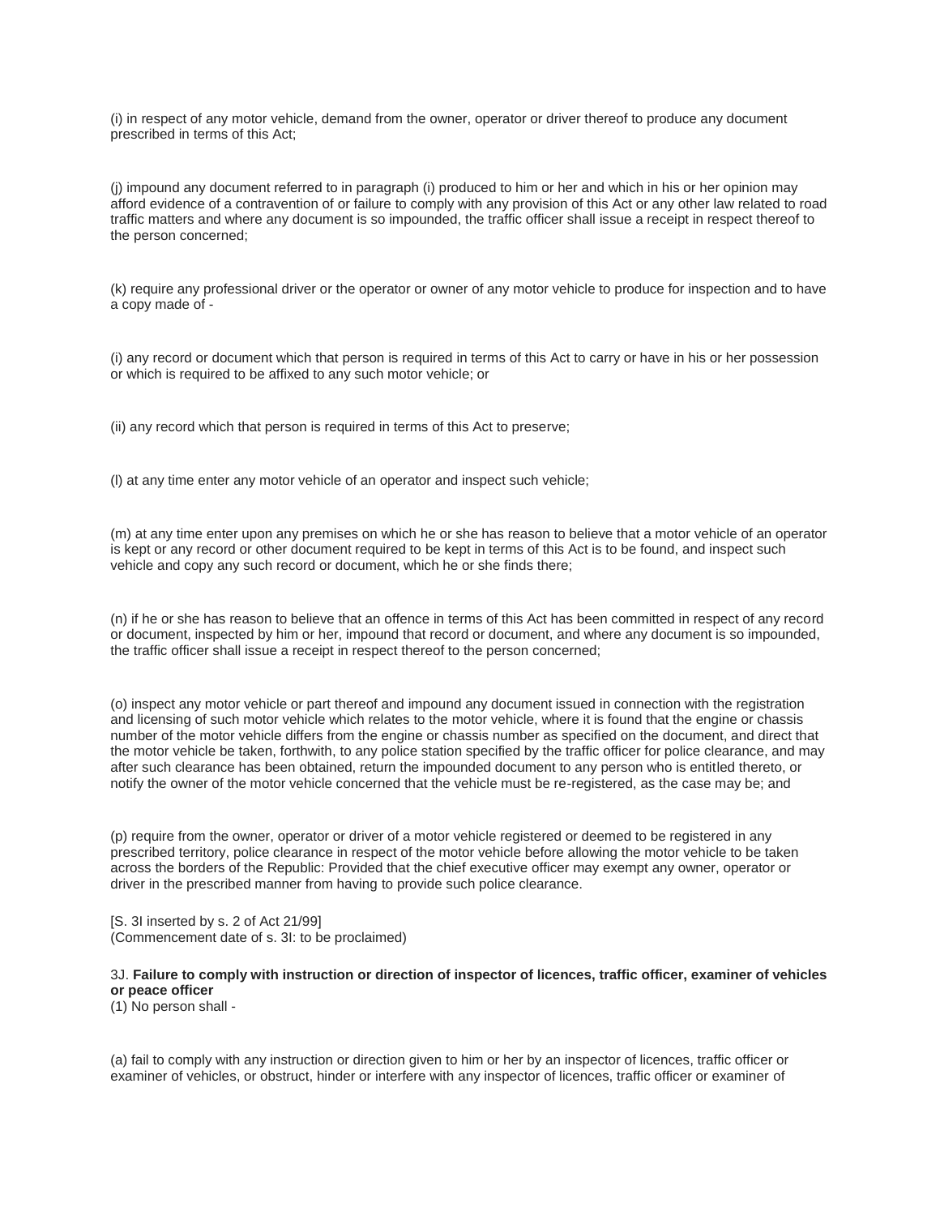(i) in respect of any motor vehicle, demand from the owner, operator or driver thereof to produce any document prescribed in terms of this Act;

(j) impound any document referred to in paragraph (i) produced to him or her and which in his or her opinion may afford evidence of a contravention of or failure to comply with any provision of this Act or any other law related to road traffic matters and where any document is so impounded, the traffic officer shall issue a receipt in respect thereof to the person concerned;

(k) require any professional driver or the operator or owner of any motor vehicle to produce for inspection and to have a copy made of -

(i) any record or document which that person is required in terms of this Act to carry or have in his or her possession or which is required to be affixed to any such motor vehicle; or

(ii) any record which that person is required in terms of this Act to preserve;

(l) at any time enter any motor vehicle of an operator and inspect such vehicle;

(m) at any time enter upon any premises on which he or she has reason to believe that a motor vehicle of an operator is kept or any record or other document required to be kept in terms of this Act is to be found, and inspect such vehicle and copy any such record or document, which he or she finds there;

(n) if he or she has reason to believe that an offence in terms of this Act has been committed in respect of any record or document, inspected by him or her, impound that record or document, and where any document is so impounded, the traffic officer shall issue a receipt in respect thereof to the person concerned;

(o) inspect any motor vehicle or part thereof and impound any document issued in connection with the registration and licensing of such motor vehicle which relates to the motor vehicle, where it is found that the engine or chassis number of the motor vehicle differs from the engine or chassis number as specified on the document, and direct that the motor vehicle be taken, forthwith, to any police station specified by the traffic officer for police clearance, and may after such clearance has been obtained, return the impounded document to any person who is entitled thereto, or notify the owner of the motor vehicle concerned that the vehicle must be re-registered, as the case may be; and

(p) require from the owner, operator or driver of a motor vehicle registered or deemed to be registered in any prescribed territory, police clearance in respect of the motor vehicle before allowing the motor vehicle to be taken across the borders of the Republic: Provided that the chief executive officer may exempt any owner, operator or driver in the prescribed manner from having to provide such police clearance.

[S. 3I inserted by s. 2 of Act 21/99]
(Commencement date of s. 3I: to be proclaimed)

3J. **Failure to comply with instruction or direction of inspector of licences, traffic officer, examiner of vehicles or peace officer**
(1) No person shall -

(a) fail to comply with any instruction or direction given to him or her by an inspector of licences, traffic officer or examiner of vehicles, or obstruct, hinder or interfere with any inspector of licences, traffic officer or examiner of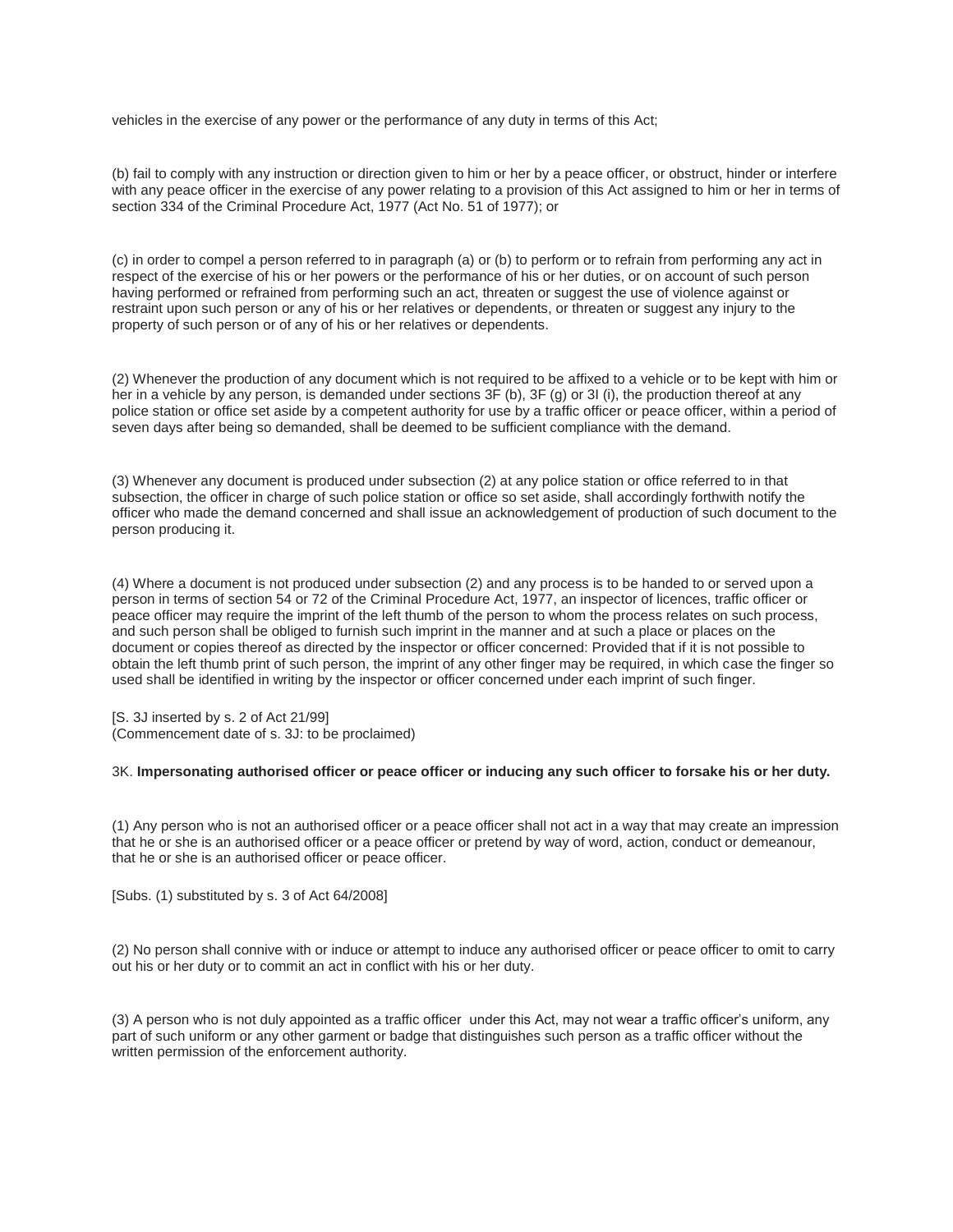vehicles in the exercise of any power or the performance of any duty in terms of this Act;

(b) fail to comply with any instruction or direction given to him or her by a peace officer, or obstruct, hinder or interfere with any peace officer in the exercise of any power relating to a provision of this Act assigned to him or her in terms of section 334 of the Criminal Procedure Act, 1977 (Act No. 51 of 1977); or

(c) in order to compel a person referred to in paragraph (a) or (b) to perform or to refrain from performing any act in respect of the exercise of his or her powers or the performance of his or her duties, or on account of such person having performed or refrained from performing such an act, threaten or suggest the use of violence against or restraint upon such person or any of his or her relatives or dependents, or threaten or suggest any injury to the property of such person or of any of his or her relatives or dependents.

(2) Whenever the production of any document which is not required to be affixed to a vehicle or to be kept with him or her in a vehicle by any person, is demanded under sections 3F (b), 3F (g) or 3I (i), the production thereof at any police station or office set aside by a competent authority for use by a traffic officer or peace officer, within a period of seven days after being so demanded, shall be deemed to be sufficient compliance with the demand.

(3) Whenever any document is produced under subsection (2) at any police station or office referred to in that subsection, the officer in charge of such police station or office so set aside, shall accordingly forthwith notify the officer who made the demand concerned and shall issue an acknowledgement of production of such document to the person producing it.

(4) Where a document is not produced under subsection (2) and any process is to be handed to or served upon a person in terms of section 54 or 72 of the Criminal Procedure Act, 1977, an inspector of licences, traffic officer or peace officer may require the imprint of the left thumb of the person to whom the process relates on such process, and such person shall be obliged to furnish such imprint in the manner and at such a place or places on the document or copies thereof as directed by the inspector or officer concerned: Provided that if it is not possible to obtain the left thumb print of such person, the imprint of any other finger may be required, in which case the finger so used shall be identified in writing by the inspector or officer concerned under each imprint of such finger.

[S. 3J inserted by s. 2 of Act 21/99]
(Commencement date of s. 3J: to be proclaimed)

3K. **Impersonating authorised officer or peace officer or inducing any such officer to forsake his or her duty.**

(1) Any person who is not an authorised officer or a peace officer shall not act in a way that may create an impression that he or she is an authorised officer or a peace officer or pretend by way of word, action, conduct or demeanour, that he or she is an authorised officer or peace officer.

[Subs. (1) substituted by s. 3 of Act 64/2008]

(2) No person shall connive with or induce or attempt to induce any authorised officer or peace officer to omit to carry out his or her duty or to commit an act in conflict with his or her duty.

(3) A person who is not duly appointed as a traffic officer under this Act, may not wear a traffic officer's uniform, any part of such uniform or any other garment or badge that distinguishes such person as a traffic officer without the written permission of the enforcement authority.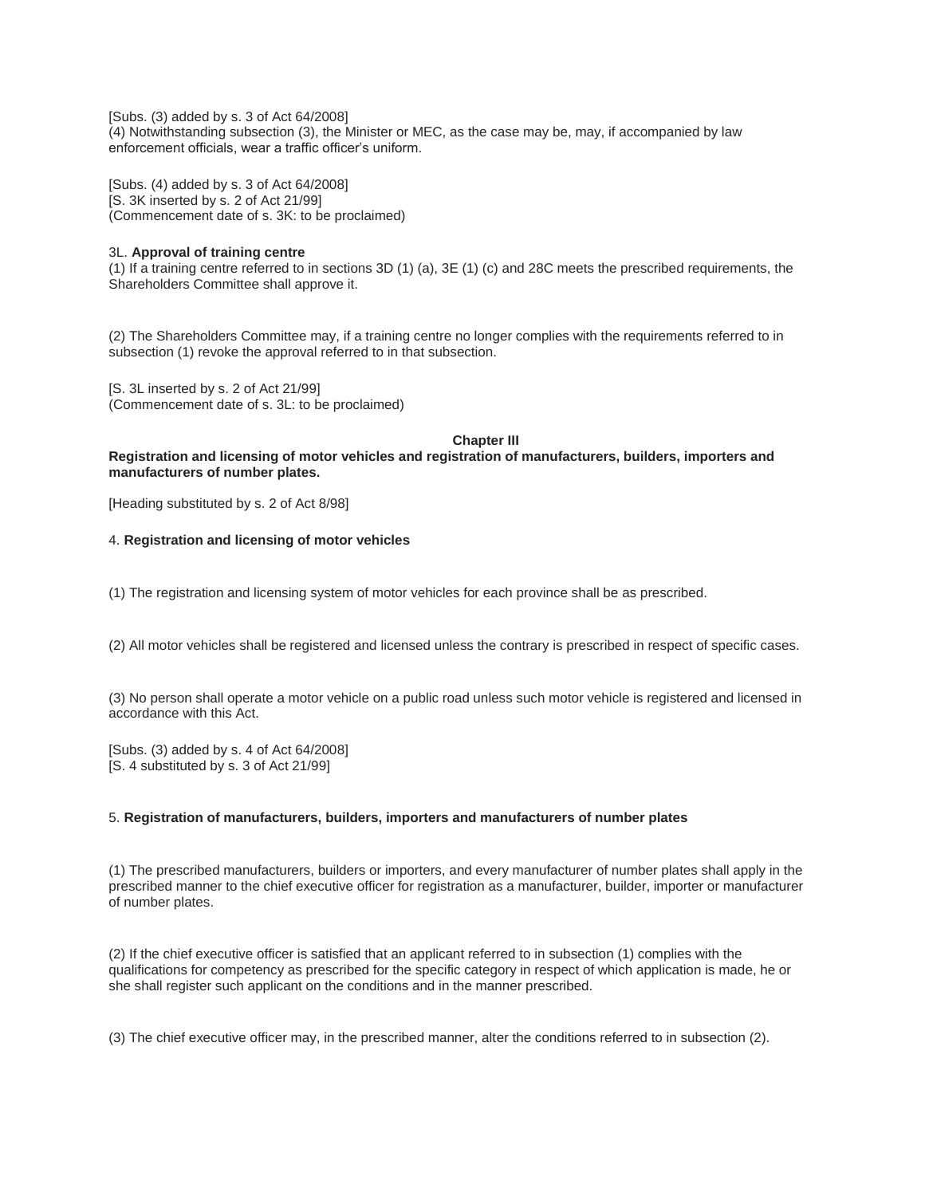[Subs. (3) added by s. 3 of Act 64/2008]
(4) Notwithstanding subsection (3), the Minister or MEC, as the case may be, may, if accompanied by law enforcement officials, wear a traffic officer's uniform.

[Subs. (4) added by s. 3 of Act 64/2008]
[S. 3K inserted by s. 2 of Act 21/99]
(Commencement date of s. 3K: to be proclaimed)

3L. **Approval of training centre**

(1) If a training centre referred to in sections 3D (1) (a), 3E (1) (c) and 28C meets the prescribed requirements, the Shareholders Committee shall approve it.

(2) The Shareholders Committee may, if a training centre no longer complies with the requirements referred to in subsection (1) revoke the approval referred to in that subsection.

[S. 3L inserted by s. 2 of Act 21/99]
(Commencement date of s. 3L: to be proclaimed)

## Chapter III

**Registration and licensing of motor vehicles and registration of manufacturers, builders, importers and manufacturers of number plates.**

[Heading substituted by s. 2 of Act 8/98]

4. **Registration and licensing of motor vehicles**

(1) The registration and licensing system of motor vehicles for each province shall be as prescribed.

(2) All motor vehicles shall be registered and licensed unless the contrary is prescribed in respect of specific cases.

(3) No person shall operate a motor vehicle on a public road unless such motor vehicle is registered and licensed in accordance with this Act.

[Subs. (3) added by s. 4 of Act 64/2008]
[S. 4 substituted by s. 3 of Act 21/99]

5. **Registration of manufacturers, builders, importers and manufacturers of number plates**

(1) The prescribed manufacturers, builders or importers, and every manufacturer of number plates shall apply in the prescribed manner to the chief executive officer for registration as a manufacturer, builder, importer or manufacturer of number plates.

(2) If the chief executive officer is satisfied that an applicant referred to in subsection (1) complies with the qualifications for competency as prescribed for the specific category in respect of which application is made, he or she shall register such applicant on the conditions and in the manner prescribed.

(3) The chief executive officer may, in the prescribed manner, alter the conditions referred to in subsection (2).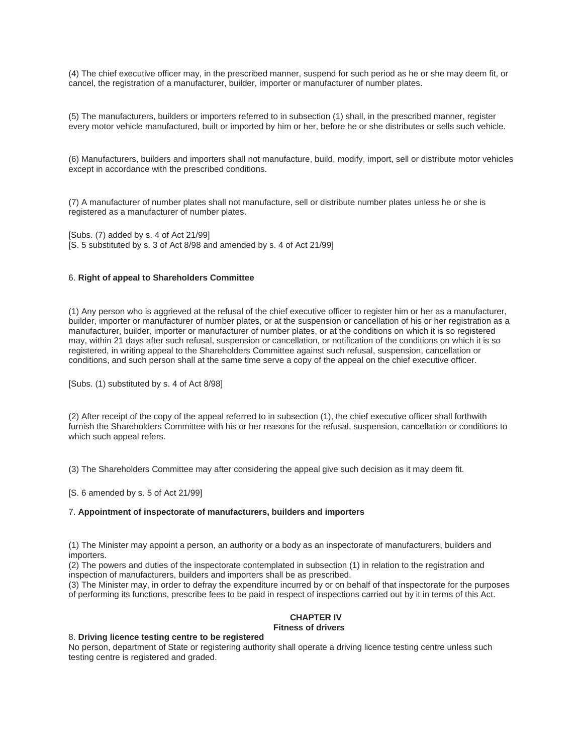(4) The chief executive officer may, in the prescribed manner, suspend for such period as he or she may deem fit, or cancel, the registration of a manufacturer, builder, importer or manufacturer of number plates.

(5) The manufacturers, builders or importers referred to in subsection (1) shall, in the prescribed manner, register every motor vehicle manufactured, built or imported by him or her, before he or she distributes or sells such vehicle.

(6) Manufacturers, builders and importers shall not manufacture, build, modify, import, sell or distribute motor vehicles except in accordance with the prescribed conditions.

(7) A manufacturer of number plates shall not manufacture, sell or distribute number plates unless he or she is registered as a manufacturer of number plates.

[Subs. (7) added by s. 4 of Act 21/99]
[S. 5 substituted by s. 3 of Act 8/98 and amended by s. 4 of Act 21/99]

6. **Right of appeal to Shareholders Committee**

(1) Any person who is aggrieved at the refusal of the chief executive officer to register him or her as a manufacturer, builder, importer or manufacturer of number plates, or at the suspension or cancellation of his or her registration as a manufacturer, builder, importer or manufacturer of number plates, or at the conditions on which it is so registered may, within 21 days after such refusal, suspension or cancellation, or notification of the conditions on which it is so registered, in writing appeal to the Shareholders Committee against such refusal, suspension, cancellation or conditions, and such person shall at the same time serve a copy of the appeal on the chief executive officer.

[Subs. (1) substituted by s. 4 of Act 8/98]

(2) After receipt of the copy of the appeal referred to in subsection (1), the chief executive officer shall forthwith furnish the Shareholders Committee with his or her reasons for the refusal, suspension, cancellation or conditions to which such appeal refers.

(3) The Shareholders Committee may after considering the appeal give such decision as it may deem fit.

[S. 6 amended by s. 5 of Act 21/99]

7. **Appointment of inspectorate of manufacturers, builders and importers**

(1) The Minister may appoint a person, an authority or a body as an inspectorate of manufacturers, builders and importers.
(2) The powers and duties of the inspectorate contemplated in subsection (1) in relation to the registration and inspection of manufacturers, builders and importers shall be as prescribed.
(3) The Minister may, in order to defray the expenditure incurred by or on behalf of that inspectorate for the purposes of performing its functions, prescribe fees to be paid in respect of inspections carried out by it in terms of this Act.

## CHAPTER IV
## Fitness of drivers

8. **Driving licence testing centre to be registered**
No person, department of State or registering authority shall operate a driving licence testing centre unless such testing centre is registered and graded.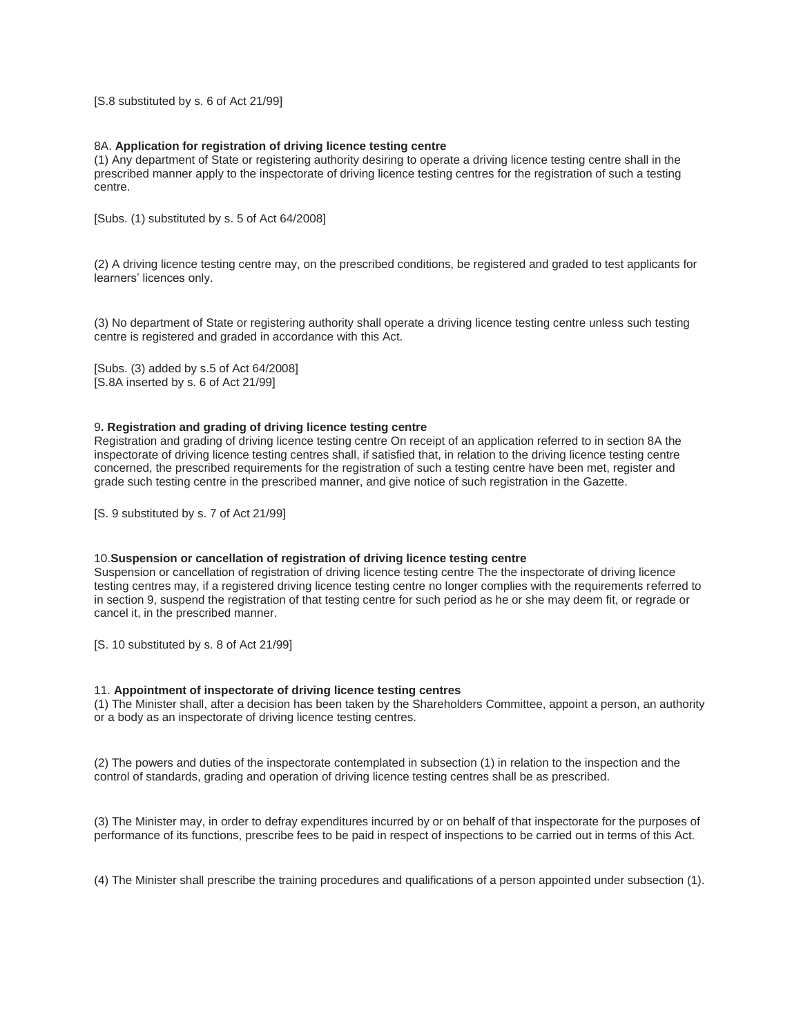[S.8 substituted by s. 6 of Act 21/99]

8A. **Application for registration of driving licence testing centre**

(1) Any department of State or registering authority desiring to operate a driving licence testing centre shall in the prescribed manner apply to the inspectorate of driving licence testing centres for the registration of such a testing centre.

[Subs. (1) substituted by s. 5 of Act 64/2008]

(2) A driving licence testing centre may, on the prescribed conditions, be registered and graded to test applicants for learners' licences only.

(3) No department of State or registering authority shall operate a driving licence testing centre unless such testing centre is registered and graded in accordance with this Act.

[Subs. (3) added by s.5 of Act 64/2008]
[S.8A inserted by s. 6 of Act 21/99]

9**. Registration and grading of driving licence testing centre**

Registration and grading of driving licence testing centre On receipt of an application referred to in section 8A the inspectorate of driving licence testing centres shall, if satisfied that, in relation to the driving licence testing centre concerned, the prescribed requirements for the registration of such a testing centre have been met, register and grade such testing centre in the prescribed manner, and give notice of such registration in the Gazette.

[S. 9 substituted by s. 7 of Act 21/99]

10.**Suspension or cancellation of registration of driving licence testing centre**

Suspension or cancellation of registration of driving licence testing centre The the inspectorate of driving licence testing centres may, if a registered driving licence testing centre no longer complies with the requirements referred to in section 9, suspend the registration of that testing centre for such period as he or she may deem fit, or regrade or cancel it, in the prescribed manner.

[S. 10 substituted by s. 8 of Act 21/99]

11. **Appointment of inspectorate of driving licence testing centres**

(1) The Minister shall, after a decision has been taken by the Shareholders Committee, appoint a person, an authority or a body as an inspectorate of driving licence testing centres.

(2) The powers and duties of the inspectorate contemplated in subsection (1) in relation to the inspection and the control of standards, grading and operation of driving licence testing centres shall be as prescribed.

(3) The Minister may, in order to defray expenditures incurred by or on behalf of that inspectorate for the purposes of performance of its functions, prescribe fees to be paid in respect of inspections to be carried out in terms of this Act.

(4) The Minister shall prescribe the training procedures and qualifications of a person appointed under subsection (1).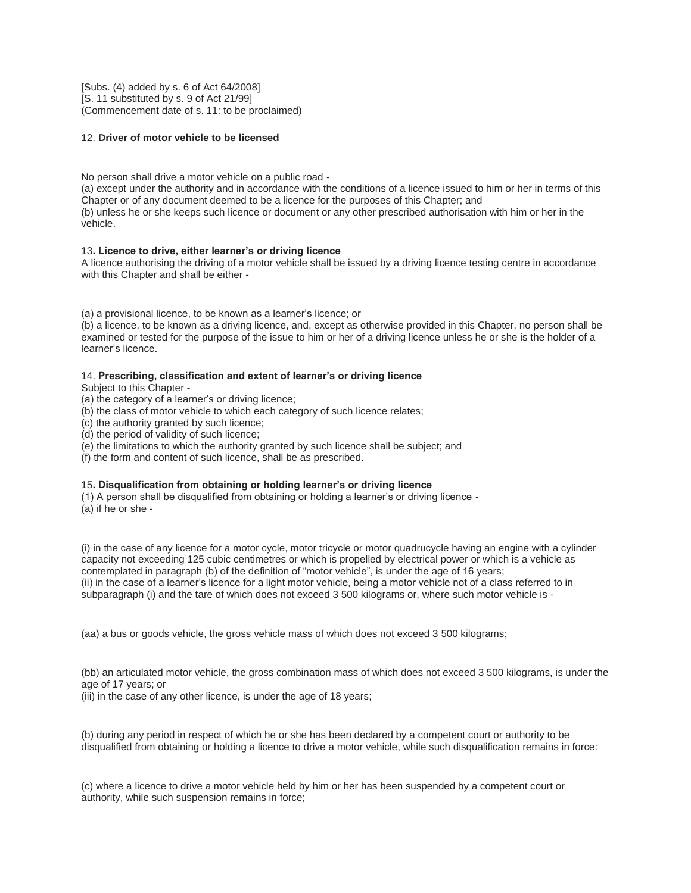[Subs. (4) added by s. 6 of Act 64/2008]
[S. 11 substituted by s. 9 of Act 21/99]
(Commencement date of s. 11: to be proclaimed)

12. **Driver of motor vehicle to be licensed**

No person shall drive a motor vehicle on a public road -
(a) except under the authority and in accordance with the conditions of a licence issued to him or her in terms of this Chapter or of any document deemed to be a licence for the purposes of this Chapter; and
(b) unless he or she keeps such licence or document or any other prescribed authorisation with him or her in the vehicle.

13**. Licence to drive, either learner's or driving licence**
A licence authorising the driving of a motor vehicle shall be issued by a driving licence testing centre in accordance with this Chapter and shall be either -

(a) a provisional licence, to be known as a learner's licence; or
(b) a licence, to be known as a driving licence, and, except as otherwise provided in this Chapter, no person shall be examined or tested for the purpose of the issue to him or her of a driving licence unless he or she is the holder of a learner's licence.

14. **Prescribing, classification and extent of learner's or driving licence**
Subject to this Chapter -
(a) the category of a learner's or driving licence;
(b) the class of motor vehicle to which each category of such licence relates;
(c) the authority granted by such licence;
(d) the period of validity of such licence;
(e) the limitations to which the authority granted by such licence shall be subject; and
(f) the form and content of such licence, shall be as prescribed.

15**. Disqualification from obtaining or holding learner's or driving licence**
(1) A person shall be disqualified from obtaining or holding a learner's or driving licence -
(a) if he or she -

(i) in the case of any licence for a motor cycle, motor tricycle or motor quadrucycle having an engine with a cylinder capacity not exceeding 125 cubic centimetres or which is propelled by electrical power or which is a vehicle as contemplated in paragraph (b) of the definition of "motor vehicle", is under the age of 16 years;
(ii) in the case of a learner's licence for a light motor vehicle, being a motor vehicle not of a class referred to in subparagraph (i) and the tare of which does not exceed 3 500 kilograms or, where such motor vehicle is -

(aa) a bus or goods vehicle, the gross vehicle mass of which does not exceed 3 500 kilograms;

(bb) an articulated motor vehicle, the gross combination mass of which does not exceed 3 500 kilograms, is under the age of 17 years; or
(iii) in the case of any other licence, is under the age of 18 years;

(b) during any period in respect of which he or she has been declared by a competent court or authority to be disqualified from obtaining or holding a licence to drive a motor vehicle, while such disqualification remains in force:

(c) where a licence to drive a motor vehicle held by him or her has been suspended by a competent court or authority, while such suspension remains in force;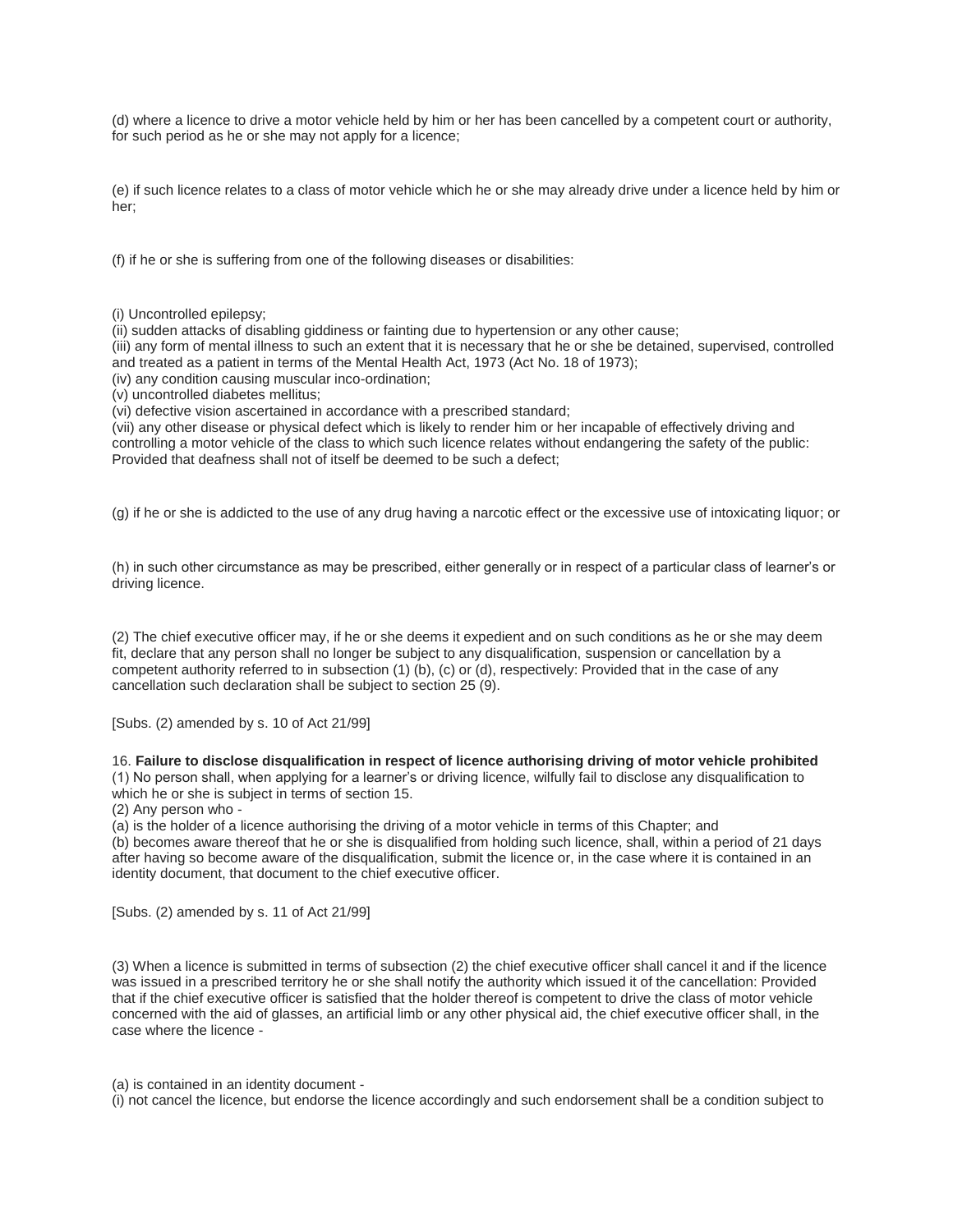(d) where a licence to drive a motor vehicle held by him or her has been cancelled by a competent court or authority, for such period as he or she may not apply for a licence;

(e) if such licence relates to a class of motor vehicle which he or she may already drive under a licence held by him or her;

(f) if he or she is suffering from one of the following diseases or disabilities:

(i) Uncontrolled epilepsy;
(ii) sudden attacks of disabling giddiness or fainting due to hypertension or any other cause;
(iii) any form of mental illness to such an extent that it is necessary that he or she be detained, supervised, controlled and treated as a patient in terms of the Mental Health Act, 1973 (Act No. 18 of 1973);
(iv) any condition causing muscular inco-ordination;
(v) uncontrolled diabetes mellitus;
(vi) defective vision ascertained in accordance with a prescribed standard;
(vii) any other disease or physical defect which is likely to render him or her incapable of effectively driving and controlling a motor vehicle of the class to which such licence relates without endangering the safety of the public: Provided that deafness shall not of itself be deemed to be such a defect;

(g) if he or she is addicted to the use of any drug having a narcotic effect or the excessive use of intoxicating liquor; or

(h) in such other circumstance as may be prescribed, either generally or in respect of a particular class of learner's or driving licence.

(2) The chief executive officer may, if he or she deems it expedient and on such conditions as he or she may deem fit, declare that any person shall no longer be subject to any disqualification, suspension or cancellation by a competent authority referred to in subsection (1) (b), (c) or (d), respectively: Provided that in the case of any cancellation such declaration shall be subject to section 25 (9).

[Subs. (2) amended by s. 10 of Act 21/99]

16. **Failure to disclose disqualification in respect of licence authorising driving of motor vehicle prohibited**
(1) No person shall, when applying for a learner's or driving licence, wilfully fail to disclose any disqualification to which he or she is subject in terms of section 15.
(2) Any person who -
(a) is the holder of a licence authorising the driving of a motor vehicle in terms of this Chapter; and
(b) becomes aware thereof that he or she is disqualified from holding such licence, shall, within a period of 21 days after having so become aware of the disqualification, submit the licence or, in the case where it is contained in an identity document, that document to the chief executive officer.

[Subs. (2) amended by s. 11 of Act 21/99]

(3) When a licence is submitted in terms of subsection (2) the chief executive officer shall cancel it and if the licence was issued in a prescribed territory he or she shall notify the authority which issued it of the cancellation: Provided that if the chief executive officer is satisfied that the holder thereof is competent to drive the class of motor vehicle concerned with the aid of glasses, an artificial limb or any other physical aid, the chief executive officer shall, in the case where the licence -

(a) is contained in an identity document -
(i) not cancel the licence, but endorse the licence accordingly and such endorsement shall be a condition subject to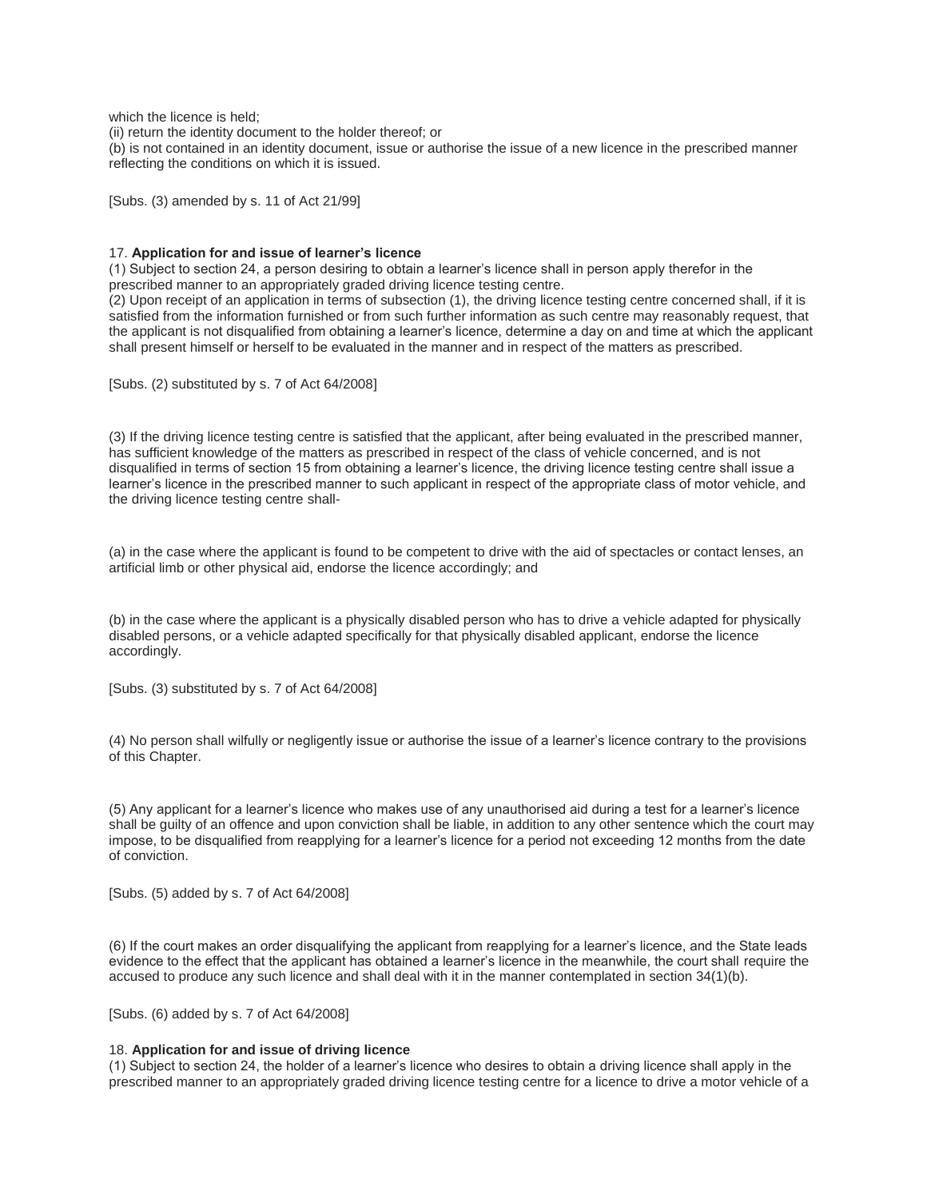which the licence is held;

(ii) return the identity document to the holder thereof; or

(b) is not contained in an identity document, issue or authorise the issue of a new licence in the prescribed manner reflecting the conditions on which it is issued.

[Subs. (3) amended by s. 11 of Act 21/99]

17. **Application for and issue of learner's licence**

(1) Subject to section 24, a person desiring to obtain a learner's licence shall in person apply therefor in the prescribed manner to an appropriately graded driving licence testing centre.

(2) Upon receipt of an application in terms of subsection (1), the driving licence testing centre concerned shall, if it is satisfied from the information furnished or from such further information as such centre may reasonably request, that the applicant is not disqualified from obtaining a learner's licence, determine a day on and time at which the applicant shall present himself or herself to be evaluated in the manner and in respect of the matters as prescribed.

[Subs. (2) substituted by s. 7 of Act 64/2008]

(3) If the driving licence testing centre is satisfied that the applicant, after being evaluated in the prescribed manner, has sufficient knowledge of the matters as prescribed in respect of the class of vehicle concerned, and is not disqualified in terms of section 15 from obtaining a learner's licence, the driving licence testing centre shall issue a learner's licence in the prescribed manner to such applicant in respect of the appropriate class of motor vehicle, and the driving licence testing centre shall-

(a) in the case where the applicant is found to be competent to drive with the aid of spectacles or contact lenses, an artificial limb or other physical aid, endorse the licence accordingly; and

(b) in the case where the applicant is a physically disabled person who has to drive a vehicle adapted for physically disabled persons, or a vehicle adapted specifically for that physically disabled applicant, endorse the licence accordingly.

[Subs. (3) substituted by s. 7 of Act 64/2008]

(4) No person shall wilfully or negligently issue or authorise the issue of a learner's licence contrary to the provisions of this Chapter.

(5) Any applicant for a learner's licence who makes use of any unauthorised aid during a test for a learner's licence shall be guilty of an offence and upon conviction shall be liable, in addition to any other sentence which the court may impose, to be disqualified from reapplying for a learner's licence for a period not exceeding 12 months from the date of conviction.

[Subs. (5) added by s. 7 of Act 64/2008]

(6) If the court makes an order disqualifying the applicant from reapplying for a learner's licence, and the State leads evidence to the effect that the applicant has obtained a learner's licence in the meanwhile, the court shall require the accused to produce any such licence and shall deal with it in the manner contemplated in section 34(1)(b).

[Subs. (6) added by s. 7 of Act 64/2008]

18. **Application for and issue of driving licence**

(1) Subject to section 24, the holder of a learner's licence who desires to obtain a driving licence shall apply in the prescribed manner to an appropriately graded driving licence testing centre for a licence to drive a motor vehicle of a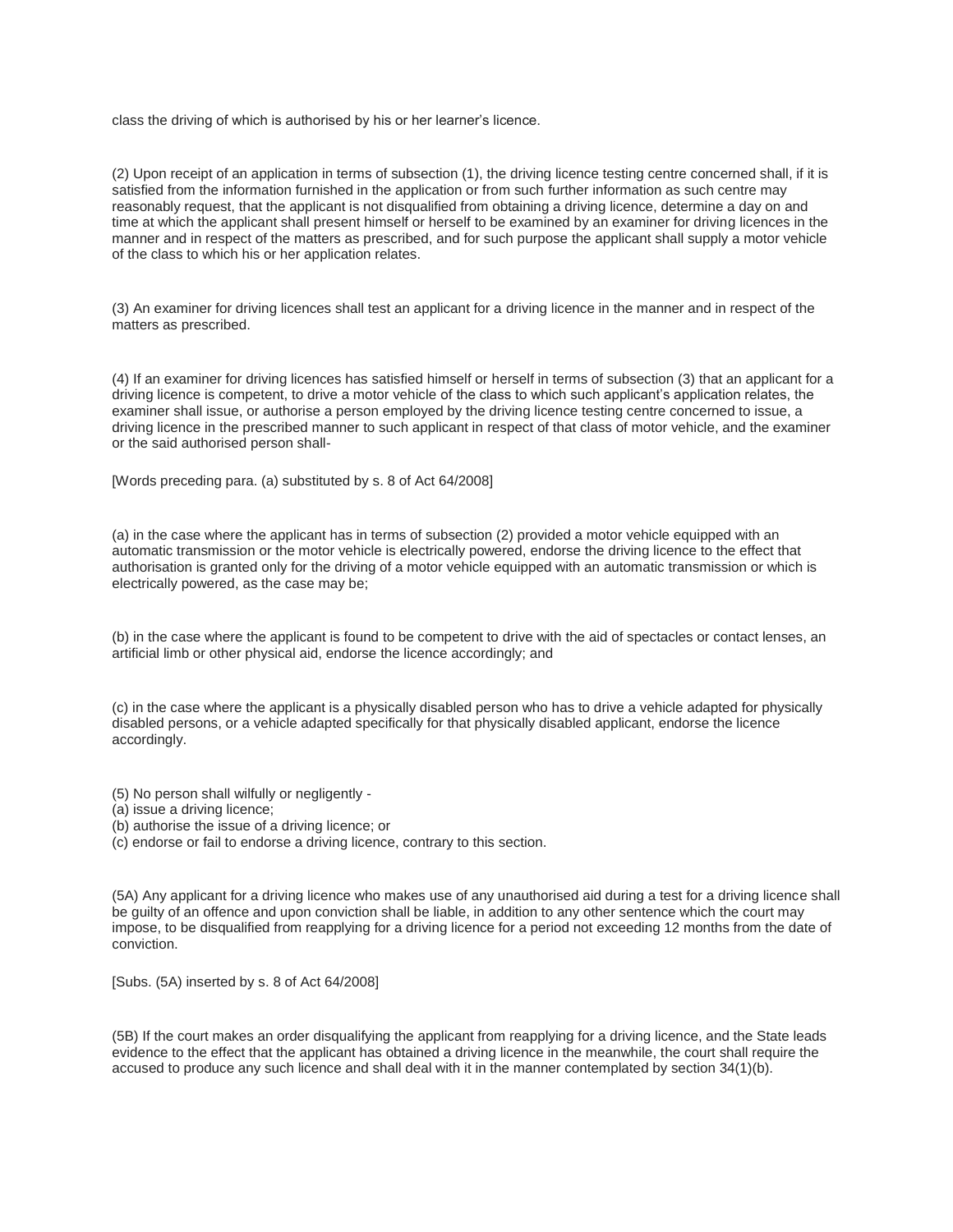class the driving of which is authorised by his or her learner's licence.

(2) Upon receipt of an application in terms of subsection (1), the driving licence testing centre concerned shall, if it is satisfied from the information furnished in the application or from such further information as such centre may reasonably request, that the applicant is not disqualified from obtaining a driving licence, determine a day on and time at which the applicant shall present himself or herself to be examined by an examiner for driving licences in the manner and in respect of the matters as prescribed, and for such purpose the applicant shall supply a motor vehicle of the class to which his or her application relates.

(3) An examiner for driving licences shall test an applicant for a driving licence in the manner and in respect of the matters as prescribed.

(4) If an examiner for driving licences has satisfied himself or herself in terms of subsection (3) that an applicant for a driving licence is competent, to drive a motor vehicle of the class to which such applicant's application relates, the examiner shall issue, or authorise a person employed by the driving licence testing centre concerned to issue, a driving licence in the prescribed manner to such applicant in respect of that class of motor vehicle, and the examiner or the said authorised person shall-

[Words preceding para. (a) substituted by s. 8 of Act 64/2008]

(a) in the case where the applicant has in terms of subsection (2) provided a motor vehicle equipped with an automatic transmission or the motor vehicle is electrically powered, endorse the driving licence to the effect that authorisation is granted only for the driving of a motor vehicle equipped with an automatic transmission or which is electrically powered, as the case may be;

(b) in the case where the applicant is found to be competent to drive with the aid of spectacles or contact lenses, an artificial limb or other physical aid, endorse the licence accordingly; and

(c) in the case where the applicant is a physically disabled person who has to drive a vehicle adapted for physically disabled persons, or a vehicle adapted specifically for that physically disabled applicant, endorse the licence accordingly.

(5) No person shall wilfully or negligently -
(a) issue a driving licence;
(b) authorise the issue of a driving licence; or
(c) endorse or fail to endorse a driving licence, contrary to this section.

(5A) Any applicant for a driving licence who makes use of any unauthorised aid during a test for a driving licence shall be guilty of an offence and upon conviction shall be liable, in addition to any other sentence which the court may impose, to be disqualified from reapplying for a driving licence for a period not exceeding 12 months from the date of conviction.

[Subs. (5A) inserted by s. 8 of Act 64/2008]

(5B) If the court makes an order disqualifying the applicant from reapplying for a driving licence, and the State leads evidence to the effect that the applicant has obtained a driving licence in the meanwhile, the court shall require the accused to produce any such licence and shall deal with it in the manner contemplated by section 34(1)(b).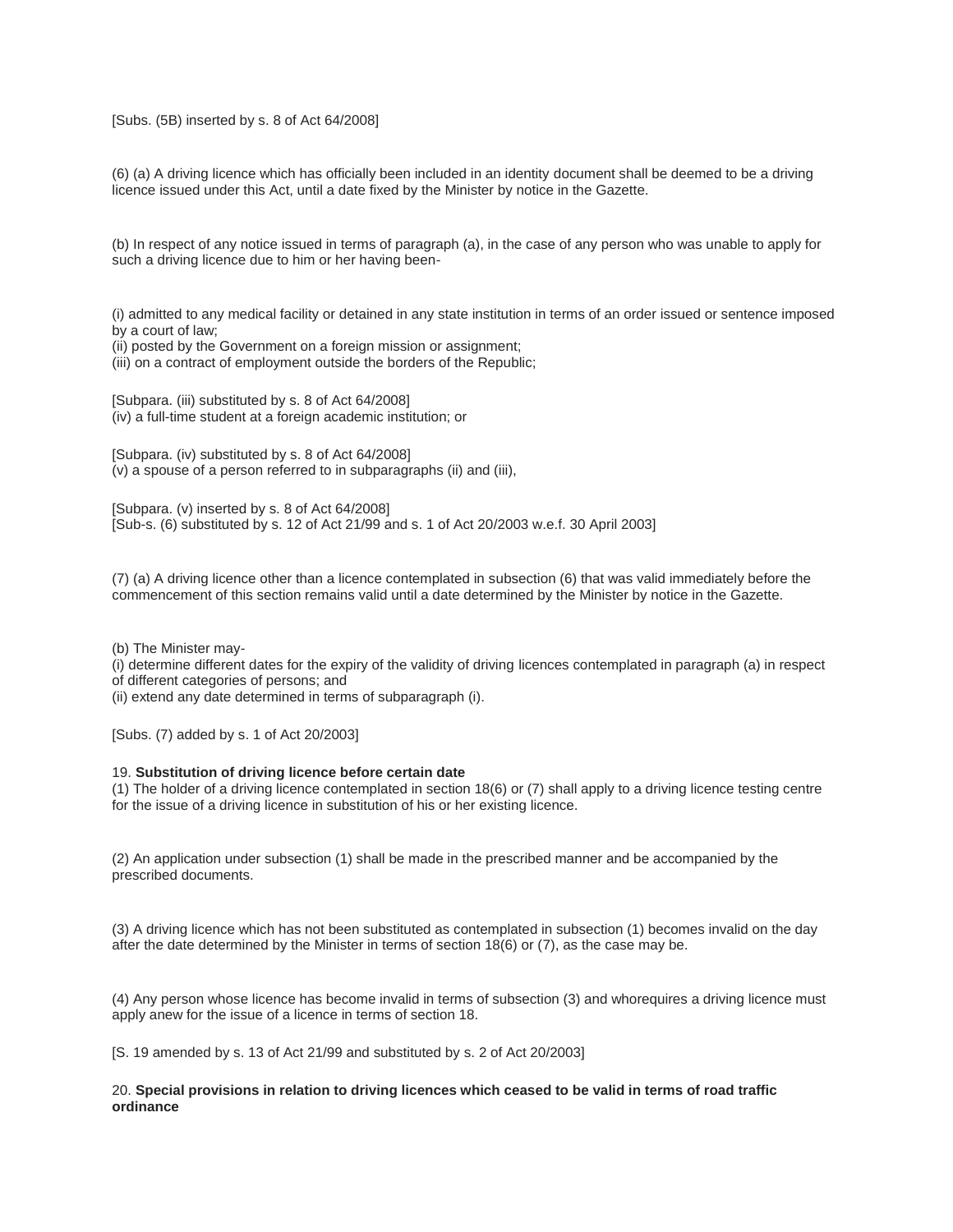[Subs. (5B) inserted by s. 8 of Act 64/2008]

(6) (a) A driving licence which has officially been included in an identity document shall be deemed to be a driving licence issued under this Act, until a date fixed by the Minister by notice in the Gazette.

(b) In respect of any notice issued in terms of paragraph (a), in the case of any person who was unable to apply for such a driving licence due to him or her having been-

(i) admitted to any medical facility or detained in any state institution in terms of an order issued or sentence imposed by a court of law;
(ii) posted by the Government on a foreign mission or assignment;
(iii) on a contract of employment outside the borders of the Republic;

[Subpara. (iii) substituted by s. 8 of Act 64/2008]
(iv) a full-time student at a foreign academic institution; or

[Subpara. (iv) substituted by s. 8 of Act 64/2008]
(v) a spouse of a person referred to in subparagraphs (ii) and (iii),

[Subpara. (v) inserted by s. 8 of Act 64/2008]
[Sub-s. (6) substituted by s. 12 of Act 21/99 and s. 1 of Act 20/2003 w.e.f. 30 April 2003]

(7) (a) A driving licence other than a licence contemplated in subsection (6) that was valid immediately before the commencement of this section remains valid until a date determined by the Minister by notice in the Gazette.

(b) The Minister may-
(i) determine different dates for the expiry of the validity of driving licences contemplated in paragraph (a) in respect of different categories of persons; and
(ii) extend any date determined in terms of subparagraph (i).

[Subs. (7) added by s. 1 of Act 20/2003]

19. **Substitution of driving licence before certain date**
(1) The holder of a driving licence contemplated in section 18(6) or (7) shall apply to a driving licence testing centre for the issue of a driving licence in substitution of his or her existing licence.

(2) An application under subsection (1) shall be made in the prescribed manner and be accompanied by the prescribed documents.

(3) A driving licence which has not been substituted as contemplated in subsection (1) becomes invalid on the day after the date determined by the Minister in terms of section 18(6) or (7), as the case may be.

(4) Any person whose licence has become invalid in terms of subsection (3) and whorequires a driving licence must apply anew for the issue of a licence in terms of section 18.

[S. 19 amended by s. 13 of Act 21/99 and substituted by s. 2 of Act 20/2003]

20. **Special provisions in relation to driving licences which ceased to be valid in terms of road traffic ordinance**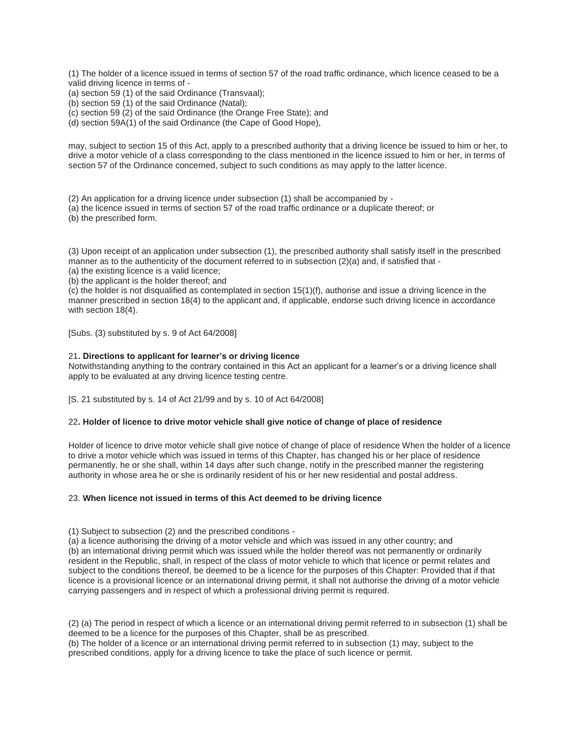(1) The holder of a licence issued in terms of section 57 of the road traffic ordinance, which licence ceased to be a valid driving licence in terms of -
(a) section 59 (1) of the said Ordinance (Transvaal);
(b) section 59 (1) of the said Ordinance (Natal);
(c) section 59 (2) of the said Ordinance (the Orange Free State); and
(d) section 59A(1) of the said Ordinance (the Cape of Good Hope),

may, subject to section 15 of this Act, apply to a prescribed authority that a driving licence be issued to him or her, to drive a motor vehicle of a class corresponding to the class mentioned in the licence issued to him or her, in terms of section 57 of the Ordinance concerned, subject to such conditions as may apply to the latter licence.

(2) An application for a driving licence under subsection (1) shall be accompanied by -
(a) the licence issued in terms of section 57 of the road traffic ordinance or a duplicate thereof; or
(b) the prescribed form.

(3) Upon receipt of an application under subsection (1), the prescribed authority shall satisfy itself in the prescribed manner as to the authenticity of the document referred to in subsection (2)(a) and, if satisfied that -
(a) the existing licence is a valid licence;
(b) the applicant is the holder thereof; and
(c) the holder is not disqualified as contemplated in section 15(1)(f), authorise and issue a driving licence in the manner prescribed in section 18(4) to the applicant and, if applicable, endorse such driving licence in accordance with section 18(4).

[Subs. (3) substituted by s. 9 of Act 64/2008]

**21. Directions to applicant for learner's or driving licence**
Notwithstanding anything to the contrary contained in this Act an applicant for a learner's or a driving licence shall apply to be evaluated at any driving licence testing centre.

[S. 21 substituted by s. 14 of Act 21/99 and by s. 10 of Act 64/2008]

**22. Holder of licence to drive motor vehicle shall give notice of change of place of residence**

Holder of licence to drive motor vehicle shall give notice of change of place of residence When the holder of a licence to drive a motor vehicle which was issued in terms of this Chapter, has changed his or her place of residence permanently, he or she shall, within 14 days after such change, notify in the prescribed manner the registering authority in whose area he or she is ordinarily resident of his or her new residential and postal address.

23. **When licence not issued in terms of this Act deemed to be driving licence**

(1) Subject to subsection (2) and the prescribed conditions -
(a) a licence authorising the driving of a motor vehicle and which was issued in any other country; and
(b) an international driving permit which was issued while the holder thereof was not permanently or ordinarily resident in the Republic, shall, in respect of the class of motor vehicle to which that licence or permit relates and subject to the conditions thereof, be deemed to be a licence for the purposes of this Chapter: Provided that if that licence is a provisional licence or an international driving permit, it shall not authorise the driving of a motor vehicle carrying passengers and in respect of which a professional driving permit is required.

(2) (a) The period in respect of which a licence or an international driving permit referred to in subsection (1) shall be deemed to be a licence for the purposes of this Chapter, shall be as prescribed.
(b) The holder of a licence or an international driving permit referred to in subsection (1) may, subject to the prescribed conditions, apply for a driving licence to take the place of such licence or permit.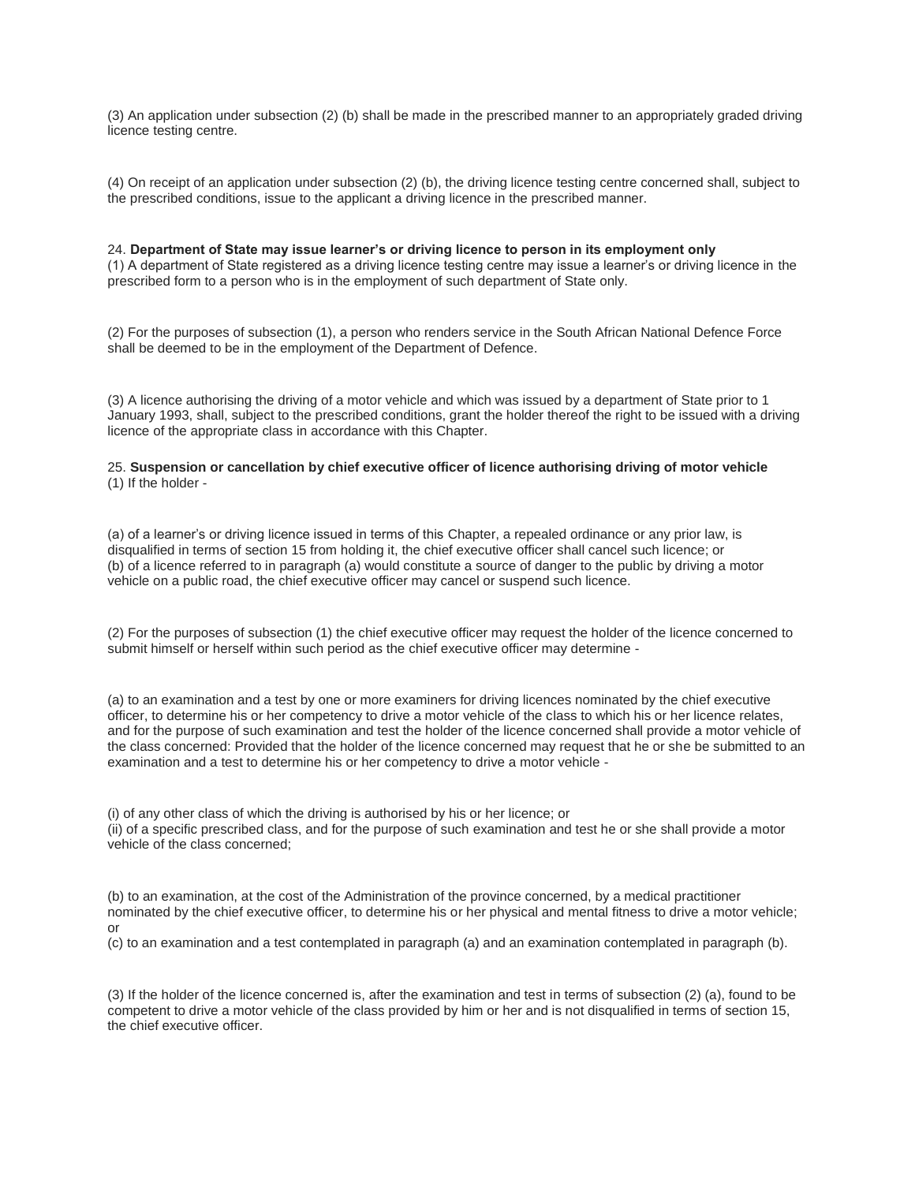(3) An application under subsection (2) (b) shall be made in the prescribed manner to an appropriately graded driving licence testing centre.

(4) On receipt of an application under subsection (2) (b), the driving licence testing centre concerned shall, subject to the prescribed conditions, issue to the applicant a driving licence in the prescribed manner.

24. **Department of State may issue learner's or driving licence to person in its employment only**
(1) A department of State registered as a driving licence testing centre may issue a learner's or driving licence in the prescribed form to a person who is in the employment of such department of State only.

(2) For the purposes of subsection (1), a person who renders service in the South African National Defence Force shall be deemed to be in the employment of the Department of Defence.

(3) A licence authorising the driving of a motor vehicle and which was issued by a department of State prior to 1 January 1993, shall, subject to the prescribed conditions, grant the holder thereof the right to be issued with a driving licence of the appropriate class in accordance with this Chapter.

25. **Suspension or cancellation by chief executive officer of licence authorising driving of motor vehicle**
(1) If the holder -

(a) of a learner's or driving licence issued in terms of this Chapter, a repealed ordinance or any prior law, is disqualified in terms of section 15 from holding it, the chief executive officer shall cancel such licence; or
(b) of a licence referred to in paragraph (a) would constitute a source of danger to the public by driving a motor vehicle on a public road, the chief executive officer may cancel or suspend such licence.

(2) For the purposes of subsection (1) the chief executive officer may request the holder of the licence concerned to submit himself or herself within such period as the chief executive officer may determine -

(a) to an examination and a test by one or more examiners for driving licences nominated by the chief executive officer, to determine his or her competency to drive a motor vehicle of the class to which his or her licence relates, and for the purpose of such examination and test the holder of the licence concerned shall provide a motor vehicle of the class concerned: Provided that the holder of the licence concerned may request that he or she be submitted to an examination and a test to determine his or her competency to drive a motor vehicle -

(i) of any other class of which the driving is authorised by his or her licence; or
(ii) of a specific prescribed class, and for the purpose of such examination and test he or she shall provide a motor vehicle of the class concerned;

(b) to an examination, at the cost of the Administration of the province concerned, by a medical practitioner nominated by the chief executive officer, to determine his or her physical and mental fitness to drive a motor vehicle; or
(c) to an examination and a test contemplated in paragraph (a) and an examination contemplated in paragraph (b).

(3) If the holder of the licence concerned is, after the examination and test in terms of subsection (2) (a), found to be competent to drive a motor vehicle of the class provided by him or her and is not disqualified in terms of section 15, the chief executive officer.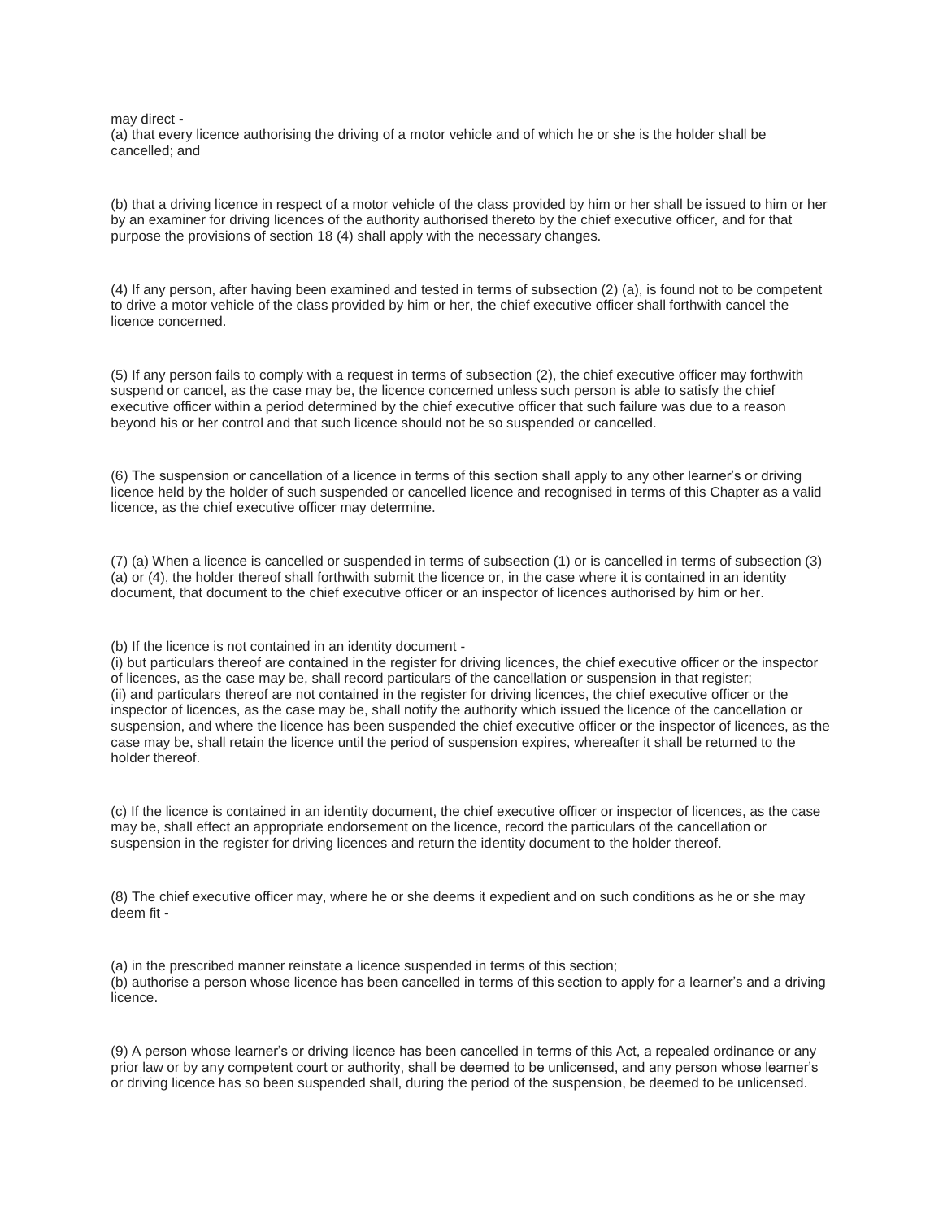may direct -
(a) that every licence authorising the driving of a motor vehicle and of which he or she is the holder shall be cancelled; and

(b) that a driving licence in respect of a motor vehicle of the class provided by him or her shall be issued to him or her by an examiner for driving licences of the authority authorised thereto by the chief executive officer, and for that purpose the provisions of section 18 (4) shall apply with the necessary changes.

(4) If any person, after having been examined and tested in terms of subsection (2) (a), is found not to be competent to drive a motor vehicle of the class provided by him or her, the chief executive officer shall forthwith cancel the licence concerned.

(5) If any person fails to comply with a request in terms of subsection (2), the chief executive officer may forthwith suspend or cancel, as the case may be, the licence concerned unless such person is able to satisfy the chief executive officer within a period determined by the chief executive officer that such failure was due to a reason beyond his or her control and that such licence should not be so suspended or cancelled.

(6) The suspension or cancellation of a licence in terms of this section shall apply to any other learner's or driving licence held by the holder of such suspended or cancelled licence and recognised in terms of this Chapter as a valid licence, as the chief executive officer may determine.

(7) (a) When a licence is cancelled or suspended in terms of subsection (1) or is cancelled in terms of subsection (3) (a) or (4), the holder thereof shall forthwith submit the licence or, in the case where it is contained in an identity document, that document to the chief executive officer or an inspector of licences authorised by him or her.

(b) If the licence is not contained in an identity document -
(i) but particulars thereof are contained in the register for driving licences, the chief executive officer or the inspector of licences, as the case may be, shall record particulars of the cancellation or suspension in that register;
(ii) and particulars thereof are not contained in the register for driving licences, the chief executive officer or the inspector of licences, as the case may be, shall notify the authority which issued the licence of the cancellation or suspension, and where the licence has been suspended the chief executive officer or the inspector of licences, as the case may be, shall retain the licence until the period of suspension expires, whereafter it shall be returned to the holder thereof.

(c) If the licence is contained in an identity document, the chief executive officer or inspector of licences, as the case may be, shall effect an appropriate endorsement on the licence, record the particulars of the cancellation or suspension in the register for driving licences and return the identity document to the holder thereof.

(8) The chief executive officer may, where he or she deems it expedient and on such conditions as he or she may deem fit -

(a) in the prescribed manner reinstate a licence suspended in terms of this section;
(b) authorise a person whose licence has been cancelled in terms of this section to apply for a learner's and a driving licence.

(9) A person whose learner's or driving licence has been cancelled in terms of this Act, a repealed ordinance or any prior law or by any competent court or authority, shall be deemed to be unlicensed, and any person whose learner's or driving licence has so been suspended shall, during the period of the suspension, be deemed to be unlicensed.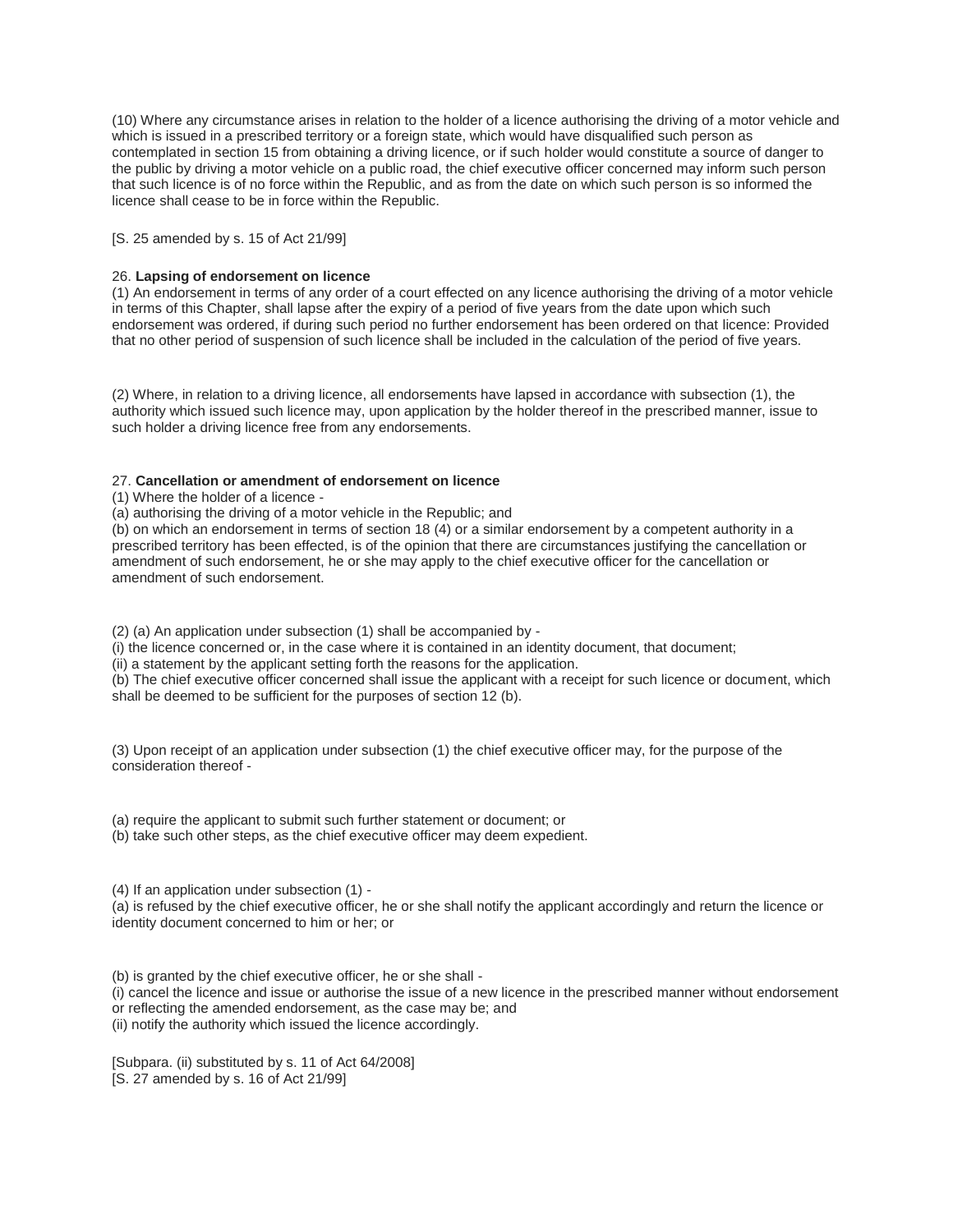(10) Where any circumstance arises in relation to the holder of a licence authorising the driving of a motor vehicle and which is issued in a prescribed territory or a foreign state, which would have disqualified such person as contemplated in section 15 from obtaining a driving licence, or if such holder would constitute a source of danger to the public by driving a motor vehicle on a public road, the chief executive officer concerned may inform such person that such licence is of no force within the Republic, and as from the date on which such person is so informed the licence shall cease to be in force within the Republic.

[S. 25 amended by s. 15 of Act 21/99]

26. **Lapsing of endorsement on licence**

(1) An endorsement in terms of any order of a court effected on any licence authorising the driving of a motor vehicle in terms of this Chapter, shall lapse after the expiry of a period of five years from the date upon which such endorsement was ordered, if during such period no further endorsement has been ordered on that licence: Provided that no other period of suspension of such licence shall be included in the calculation of the period of five years.

(2) Where, in relation to a driving licence, all endorsements have lapsed in accordance with subsection (1), the authority which issued such licence may, upon application by the holder thereof in the prescribed manner, issue to such holder a driving licence free from any endorsements.

27. **Cancellation or amendment of endorsement on licence**

(1) Where the holder of a licence -

(a) authorising the driving of a motor vehicle in the Republic; and

(b) on which an endorsement in terms of section 18 (4) or a similar endorsement by a competent authority in a prescribed territory has been effected, is of the opinion that there are circumstances justifying the cancellation or amendment of such endorsement, he or she may apply to the chief executive officer for the cancellation or amendment of such endorsement.

(2) (a) An application under subsection (1) shall be accompanied by -

(i) the licence concerned or, in the case where it is contained in an identity document, that document;

(ii) a statement by the applicant setting forth the reasons for the application.

(b) The chief executive officer concerned shall issue the applicant with a receipt for such licence or document, which shall be deemed to be sufficient for the purposes of section 12 (b).

(3) Upon receipt of an application under subsection (1) the chief executive officer may, for the purpose of the consideration thereof -

(a) require the applicant to submit such further statement or document; or

(b) take such other steps, as the chief executive officer may deem expedient.

(4) If an application under subsection (1) -

(a) is refused by the chief executive officer, he or she shall notify the applicant accordingly and return the licence or identity document concerned to him or her; or

(b) is granted by the chief executive officer, he or she shall -

(i) cancel the licence and issue or authorise the issue of a new licence in the prescribed manner without endorsement or reflecting the amended endorsement, as the case may be; and

(ii) notify the authority which issued the licence accordingly.

[Subpara. (ii) substituted by s. 11 of Act 64/2008]

[S. 27 amended by s. 16 of Act 21/99]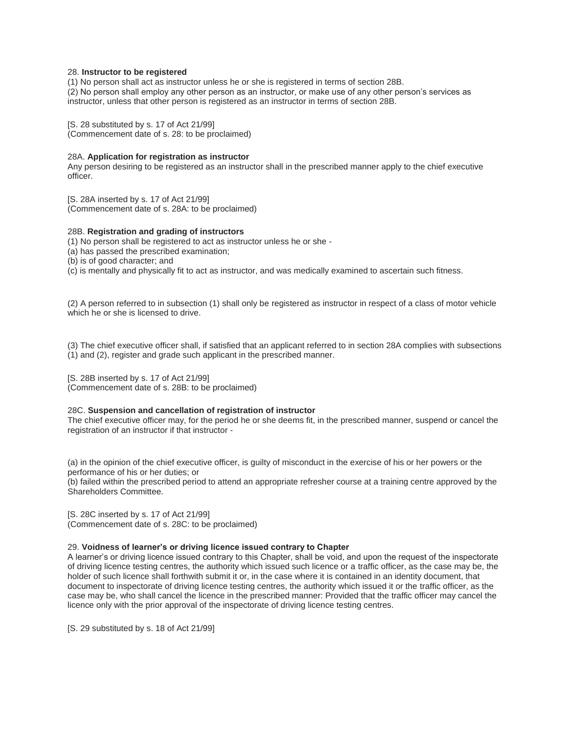28. **Instructor to be registered**

(1) No person shall act as instructor unless he or she is registered in terms of section 28B.

(2) No person shall employ any other person as an instructor, or make use of any other person's services as instructor, unless that other person is registered as an instructor in terms of section 28B.

[S. 28 substituted by s. 17 of Act 21/99]
(Commencement date of s. 28: to be proclaimed)

28A. **Application for registration as instructor**

Any person desiring to be registered as an instructor shall in the prescribed manner apply to the chief executive officer.

[S. 28A inserted by s. 17 of Act 21/99]
(Commencement date of s. 28A: to be proclaimed)

28B. **Registration and grading of instructors**

(1) No person shall be registered to act as instructor unless he or she -

(a) has passed the prescribed examination;

(b) is of good character; and

(c) is mentally and physically fit to act as instructor, and was medically examined to ascertain such fitness.

(2) A person referred to in subsection (1) shall only be registered as instructor in respect of a class of motor vehicle which he or she is licensed to drive.

(3) The chief executive officer shall, if satisfied that an applicant referred to in section 28A complies with subsections (1) and (2), register and grade such applicant in the prescribed manner.

[S. 28B inserted by s. 17 of Act 21/99]
(Commencement date of s. 28B: to be proclaimed)

28C. **Suspension and cancellation of registration of instructor**

The chief executive officer may, for the period he or she deems fit, in the prescribed manner, suspend or cancel the registration of an instructor if that instructor -

(a) in the opinion of the chief executive officer, is guilty of misconduct in the exercise of his or her powers or the performance of his or her duties; or

(b) failed within the prescribed period to attend an appropriate refresher course at a training centre approved by the Shareholders Committee.

[S. 28C inserted by s. 17 of Act 21/99]
(Commencement date of s. 28C: to be proclaimed)

29. **Voidness of learner's or driving licence issued contrary to Chapter**

A learner's or driving licence issued contrary to this Chapter, shall be void, and upon the request of the inspectorate of driving licence testing centres, the authority which issued such licence or a traffic officer, as the case may be, the holder of such licence shall forthwith submit it or, in the case where it is contained in an identity document, that document to inspectorate of driving licence testing centres, the authority which issued it or the traffic officer, as the case may be, who shall cancel the licence in the prescribed manner: Provided that the traffic officer may cancel the licence only with the prior approval of the inspectorate of driving licence testing centres.

[S. 29 substituted by s. 18 of Act 21/99]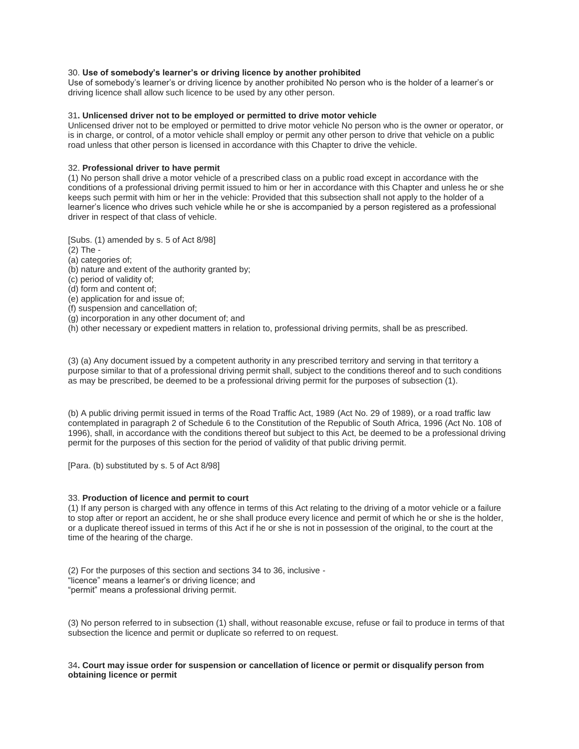30. **Use of somebody's learner's or driving licence by another prohibited**
Use of somebody's learner's or driving licence by another prohibited No person who is the holder of a learner's or driving licence shall allow such licence to be used by any other person.

31**. Unlicensed driver not to be employed or permitted to drive motor vehicle**
Unlicensed driver not to be employed or permitted to drive motor vehicle No person who is the owner or operator, or is in charge, or control, of a motor vehicle shall employ or permit any other person to drive that vehicle on a public road unless that other person is licensed in accordance with this Chapter to drive the vehicle.

32. **Professional driver to have permit**
(1) No person shall drive a motor vehicle of a prescribed class on a public road except in accordance with the conditions of a professional driving permit issued to him or her in accordance with this Chapter and unless he or she keeps such permit with him or her in the vehicle: Provided that this subsection shall not apply to the holder of a learner's licence who drives such vehicle while he or she is accompanied by a person registered as a professional driver in respect of that class of vehicle.

[Subs. (1) amended by s. 5 of Act 8/98]
(2) The -
(a) categories of;
(b) nature and extent of the authority granted by;
(c) period of validity of;
(d) form and content of;
(e) application for and issue of;
(f) suspension and cancellation of;
(g) incorporation in any other document of; and
(h) other necessary or expedient matters in relation to, professional driving permits, shall be as prescribed.

(3) (a) Any document issued by a competent authority in any prescribed territory and serving in that territory a purpose similar to that of a professional driving permit shall, subject to the conditions thereof and to such conditions as may be prescribed, be deemed to be a professional driving permit for the purposes of subsection (1).

(b) A public driving permit issued in terms of the Road Traffic Act, 1989 (Act No. 29 of 1989), or a road traffic law contemplated in paragraph 2 of Schedule 6 to the Constitution of the Republic of South Africa, 1996 (Act No. 108 of 1996), shall, in accordance with the conditions thereof but subject to this Act, be deemed to be a professional driving permit for the purposes of this section for the period of validity of that public driving permit.

[Para. (b) substituted by s. 5 of Act 8/98]

33. **Production of licence and permit to court**
(1) If any person is charged with any offence in terms of this Act relating to the driving of a motor vehicle or a failure to stop after or report an accident, he or she shall produce every licence and permit of which he or she is the holder, or a duplicate thereof issued in terms of this Act if he or she is not in possession of the original, to the court at the time of the hearing of the charge.

(2) For the purposes of this section and sections 34 to 36, inclusive -
"licence" means a learner's or driving licence; and
"permit" means a professional driving permit.

(3) No person referred to in subsection (1) shall, without reasonable excuse, refuse or fail to produce in terms of that subsection the licence and permit or duplicate so referred to on request.

34**. Court may issue order for suspension or cancellation of licence or permit or disqualify person from obtaining licence or permit**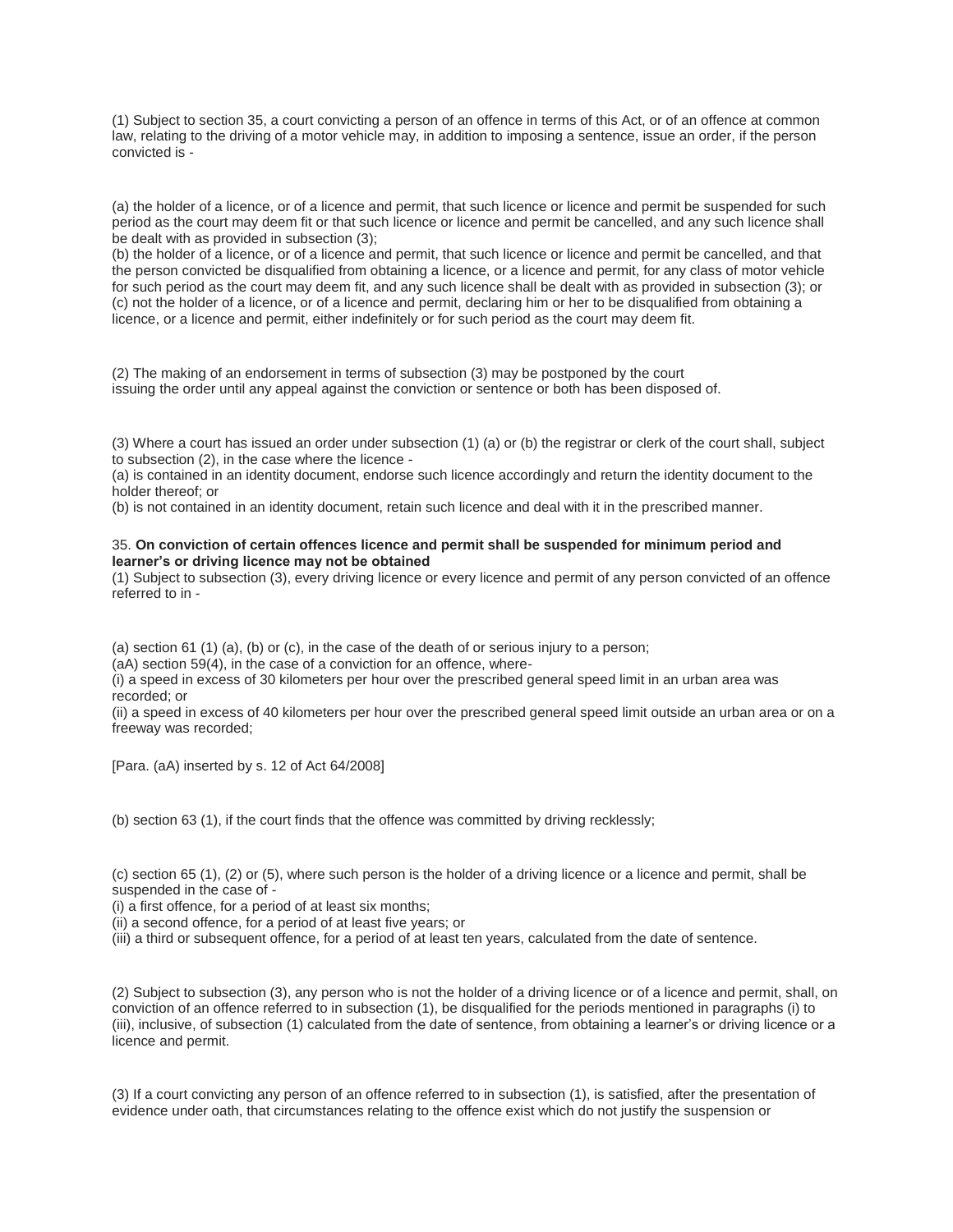(1) Subject to section 35, a court convicting a person of an offence in terms of this Act, or of an offence at common law, relating to the driving of a motor vehicle may, in addition to imposing a sentence, issue an order, if the person convicted is -

(a) the holder of a licence, or of a licence and permit, that such licence or licence and permit be suspended for such period as the court may deem fit or that such licence or licence and permit be cancelled, and any such licence shall be dealt with as provided in subsection (3);
(b) the holder of a licence, or of a licence and permit, that such licence or licence and permit be cancelled, and that the person convicted be disqualified from obtaining a licence, or a licence and permit, for any class of motor vehicle for such period as the court may deem fit, and any such licence shall be dealt with as provided in subsection (3); or
(c) not the holder of a licence, or of a licence and permit, declaring him or her to be disqualified from obtaining a licence, or a licence and permit, either indefinitely or for such period as the court may deem fit.

(2) The making of an endorsement in terms of subsection (3) may be postponed by the court issuing the order until any appeal against the conviction or sentence or both has been disposed of.

(3) Where a court has issued an order under subsection (1) (a) or (b) the registrar or clerk of the court shall, subject to subsection (2), in the case where the licence -
(a) is contained in an identity document, endorse such licence accordingly and return the identity document to the holder thereof; or
(b) is not contained in an identity document, retain such licence and deal with it in the prescribed manner.

35. **On conviction of certain offences licence and permit shall be suspended for minimum period and learner's or driving licence may not be obtained**
(1) Subject to subsection (3), every driving licence or every licence and permit of any person convicted of an offence referred to in -

(a) section 61 (1) (a), (b) or (c), in the case of the death of or serious injury to a person;
(aA) section 59(4), in the case of a conviction for an offence, where-
(i) a speed in excess of 30 kilometers per hour over the prescribed general speed limit in an urban area was recorded; or
(ii) a speed in excess of 40 kilometers per hour over the prescribed general speed limit outside an urban area or on a freeway was recorded;

[Para. (aA) inserted by s. 12 of Act 64/2008]

(b) section 63 (1), if the court finds that the offence was committed by driving recklessly;

(c) section 65 (1), (2) or (5), where such person is the holder of a driving licence or a licence and permit, shall be suspended in the case of -
(i) a first offence, for a period of at least six months;
(ii) a second offence, for a period of at least five years; or
(iii) a third or subsequent offence, for a period of at least ten years, calculated from the date of sentence.

(2) Subject to subsection (3), any person who is not the holder of a driving licence or of a licence and permit, shall, on conviction of an offence referred to in subsection (1), be disqualified for the periods mentioned in paragraphs (i) to (iii), inclusive, of subsection (1) calculated from the date of sentence, from obtaining a learner's or driving licence or a licence and permit.

(3) If a court convicting any person of an offence referred to in subsection (1), is satisfied, after the presentation of evidence under oath, that circumstances relating to the offence exist which do not justify the suspension or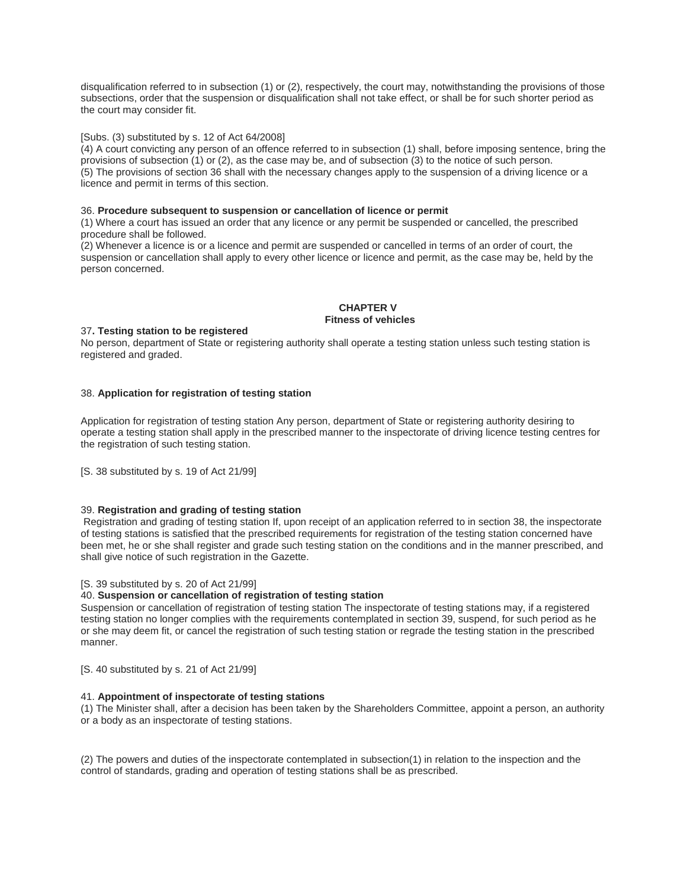disqualification referred to in subsection (1) or (2), respectively, the court may, notwithstanding the provisions of those subsections, order that the suspension or disqualification shall not take effect, or shall be for such shorter period as the court may consider fit.

[Subs. (3) substituted by s. 12 of Act 64/2008]

(4) A court convicting any person of an offence referred to in subsection (1) shall, before imposing sentence, bring the provisions of subsection (1) or (2), as the case may be, and of subsection (3) to the notice of such person.

(5) The provisions of section 36 shall with the necessary changes apply to the suspension of a driving licence or a licence and permit in terms of this section.

36. **Procedure subsequent to suspension or cancellation of licence or permit**

(1) Where a court has issued an order that any licence or any permit be suspended or cancelled, the prescribed procedure shall be followed.

(2) Whenever a licence is or a licence and permit are suspended or cancelled in terms of an order of court, the suspension or cancellation shall apply to every other licence or licence and permit, as the case may be, held by the person concerned.

## CHAPTER V
## Fitness of vehicles

37**. Testing station to be registered**

No person, department of State or registering authority shall operate a testing station unless such testing station is registered and graded.

38. **Application for registration of testing station**

Application for registration of testing station Any person, department of State or registering authority desiring to operate a testing station shall apply in the prescribed manner to the inspectorate of driving licence testing centres for the registration of such testing station.

[S. 38 substituted by s. 19 of Act 21/99]

39. **Registration and grading of testing station**

Registration and grading of testing station If, upon receipt of an application referred to in section 38, the inspectorate of testing stations is satisfied that the prescribed requirements for registration of the testing station concerned have been met, he or she shall register and grade such testing station on the conditions and in the manner prescribed, and shall give notice of such registration in the Gazette.

[S. 39 substituted by s. 20 of Act 21/99]

40. **Suspension or cancellation of registration of testing station**

Suspension or cancellation of registration of testing station The inspectorate of testing stations may, if a registered testing station no longer complies with the requirements contemplated in section 39, suspend, for such period as he or she may deem fit, or cancel the registration of such testing station or regrade the testing station in the prescribed manner.

[S. 40 substituted by s. 21 of Act 21/99]

41. **Appointment of inspectorate of testing stations**

(1) The Minister shall, after a decision has been taken by the Shareholders Committee, appoint a person, an authority or a body as an inspectorate of testing stations.

(2) The powers and duties of the inspectorate contemplated in subsection(1) in relation to the inspection and the control of standards, grading and operation of testing stations shall be as prescribed.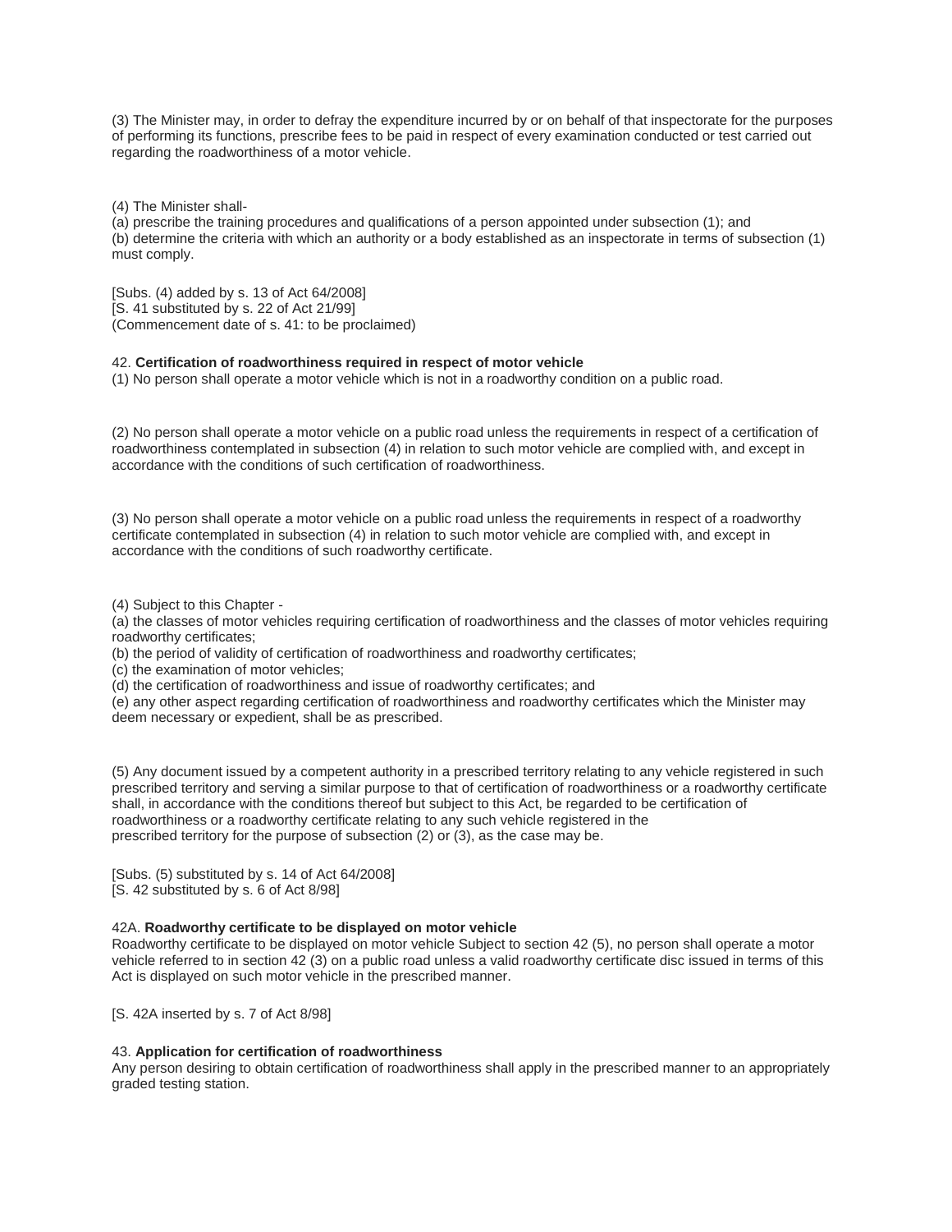(3) The Minister may, in order to defray the expenditure incurred by or on behalf of that inspectorate for the purposes of performing its functions, prescribe fees to be paid in respect of every examination conducted or test carried out regarding the roadworthiness of a motor vehicle.

(4) The Minister shall-
(a) prescribe the training procedures and qualifications of a person appointed under subsection (1); and
(b) determine the criteria with which an authority or a body established as an inspectorate in terms of subsection (1) must comply.

[Subs. (4) added by s. 13 of Act 64/2008]
[S. 41 substituted by s. 22 of Act 21/99]
(Commencement date of s. 41: to be proclaimed)

42. **Certification of roadworthiness required in respect of motor vehicle**
(1) No person shall operate a motor vehicle which is not in a roadworthy condition on a public road.

(2) No person shall operate a motor vehicle on a public road unless the requirements in respect of a certification of roadworthiness contemplated in subsection (4) in relation to such motor vehicle are complied with, and except in accordance with the conditions of such certification of roadworthiness.

(3) No person shall operate a motor vehicle on a public road unless the requirements in respect of a roadworthy certificate contemplated in subsection (4) in relation to such motor vehicle are complied with, and except in accordance with the conditions of such roadworthy certificate.

(4) Subject to this Chapter -
(a) the classes of motor vehicles requiring certification of roadworthiness and the classes of motor vehicles requiring roadworthy certificates;
(b) the period of validity of certification of roadworthiness and roadworthy certificates;
(c) the examination of motor vehicles;
(d) the certification of roadworthiness and issue of roadworthy certificates; and
(e) any other aspect regarding certification of roadworthiness and roadworthy certificates which the Minister may deem necessary or expedient, shall be as prescribed.

(5) Any document issued by a competent authority in a prescribed territory relating to any vehicle registered in such prescribed territory and serving a similar purpose to that of certification of roadworthiness or a roadworthy certificate shall, in accordance with the conditions thereof but subject to this Act, be regarded to be certification of roadworthiness or a roadworthy certificate relating to any such vehicle registered in the prescribed territory for the purpose of subsection (2) or (3), as the case may be.

[Subs. (5) substituted by s. 14 of Act 64/2008]
[S. 42 substituted by s. 6 of Act 8/98]

42A. **Roadworthy certificate to be displayed on motor vehicle**
Roadworthy certificate to be displayed on motor vehicle Subject to section 42 (5), no person shall operate a motor vehicle referred to in section 42 (3) on a public road unless a valid roadworthy certificate disc issued in terms of this Act is displayed on such motor vehicle in the prescribed manner.

[S. 42A inserted by s. 7 of Act 8/98]

43. **Application for certification of roadworthiness**
Any person desiring to obtain certification of roadworthiness shall apply in the prescribed manner to an appropriately graded testing station.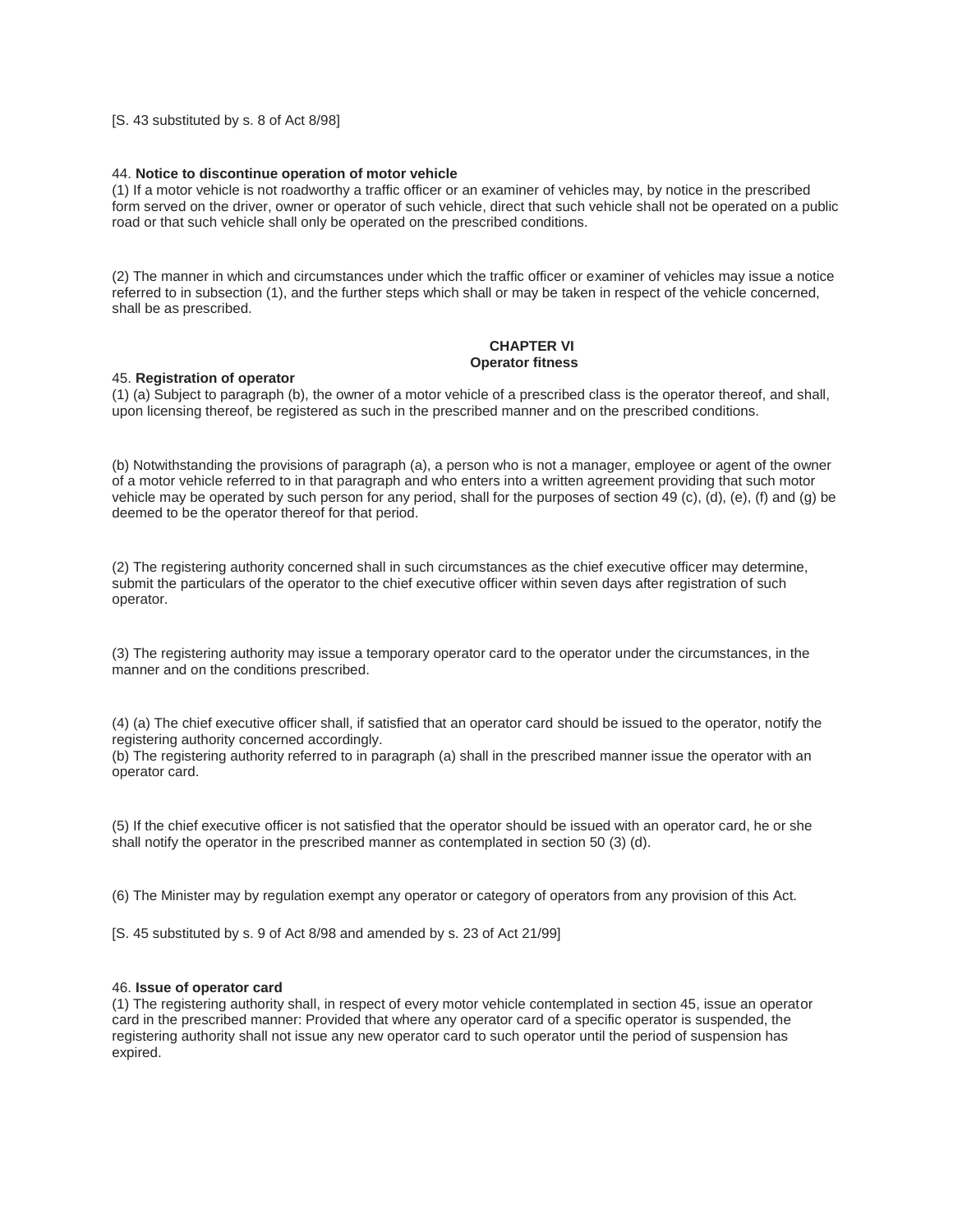[S. 43 substituted by s. 8 of Act 8/98]

44. **Notice to discontinue operation of motor vehicle**

(1) If a motor vehicle is not roadworthy a traffic officer or an examiner of vehicles may, by notice in the prescribed form served on the driver, owner or operator of such vehicle, direct that such vehicle shall not be operated on a public road or that such vehicle shall only be operated on the prescribed conditions.

(2) The manner in which and circumstances under which the traffic officer or examiner of vehicles may issue a notice referred to in subsection (1), and the further steps which shall or may be taken in respect of the vehicle concerned, shall be as prescribed.

## CHAPTER VI
## Operator fitness

45. **Registration of operator**

(1) (a) Subject to paragraph (b), the owner of a motor vehicle of a prescribed class is the operator thereof, and shall, upon licensing thereof, be registered as such in the prescribed manner and on the prescribed conditions.

(b) Notwithstanding the provisions of paragraph (a), a person who is not a manager, employee or agent of the owner of a motor vehicle referred to in that paragraph and who enters into a written agreement providing that such motor vehicle may be operated by such person for any period, shall for the purposes of section 49 (c), (d), (e), (f) and (g) be deemed to be the operator thereof for that period.

(2) The registering authority concerned shall in such circumstances as the chief executive officer may determine, submit the particulars of the operator to the chief executive officer within seven days after registration of such operator.

(3) The registering authority may issue a temporary operator card to the operator under the circumstances, in the manner and on the conditions prescribed.

(4) (a) The chief executive officer shall, if satisfied that an operator card should be issued to the operator, notify the registering authority concerned accordingly.
(b) The registering authority referred to in paragraph (a) shall in the prescribed manner issue the operator with an operator card.

(5) If the chief executive officer is not satisfied that the operator should be issued with an operator card, he or she shall notify the operator in the prescribed manner as contemplated in section 50 (3) (d).

(6) The Minister may by regulation exempt any operator or category of operators from any provision of this Act.

[S. 45 substituted by s. 9 of Act 8/98 and amended by s. 23 of Act 21/99]

46. **Issue of operator card**

(1) The registering authority shall, in respect of every motor vehicle contemplated in section 45, issue an operator card in the prescribed manner: Provided that where any operator card of a specific operator is suspended, the registering authority shall not issue any new operator card to such operator until the period of suspension has expired.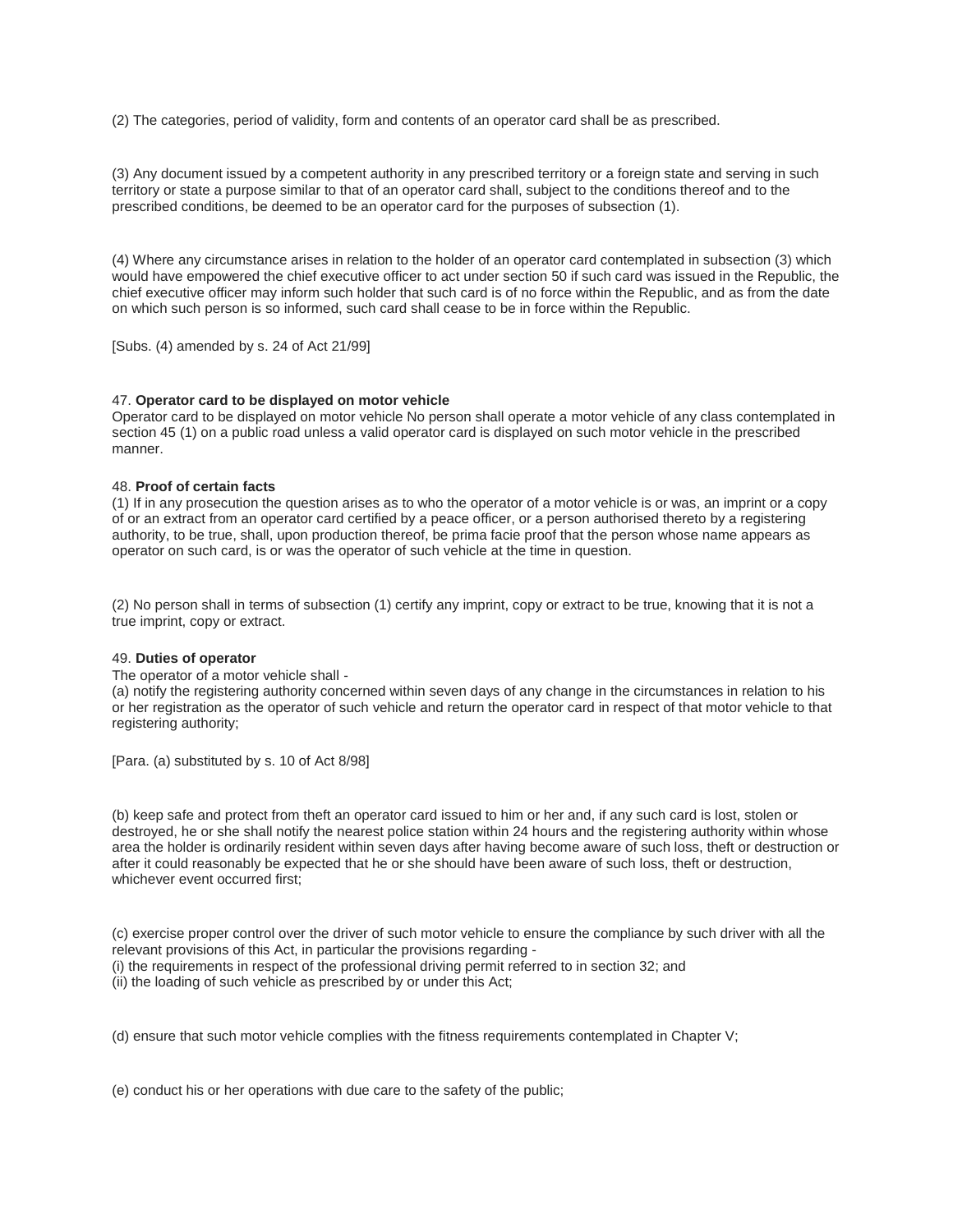(2) The categories, period of validity, form and contents of an operator card shall be as prescribed.

(3) Any document issued by a competent authority in any prescribed territory or a foreign state and serving in such territory or state a purpose similar to that of an operator card shall, subject to the conditions thereof and to the prescribed conditions, be deemed to be an operator card for the purposes of subsection (1).

(4) Where any circumstance arises in relation to the holder of an operator card contemplated in subsection (3) which would have empowered the chief executive officer to act under section 50 if such card was issued in the Republic, the chief executive officer may inform such holder that such card is of no force within the Republic, and as from the date on which such person is so informed, such card shall cease to be in force within the Republic.

[Subs. (4) amended by s. 24 of Act 21/99]

47. **Operator card to be displayed on motor vehicle**
Operator card to be displayed on motor vehicle No person shall operate a motor vehicle of any class contemplated in section 45 (1) on a public road unless a valid operator card is displayed on such motor vehicle in the prescribed manner.

48. **Proof of certain facts**
(1) If in any prosecution the question arises as to who the operator of a motor vehicle is or was, an imprint or a copy of or an extract from an operator card certified by a peace officer, or a person authorised thereto by a registering authority, to be true, shall, upon production thereof, be prima facie proof that the person whose name appears as operator on such card, is or was the operator of such vehicle at the time in question.

(2) No person shall in terms of subsection (1) certify any imprint, copy or extract to be true, knowing that it is not a true imprint, copy or extract.

49. **Duties of operator**
The operator of a motor vehicle shall -
(a) notify the registering authority concerned within seven days of any change in the circumstances in relation to his or her registration as the operator of such vehicle and return the operator card in respect of that motor vehicle to that registering authority;

[Para. (a) substituted by s. 10 of Act 8/98]

(b) keep safe and protect from theft an operator card issued to him or her and, if any such card is lost, stolen or destroyed, he or she shall notify the nearest police station within 24 hours and the registering authority within whose area the holder is ordinarily resident within seven days after having become aware of such loss, theft or destruction or after it could reasonably be expected that he or she should have been aware of such loss, theft or destruction, whichever event occurred first;

(c) exercise proper control over the driver of such motor vehicle to ensure the compliance by such driver with all the relevant provisions of this Act, in particular the provisions regarding -
(i) the requirements in respect of the professional driving permit referred to in section 32; and
(ii) the loading of such vehicle as prescribed by or under this Act;

(d) ensure that such motor vehicle complies with the fitness requirements contemplated in Chapter V;

(e) conduct his or her operations with due care to the safety of the public;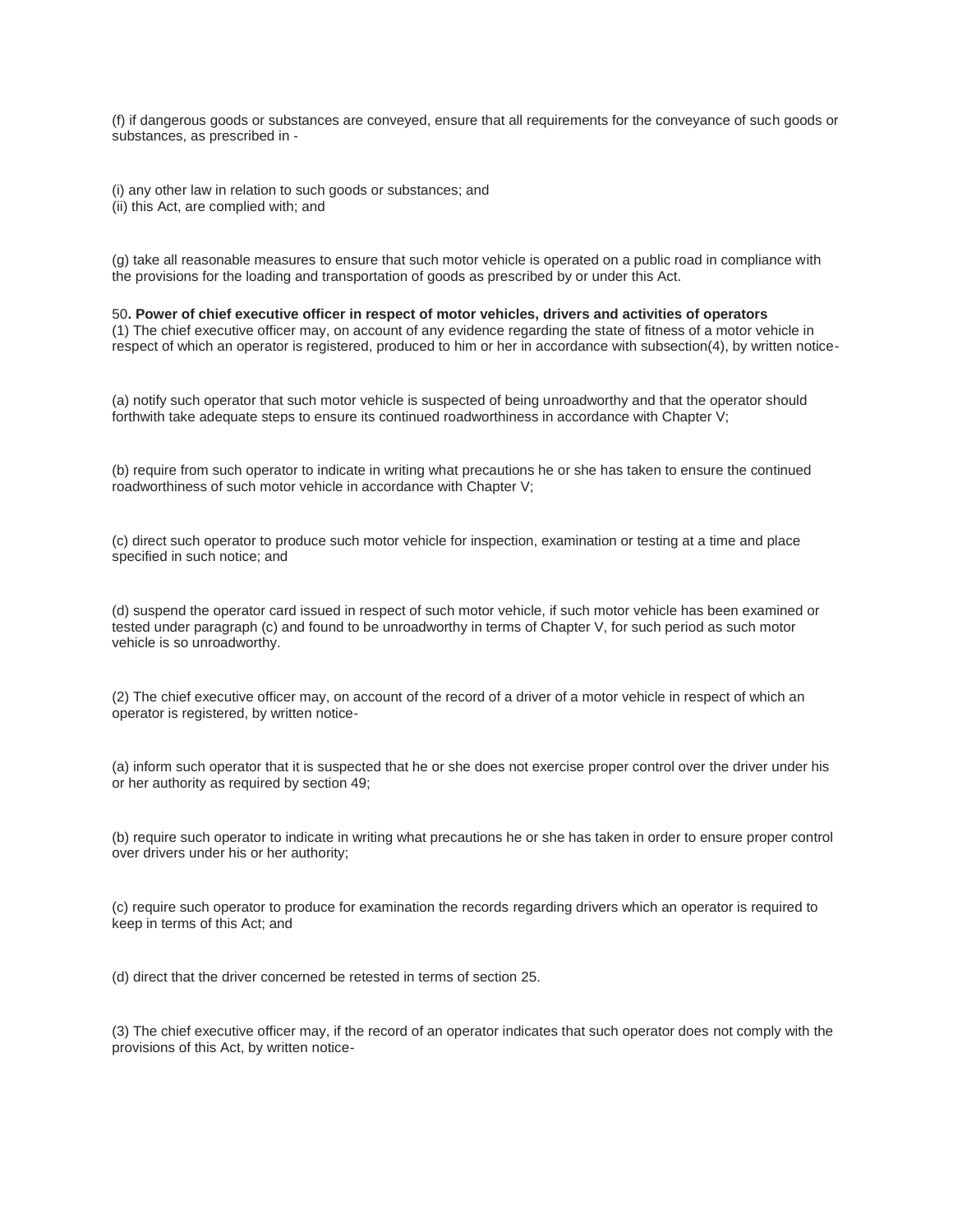(f) if dangerous goods or substances are conveyed, ensure that all requirements for the conveyance of such goods or substances, as prescribed in -

(i) any other law in relation to such goods or substances; and
(ii) this Act, are complied with; and

(g) take all reasonable measures to ensure that such motor vehicle is operated on a public road in compliance with the provisions for the loading and transportation of goods as prescribed by or under this Act.

50**. Power of chief executive officer in respect of motor vehicles, drivers and activities of operators**
(1) The chief executive officer may, on account of any evidence regarding the state of fitness of a motor vehicle in respect of which an operator is registered, produced to him or her in accordance with subsection(4), by written notice-

(a) notify such operator that such motor vehicle is suspected of being unroadworthy and that the operator should forthwith take adequate steps to ensure its continued roadworthiness in accordance with Chapter V;

(b) require from such operator to indicate in writing what precautions he or she has taken to ensure the continued roadworthiness of such motor vehicle in accordance with Chapter V;

(c) direct such operator to produce such motor vehicle for inspection, examination or testing at a time and place specified in such notice; and

(d) suspend the operator card issued in respect of such motor vehicle, if such motor vehicle has been examined or tested under paragraph (c) and found to be unroadworthy in terms of Chapter V, for such period as such motor vehicle is so unroadworthy.

(2) The chief executive officer may, on account of the record of a driver of a motor vehicle in respect of which an operator is registered, by written notice-

(a) inform such operator that it is suspected that he or she does not exercise proper control over the driver under his or her authority as required by section 49;

(b) require such operator to indicate in writing what precautions he or she has taken in order to ensure proper control over drivers under his or her authority;

(c) require such operator to produce for examination the records regarding drivers which an operator is required to keep in terms of this Act; and

(d) direct that the driver concerned be retested in terms of section 25.

(3) The chief executive officer may, if the record of an operator indicates that such operator does not comply with the provisions of this Act, by written notice-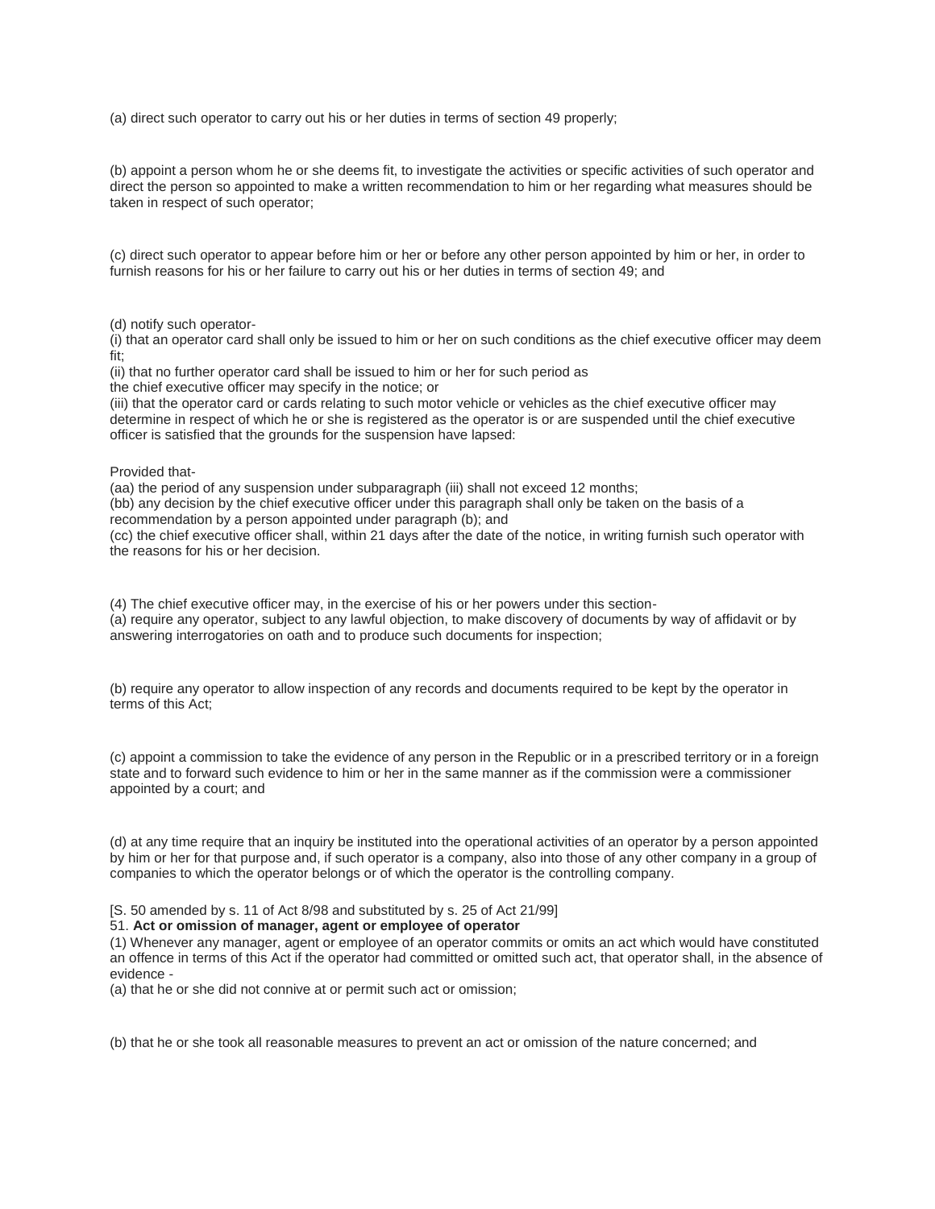(a) direct such operator to carry out his or her duties in terms of section 49 properly;

(b) appoint a person whom he or she deems fit, to investigate the activities or specific activities of such operator and direct the person so appointed to make a written recommendation to him or her regarding what measures should be taken in respect of such operator;

(c) direct such operator to appear before him or her or before any other person appointed by him or her, in order to furnish reasons for his or her failure to carry out his or her duties in terms of section 49; and

(d) notify such operator-
(i) that an operator card shall only be issued to him or her on such conditions as the chief executive officer may deem fit;
(ii) that no further operator card shall be issued to him or her for such period as
the chief executive officer may specify in the notice; or
(iii) that the operator card or cards relating to such motor vehicle or vehicles as the chief executive officer may determine in respect of which he or she is registered as the operator is or are suspended until the chief executive officer is satisfied that the grounds for the suspension have lapsed:

Provided that-
(aa) the period of any suspension under subparagraph (iii) shall not exceed 12 months;
(bb) any decision by the chief executive officer under this paragraph shall only be taken on the basis of a recommendation by a person appointed under paragraph (b); and
(cc) the chief executive officer shall, within 21 days after the date of the notice, in writing furnish such operator with the reasons for his or her decision.

(4) The chief executive officer may, in the exercise of his or her powers under this section-
(a) require any operator, subject to any lawful objection, to make discovery of documents by way of affidavit or by answering interrogatories on oath and to produce such documents for inspection;

(b) require any operator to allow inspection of any records and documents required to be kept by the operator in terms of this Act;

(c) appoint a commission to take the evidence of any person in the Republic or in a prescribed territory or in a foreign state and to forward such evidence to him or her in the same manner as if the commission were a commissioner appointed by a court; and

(d) at any time require that an inquiry be instituted into the operational activities of an operator by a person appointed by him or her for that purpose and, if such operator is a company, also into those of any other company in a group of companies to which the operator belongs or of which the operator is the controlling company.

[S. 50 amended by s. 11 of Act 8/98 and substituted by s. 25 of Act 21/99]

51. **Act or omission of manager, agent or employee of operator**

(1) Whenever any manager, agent or employee of an operator commits or omits an act which would have constituted an offence in terms of this Act if the operator had committed or omitted such act, that operator shall, in the absence of evidence -
(a) that he or she did not connive at or permit such act or omission;

(b) that he or she took all reasonable measures to prevent an act or omission of the nature concerned; and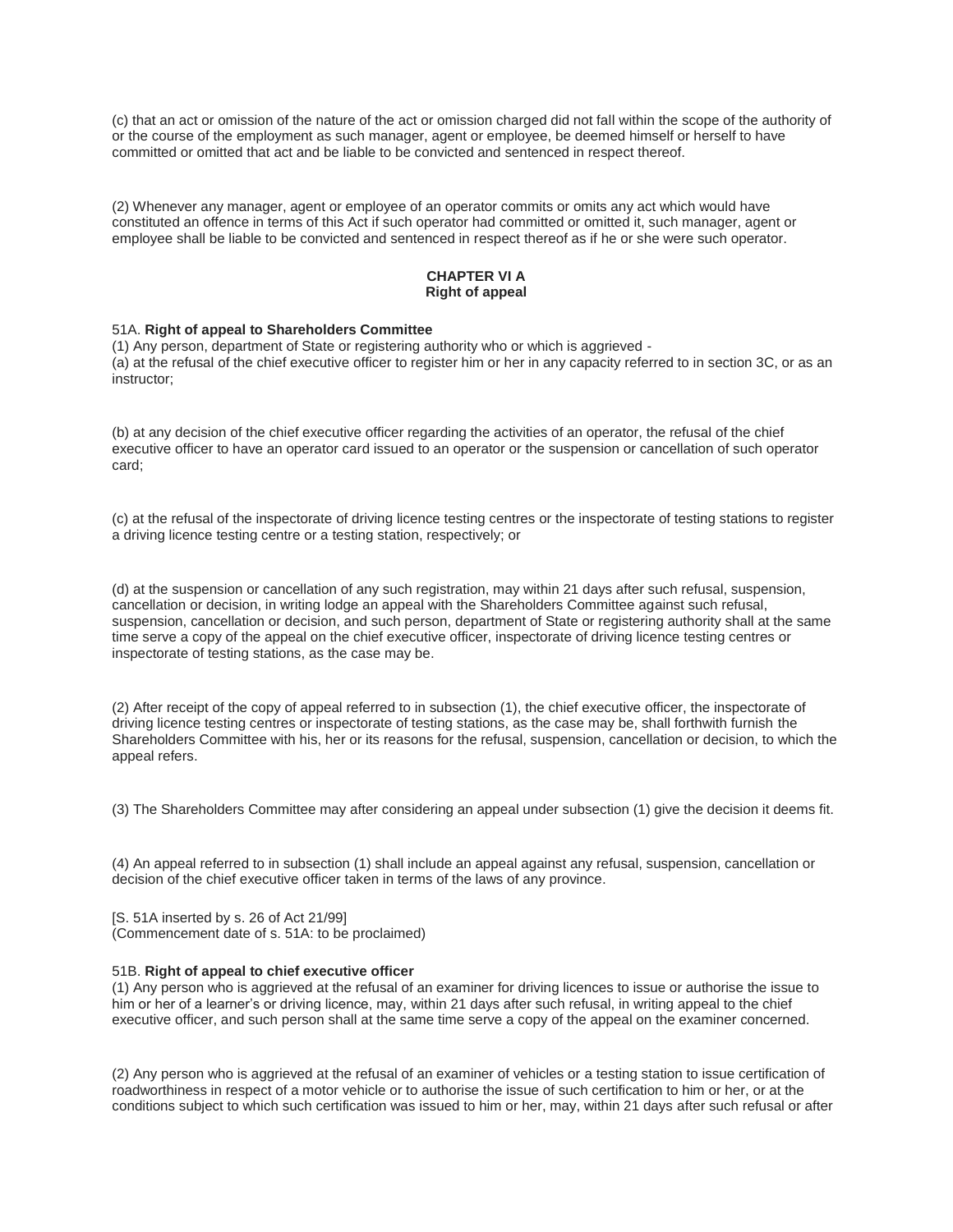(c) that an act or omission of the nature of the act or omission charged did not fall within the scope of the authority of or the course of the employment as such manager, agent or employee, be deemed himself or herself to have committed or omitted that act and be liable to be convicted and sentenced in respect thereof.

(2) Whenever any manager, agent or employee of an operator commits or omits any act which would have constituted an offence in terms of this Act if such operator had committed or omitted it, such manager, agent or employee shall be liable to be convicted and sentenced in respect thereof as if he or she were such operator.

## CHAPTER VI A
## Right of appeal

51A. **Right of appeal to Shareholders Committee**

(1) Any person, department of State or registering authority who or which is aggrieved -

(a) at the refusal of the chief executive officer to register him or her in any capacity referred to in section 3C, or as an instructor;

(b) at any decision of the chief executive officer regarding the activities of an operator, the refusal of the chief executive officer to have an operator card issued to an operator or the suspension or cancellation of such operator card;

(c) at the refusal of the inspectorate of driving licence testing centres or the inspectorate of testing stations to register a driving licence testing centre or a testing station, respectively; or

(d) at the suspension or cancellation of any such registration, may within 21 days after such refusal, suspension, cancellation or decision, in writing lodge an appeal with the Shareholders Committee against such refusal, suspension, cancellation or decision, and such person, department of State or registering authority shall at the same time serve a copy of the appeal on the chief executive officer, inspectorate of driving licence testing centres or inspectorate of testing stations, as the case may be.

(2) After receipt of the copy of appeal referred to in subsection (1), the chief executive officer, the inspectorate of driving licence testing centres or inspectorate of testing stations, as the case may be, shall forthwith furnish the Shareholders Committee with his, her or its reasons for the refusal, suspension, cancellation or decision, to which the appeal refers.

(3) The Shareholders Committee may after considering an appeal under subsection (1) give the decision it deems fit.

(4) An appeal referred to in subsection (1) shall include an appeal against any refusal, suspension, cancellation or decision of the chief executive officer taken in terms of the laws of any province.

[S. 51A inserted by s. 26 of Act 21/99]
(Commencement date of s. 51A: to be proclaimed)

51B. **Right of appeal to chief executive officer**

(1) Any person who is aggrieved at the refusal of an examiner for driving licences to issue or authorise the issue to him or her of a learner's or driving licence, may, within 21 days after such refusal, in writing appeal to the chief executive officer, and such person shall at the same time serve a copy of the appeal on the examiner concerned.

(2) Any person who is aggrieved at the refusal of an examiner of vehicles or a testing station to issue certification of roadworthiness in respect of a motor vehicle or to authorise the issue of such certification to him or her, or at the conditions subject to which such certification was issued to him or her, may, within 21 days after such refusal or after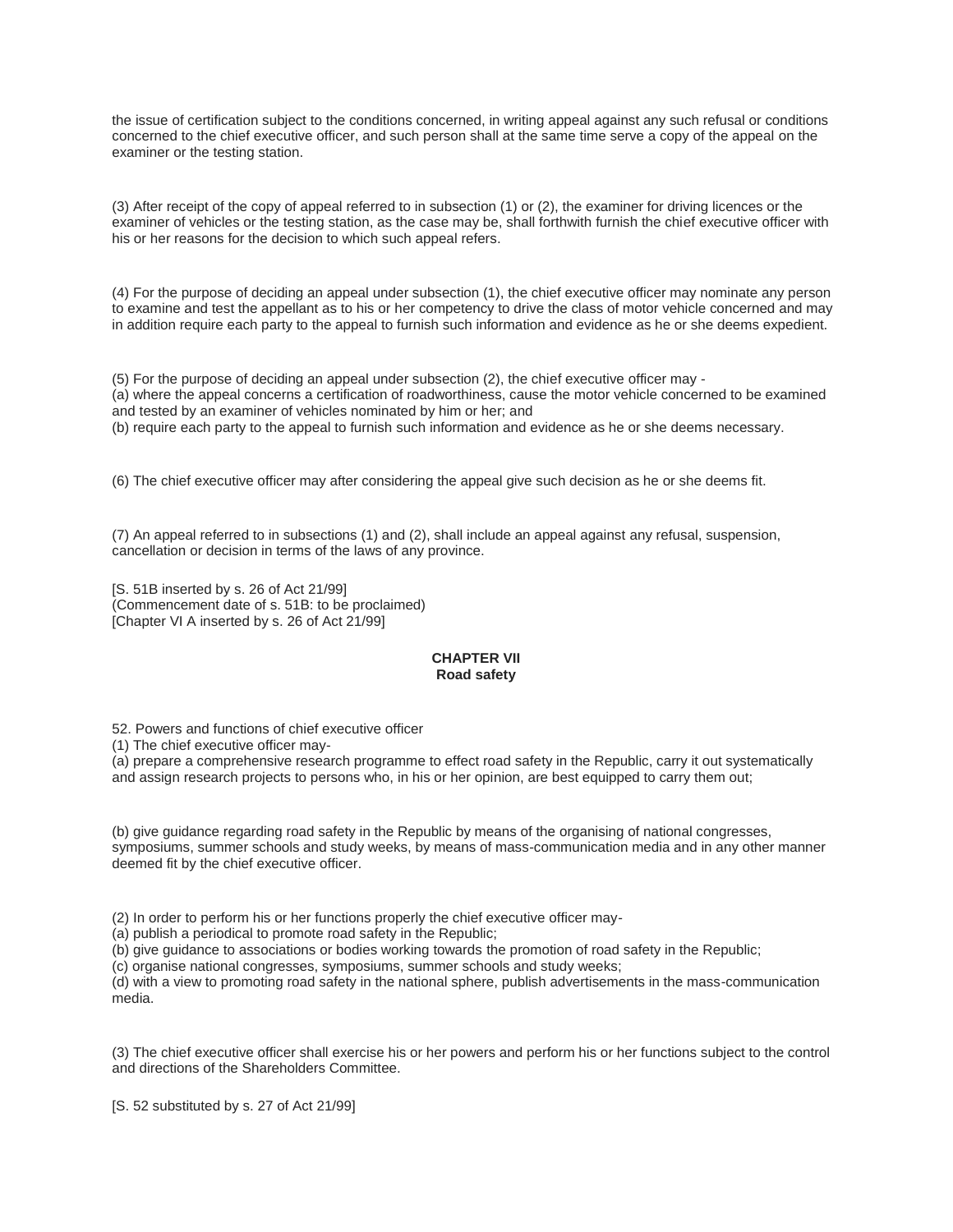the issue of certification subject to the conditions concerned, in writing appeal against any such refusal or conditions concerned to the chief executive officer, and such person shall at the same time serve a copy of the appeal on the examiner or the testing station.

(3) After receipt of the copy of appeal referred to in subsection (1) or (2), the examiner for driving licences or the examiner of vehicles or the testing station, as the case may be, shall forthwith furnish the chief executive officer with his or her reasons for the decision to which such appeal refers.

(4) For the purpose of deciding an appeal under subsection (1), the chief executive officer may nominate any person to examine and test the appellant as to his or her competency to drive the class of motor vehicle concerned and may in addition require each party to the appeal to furnish such information and evidence as he or she deems expedient.

(5) For the purpose of deciding an appeal under subsection (2), the chief executive officer may -
(a) where the appeal concerns a certification of roadworthiness, cause the motor vehicle concerned to be examined and tested by an examiner of vehicles nominated by him or her; and
(b) require each party to the appeal to furnish such information and evidence as he or she deems necessary.

(6) The chief executive officer may after considering the appeal give such decision as he or she deems fit.

(7) An appeal referred to in subsections (1) and (2), shall include an appeal against any refusal, suspension, cancellation or decision in terms of the laws of any province.

[S. 51B inserted by s. 26 of Act 21/99]
(Commencement date of s. 51B: to be proclaimed)
[Chapter VI A inserted by s. 26 of Act 21/99]

## CHAPTER VII
**Road safety**

52. Powers and functions of chief executive officer
(1) The chief executive officer may-
(a) prepare a comprehensive research programme to effect road safety in the Republic, carry it out systematically and assign research projects to persons who, in his or her opinion, are best equipped to carry them out;

(b) give guidance regarding road safety in the Republic by means of the organising of national congresses, symposiums, summer schools and study weeks, by means of mass-communication media and in any other manner deemed fit by the chief executive officer.

(2) In order to perform his or her functions properly the chief executive officer may-
(a) publish a periodical to promote road safety in the Republic;
(b) give guidance to associations or bodies working towards the promotion of road safety in the Republic;
(c) organise national congresses, symposiums, summer schools and study weeks;
(d) with a view to promoting road safety in the national sphere, publish advertisements in the mass-communication media.

(3) The chief executive officer shall exercise his or her powers and perform his or her functions subject to the control and directions of the Shareholders Committee.

[S. 52 substituted by s. 27 of Act 21/99]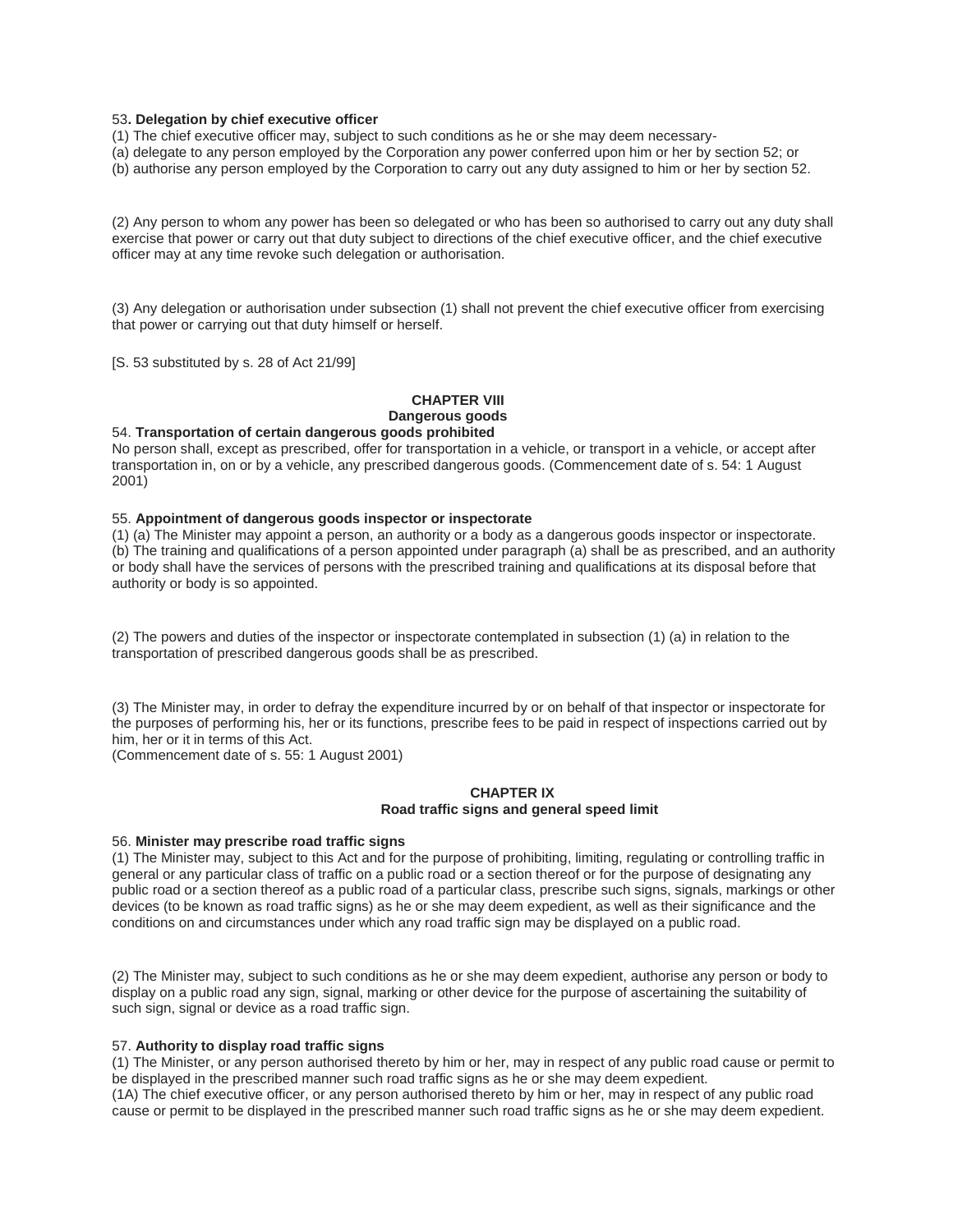53**. Delegation by chief executive officer**

(1) The chief executive officer may, subject to such conditions as he or she may deem necessary-

(a) delegate to any person employed by the Corporation any power conferred upon him or her by section 52; or

(b) authorise any person employed by the Corporation to carry out any duty assigned to him or her by section 52.

(2) Any person to whom any power has been so delegated or who has been so authorised to carry out any duty shall exercise that power or carry out that duty subject to directions of the chief executive officer, and the chief executive officer may at any time revoke such delegation or authorisation.

(3) Any delegation or authorisation under subsection (1) shall not prevent the chief executive officer from exercising that power or carrying out that duty himself or herself.

[S. 53 substituted by s. 28 of Act 21/99]

## CHAPTER VIII
## Dangerous goods

54. **Transportation of certain dangerous goods prohibited**

No person shall, except as prescribed, offer for transportation in a vehicle, or transport in a vehicle, or accept after transportation in, on or by a vehicle, any prescribed dangerous goods. (Commencement date of s. 54: 1 August 2001)

55. **Appointment of dangerous goods inspector or inspectorate**

(1) (a) The Minister may appoint a person, an authority or a body as a dangerous goods inspector or inspectorate.

(b) The training and qualifications of a person appointed under paragraph (a) shall be as prescribed, and an authority or body shall have the services of persons with the prescribed training and qualifications at its disposal before that authority or body is so appointed.

(2) The powers and duties of the inspector or inspectorate contemplated in subsection (1) (a) in relation to the transportation of prescribed dangerous goods shall be as prescribed.

(3) The Minister may, in order to defray the expenditure incurred by or on behalf of that inspector or inspectorate for the purposes of performing his, her or its functions, prescribe fees to be paid in respect of inspections carried out by him, her or it in terms of this Act.

(Commencement date of s. 55: 1 August 2001)

## CHAPTER IX
## Road traffic signs and general speed limit

56. **Minister may prescribe road traffic signs**

(1) The Minister may, subject to this Act and for the purpose of prohibiting, limiting, regulating or controlling traffic in general or any particular class of traffic on a public road or a section thereof or for the purpose of designating any public road or a section thereof as a public road of a particular class, prescribe such signs, signals, markings or other devices (to be known as road traffic signs) as he or she may deem expedient, as well as their significance and the conditions on and circumstances under which any road traffic sign may be displayed on a public road.

(2) The Minister may, subject to such conditions as he or she may deem expedient, authorise any person or body to display on a public road any sign, signal, marking or other device for the purpose of ascertaining the suitability of such sign, signal or device as a road traffic sign.

57. **Authority to display road traffic signs**

(1) The Minister, or any person authorised thereto by him or her, may in respect of any public road cause or permit to be displayed in the prescribed manner such road traffic signs as he or she may deem expedient.

(1A) The chief executive officer, or any person authorised thereto by him or her, may in respect of any public road cause or permit to be displayed in the prescribed manner such road traffic signs as he or she may deem expedient.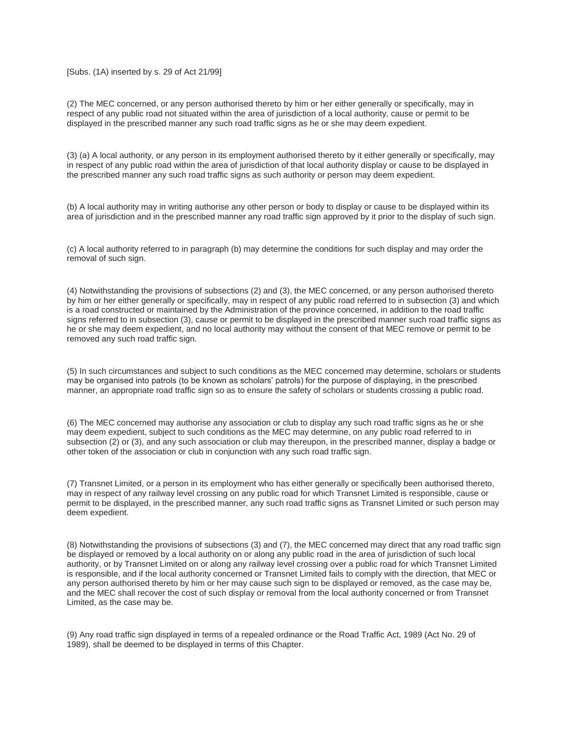[Subs. (1A) inserted by s. 29 of Act 21/99]

(2) The MEC concerned, or any person authorised thereto by him or her either generally or specifically, may in respect of any public road not situated within the area of jurisdiction of a local authority, cause or permit to be displayed in the prescribed manner any such road traffic signs as he or she may deem expedient.

(3) (a) A local authority, or any person in its employment authorised thereto by it either generally or specifically, may in respect of any public road within the area of jurisdiction of that local authority display or cause to be displayed in the prescribed manner any such road traffic signs as such authority or person may deem expedient.

(b) A local authority may in writing authorise any other person or body to display or cause to be displayed within its area of jurisdiction and in the prescribed manner any road traffic sign approved by it prior to the display of such sign.

(c) A local authority referred to in paragraph (b) may determine the conditions for such display and may order the removal of such sign.

(4) Notwithstanding the provisions of subsections (2) and (3), the MEC concerned, or any person authorised thereto by him or her either generally or specifically, may in respect of any public road referred to in subsection (3) and which is a road constructed or maintained by the Administration of the province concerned, in addition to the road traffic signs referred to in subsection (3), cause or permit to be displayed in the prescribed manner such road traffic signs as he or she may deem expedient, and no local authority may without the consent of that MEC remove or permit to be removed any such road traffic sign.

(5) In such circumstances and subject to such conditions as the MEC concerned may determine, scholars or students may be organised into patrols (to be known as scholars' patrols) for the purpose of displaying, in the prescribed manner, an appropriate road traffic sign so as to ensure the safety of scholars or students crossing a public road.

(6) The MEC concerned may authorise any association or club to display any such road traffic signs as he or she may deem expedient, subject to such conditions as the MEC may determine, on any public road referred to in subsection (2) or (3), and any such association or club may thereupon, in the prescribed manner, display a badge or other token of the association or club in conjunction with any such road traffic sign.

(7) Transnet Limited, or a person in its employment who has either generally or specifically been authorised thereto, may in respect of any railway level crossing on any public road for which Transnet Limited is responsible, cause or permit to be displayed, in the prescribed manner, any such road traffic signs as Transnet Limited or such person may deem expedient.

(8) Notwithstanding the provisions of subsections (3) and (7), the MEC concerned may direct that any road traffic sign be displayed or removed by a local authority on or along any public road in the area of jurisdiction of such local authority, or by Transnet Limited on or along any railway level crossing over a public road for which Transnet Limited is responsible, and if the local authority concerned or Transnet Limited fails to comply with the direction, that MEC or any person authorised thereto by him or her may cause such sign to be displayed or removed, as the case may be, and the MEC shall recover the cost of such display or removal from the local authority concerned or from Transnet Limited, as the case may be.

(9) Any road traffic sign displayed in terms of a repealed ordinance or the Road Traffic Act, 1989 (Act No. 29 of 1989), shall be deemed to be displayed in terms of this Chapter.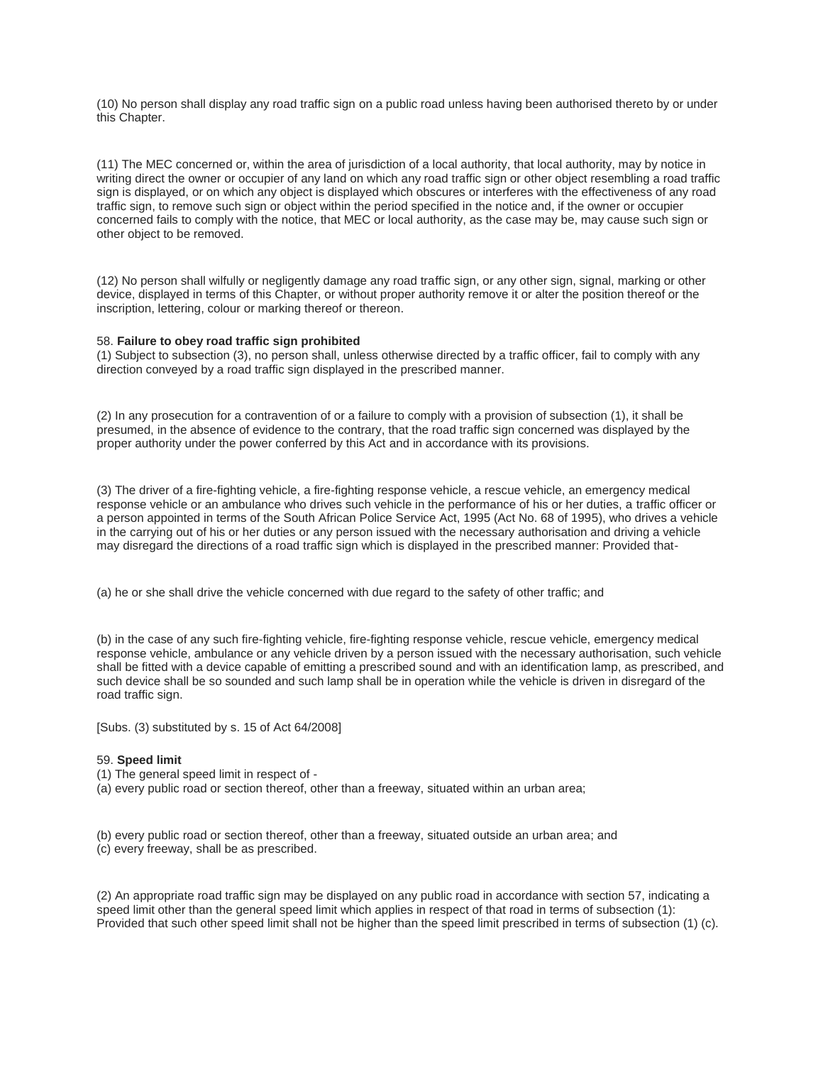(10) No person shall display any road traffic sign on a public road unless having been authorised thereto by or under this Chapter.

(11) The MEC concerned or, within the area of jurisdiction of a local authority, that local authority, may by notice in writing direct the owner or occupier of any land on which any road traffic sign or other object resembling a road traffic sign is displayed, or on which any object is displayed which obscures or interferes with the effectiveness of any road traffic sign, to remove such sign or object within the period specified in the notice and, if the owner or occupier concerned fails to comply with the notice, that MEC or local authority, as the case may be, may cause such sign or other object to be removed.

(12) No person shall wilfully or negligently damage any road traffic sign, or any other sign, signal, marking or other device, displayed in terms of this Chapter, or without proper authority remove it or alter the position thereof or the inscription, lettering, colour or marking thereof or thereon.

58. **Failure to obey road traffic sign prohibited**

(1) Subject to subsection (3), no person shall, unless otherwise directed by a traffic officer, fail to comply with any direction conveyed by a road traffic sign displayed in the prescribed manner.

(2) In any prosecution for a contravention of or a failure to comply with a provision of subsection (1), it shall be presumed, in the absence of evidence to the contrary, that the road traffic sign concerned was displayed by the proper authority under the power conferred by this Act and in accordance with its provisions.

(3) The driver of a fire-fighting vehicle, a fire-fighting response vehicle, a rescue vehicle, an emergency medical response vehicle or an ambulance who drives such vehicle in the performance of his or her duties, a traffic officer or a person appointed in terms of the South African Police Service Act, 1995 (Act No. 68 of 1995), who drives a vehicle in the carrying out of his or her duties or any person issued with the necessary authorisation and driving a vehicle may disregard the directions of a road traffic sign which is displayed in the prescribed manner: Provided that-

(a) he or she shall drive the vehicle concerned with due regard to the safety of other traffic; and

(b) in the case of any such fire-fighting vehicle, fire-fighting response vehicle, rescue vehicle, emergency medical response vehicle, ambulance or any vehicle driven by a person issued with the necessary authorisation, such vehicle shall be fitted with a device capable of emitting a prescribed sound and with an identification lamp, as prescribed, and such device shall be so sounded and such lamp shall be in operation while the vehicle is driven in disregard of the road traffic sign.

[Subs. (3) substituted by s. 15 of Act 64/2008]

59. **Speed limit**

(1) The general speed limit in respect of -

(a) every public road or section thereof, other than a freeway, situated within an urban area;

(b) every public road or section thereof, other than a freeway, situated outside an urban area; and

(c) every freeway, shall be as prescribed.

(2) An appropriate road traffic sign may be displayed on any public road in accordance with section 57, indicating a speed limit other than the general speed limit which applies in respect of that road in terms of subsection (1): Provided that such other speed limit shall not be higher than the speed limit prescribed in terms of subsection (1) (c).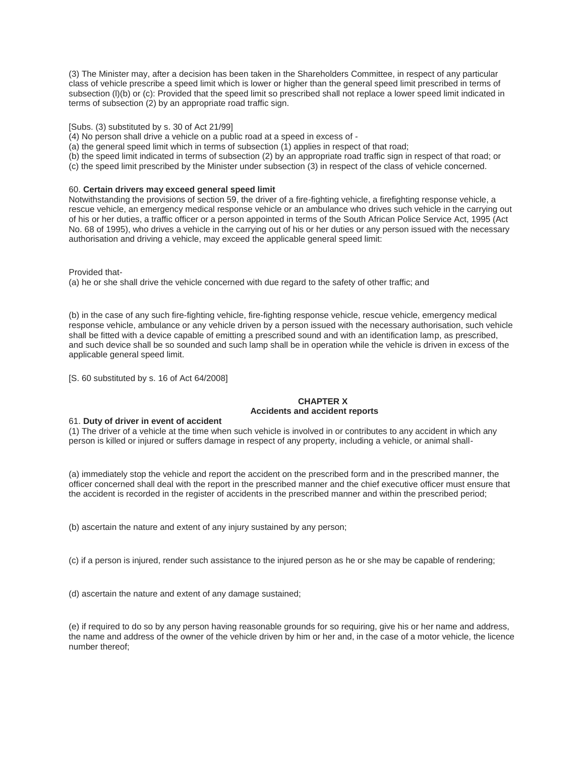(3) The Minister may, after a decision has been taken in the Shareholders Committee, in respect of any particular class of vehicle prescribe a speed limit which is lower or higher than the general speed limit prescribed in terms of subsection (l)(b) or (c): Provided that the speed limit so prescribed shall not replace a lower speed limit indicated in terms of subsection (2) by an appropriate road traffic sign.

[Subs. (3) substituted by s. 30 of Act 21/99]

(4) No person shall drive a vehicle on a public road at a speed in excess of -

(a) the general speed limit which in terms of subsection (1) applies in respect of that road;

(b) the speed limit indicated in terms of subsection (2) by an appropriate road traffic sign in respect of that road; or

(c) the speed limit prescribed by the Minister under subsection (3) in respect of the class of vehicle concerned.

60. **Certain drivers may exceed general speed limit**

Notwithstanding the provisions of section 59, the driver of a fire-fighting vehicle, a firefighting response vehicle, a rescue vehicle, an emergency medical response vehicle or an ambulance who drives such vehicle in the carrying out of his or her duties, a traffic officer or a person appointed in terms of the South African Police Service Act, 1995 (Act No. 68 of 1995), who drives a vehicle in the carrying out of his or her duties or any person issued with the necessary authorisation and driving a vehicle, may exceed the applicable general speed limit:

Provided that-

(a) he or she shall drive the vehicle concerned with due regard to the safety of other traffic; and

(b) in the case of any such fire-fighting vehicle, fire-fighting response vehicle, rescue vehicle, emergency medical response vehicle, ambulance or any vehicle driven by a person issued with the necessary authorisation, such vehicle shall be fitted with a device capable of emitting a prescribed sound and with an identification lamp, as prescribed, and such device shall be so sounded and such lamp shall be in operation while the vehicle is driven in excess of the applicable general speed limit.

[S. 60 substituted by s. 16 of Act 64/2008]

## CHAPTER X
## Accidents and accident reports

61. **Duty of driver in event of accident**

(1) The driver of a vehicle at the time when such vehicle is involved in or contributes to any accident in which any person is killed or injured or suffers damage in respect of any property, including a vehicle, or animal shall-

(a) immediately stop the vehicle and report the accident on the prescribed form and in the prescribed manner, the officer concerned shall deal with the report in the prescribed manner and the chief executive officer must ensure that the accident is recorded in the register of accidents in the prescribed manner and within the prescribed period;

(b) ascertain the nature and extent of any injury sustained by any person;

(c) if a person is injured, render such assistance to the injured person as he or she may be capable of rendering;

(d) ascertain the nature and extent of any damage sustained;

(e) if required to do so by any person having reasonable grounds for so requiring, give his or her name and address, the name and address of the owner of the vehicle driven by him or her and, in the case of a motor vehicle, the licence number thereof;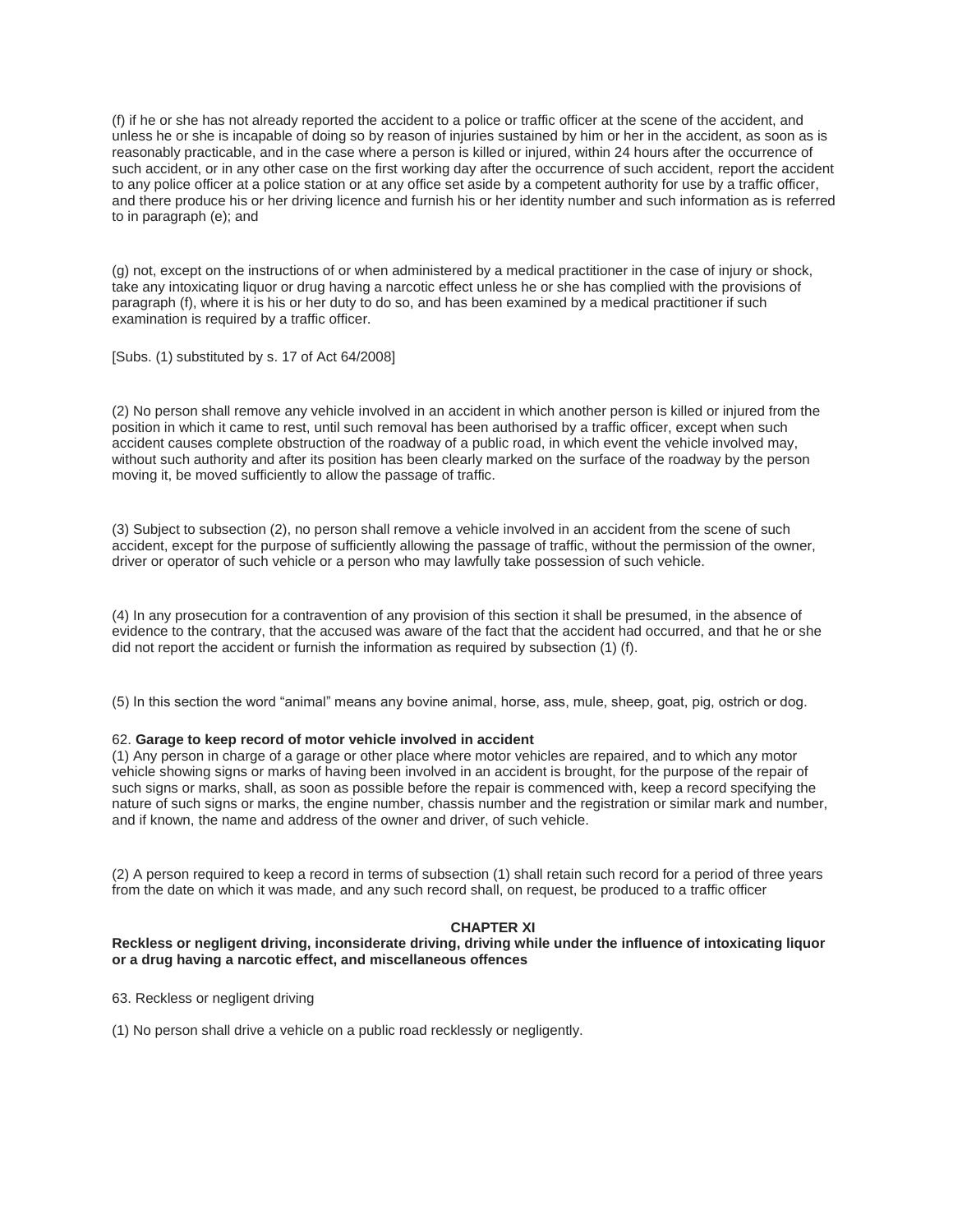(f) if he or she has not already reported the accident to a police or traffic officer at the scene of the accident, and unless he or she is incapable of doing so by reason of injuries sustained by him or her in the accident, as soon as is reasonably practicable, and in the case where a person is killed or injured, within 24 hours after the occurrence of such accident, or in any other case on the first working day after the occurrence of such accident, report the accident to any police officer at a police station or at any office set aside by a competent authority for use by a traffic officer, and there produce his or her driving licence and furnish his or her identity number and such information as is referred to in paragraph (e); and

(g) not, except on the instructions of or when administered by a medical practitioner in the case of injury or shock, take any intoxicating liquor or drug having a narcotic effect unless he or she has complied with the provisions of paragraph (f), where it is his or her duty to do so, and has been examined by a medical practitioner if such examination is required by a traffic officer.

[Subs. (1) substituted by s. 17 of Act 64/2008]

(2) No person shall remove any vehicle involved in an accident in which another person is killed or injured from the position in which it came to rest, until such removal has been authorised by a traffic officer, except when such accident causes complete obstruction of the roadway of a public road, in which event the vehicle involved may, without such authority and after its position has been clearly marked on the surface of the roadway by the person moving it, be moved sufficiently to allow the passage of traffic.

(3) Subject to subsection (2), no person shall remove a vehicle involved in an accident from the scene of such accident, except for the purpose of sufficiently allowing the passage of traffic, without the permission of the owner, driver or operator of such vehicle or a person who may lawfully take possession of such vehicle.

(4) In any prosecution for a contravention of any provision of this section it shall be presumed, in the absence of evidence to the contrary, that the accused was aware of the fact that the accident had occurred, and that he or she did not report the accident or furnish the information as required by subsection (1) (f).

(5) In this section the word "animal" means any bovine animal, horse, ass, mule, sheep, goat, pig, ostrich or dog.

62. **Garage to keep record of motor vehicle involved in accident**

(1) Any person in charge of a garage or other place where motor vehicles are repaired, and to which any motor vehicle showing signs or marks of having been involved in an accident is brought, for the purpose of the repair of such signs or marks, shall, as soon as possible before the repair is commenced with, keep a record specifying the nature of such signs or marks, the engine number, chassis number and the registration or similar mark and number, and if known, the name and address of the owner and driver, of such vehicle.

(2) A person required to keep a record in terms of subsection (1) shall retain such record for a period of three years from the date on which it was made, and any such record shall, on request, be produced to a traffic officer

## CHAPTER XI

**Reckless or negligent driving, inconsiderate driving, driving while under the influence of intoxicating liquor or a drug having a narcotic effect, and miscellaneous offences**

63. Reckless or negligent driving

(1) No person shall drive a vehicle on a public road recklessly or negligently.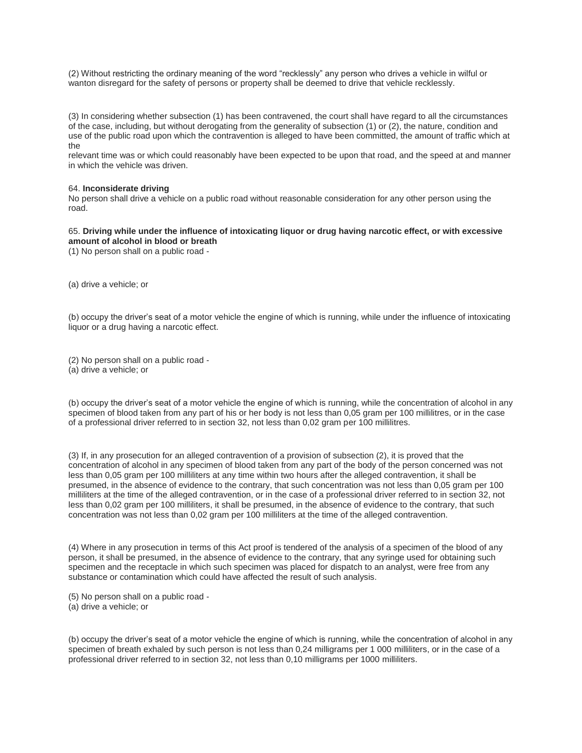(2) Without restricting the ordinary meaning of the word “recklessly” any person who drives a vehicle in wilful or wanton disregard for the safety of persons or property shall be deemed to drive that vehicle recklessly.

(3) In considering whether subsection (1) has been contravened, the court shall have regard to all the circumstances of the case, including, but without derogating from the generality of subsection (1) or (2), the nature, condition and use of the public road upon which the contravention is alleged to have been committed, the amount of traffic which at the relevant time was or which could reasonably have been expected to be upon that road, and the speed at and manner in which the vehicle was driven.

64. **Inconsiderate driving**

No person shall drive a vehicle on a public road without reasonable consideration for any other person using the road.

65. **Driving while under the influence of intoxicating liquor or drug having narcotic effect, or with excessive amount of alcohol in blood or breath**

(1) No person shall on a public road -

(a) drive a vehicle; or

(b) occupy the driver’s seat of a motor vehicle the engine of which is running, while under the influence of intoxicating liquor or a drug having a narcotic effect.

(2) No person shall on a public road -

(a) drive a vehicle; or

(b) occupy the driver’s seat of a motor vehicle the engine of which is running, while the concentration of alcohol in any specimen of blood taken from any part of his or her body is not less than 0,05 gram per 100 millilitres, or in the case of a professional driver referred to in section 32, not less than 0,02 gram per 100 millilitres.

(3) If, in any prosecution for an alleged contravention of a provision of subsection (2), it is proved that the concentration of alcohol in any specimen of blood taken from any part of the body of the person concerned was not less than 0,05 gram per 100 milliliters at any time within two hours after the alleged contravention, it shall be presumed, in the absence of evidence to the contrary, that such concentration was not less than 0,05 gram per 100 milliliters at the time of the alleged contravention, or in the case of a professional driver referred to in section 32, not less than 0,02 gram per 100 milliliters, it shall be presumed, in the absence of evidence to the contrary, that such concentration was not less than 0,02 gram per 100 milliliters at the time of the alleged contravention.

(4) Where in any prosecution in terms of this Act proof is tendered of the analysis of a specimen of the blood of any person, it shall be presumed, in the absence of evidence to the contrary, that any syringe used for obtaining such specimen and the receptacle in which such specimen was placed for dispatch to an analyst, were free from any substance or contamination which could have affected the result of such analysis.

(5) No person shall on a public road -

(a) drive a vehicle; or

(b) occupy the driver’s seat of a motor vehicle the engine of which is running, while the concentration of alcohol in any specimen of breath exhaled by such person is not less than 0,24 milligrams per 1 000 milliliters, or in the case of a professional driver referred to in section 32, not less than 0,10 milligrams per 1000 milliliters.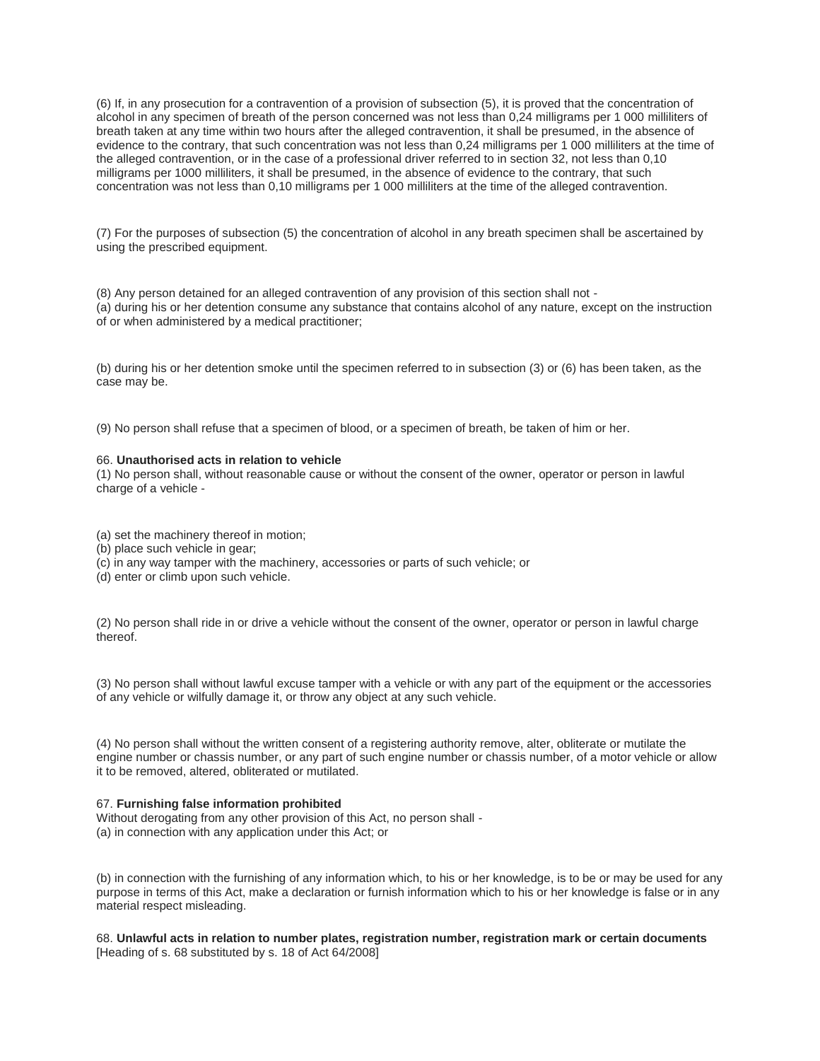(6) If, in any prosecution for a contravention of a provision of subsection (5), it is proved that the concentration of alcohol in any specimen of breath of the person concerned was not less than 0,24 milligrams per 1 000 milliliters of breath taken at any time within two hours after the alleged contravention, it shall be presumed, in the absence of evidence to the contrary, that such concentration was not less than 0,24 milligrams per 1 000 milliliters at the time of the alleged contravention, or in the case of a professional driver referred to in section 32, not less than 0,10 milligrams per 1000 milliliters, it shall be presumed, in the absence of evidence to the contrary, that such concentration was not less than 0,10 milligrams per 1 000 milliliters at the time of the alleged contravention.

(7) For the purposes of subsection (5) the concentration of alcohol in any breath specimen shall be ascertained by using the prescribed equipment.

(8) Any person detained for an alleged contravention of any provision of this section shall not -
(a) during his or her detention consume any substance that contains alcohol of any nature, except on the instruction of or when administered by a medical practitioner;

(b) during his or her detention smoke until the specimen referred to in subsection (3) or (6) has been taken, as the case may be.

(9) No person shall refuse that a specimen of blood, or a specimen of breath, be taken of him or her.

66. **Unauthorised acts in relation to vehicle**
(1) No person shall, without reasonable cause or without the consent of the owner, operator or person in lawful charge of a vehicle -

(a) set the machinery thereof in motion;
(b) place such vehicle in gear;
(c) in any way tamper with the machinery, accessories or parts of such vehicle; or
(d) enter or climb upon such vehicle.

(2) No person shall ride in or drive a vehicle without the consent of the owner, operator or person in lawful charge thereof.

(3) No person shall without lawful excuse tamper with a vehicle or with any part of the equipment or the accessories of any vehicle or wilfully damage it, or throw any object at any such vehicle.

(4) No person shall without the written consent of a registering authority remove, alter, obliterate or mutilate the engine number or chassis number, or any part of such engine number or chassis number, of a motor vehicle or allow it to be removed, altered, obliterated or mutilated.

67. **Furnishing false information prohibited**
Without derogating from any other provision of this Act, no person shall -
(a) in connection with any application under this Act; or

(b) in connection with the furnishing of any information which, to his or her knowledge, is to be or may be used for any purpose in terms of this Act, make a declaration or furnish information which to his or her knowledge is false or in any material respect misleading.

68. **Unlawful acts in relation to number plates, registration number, registration mark or certain documents**
[Heading of s. 68 substituted by s. 18 of Act 64/2008]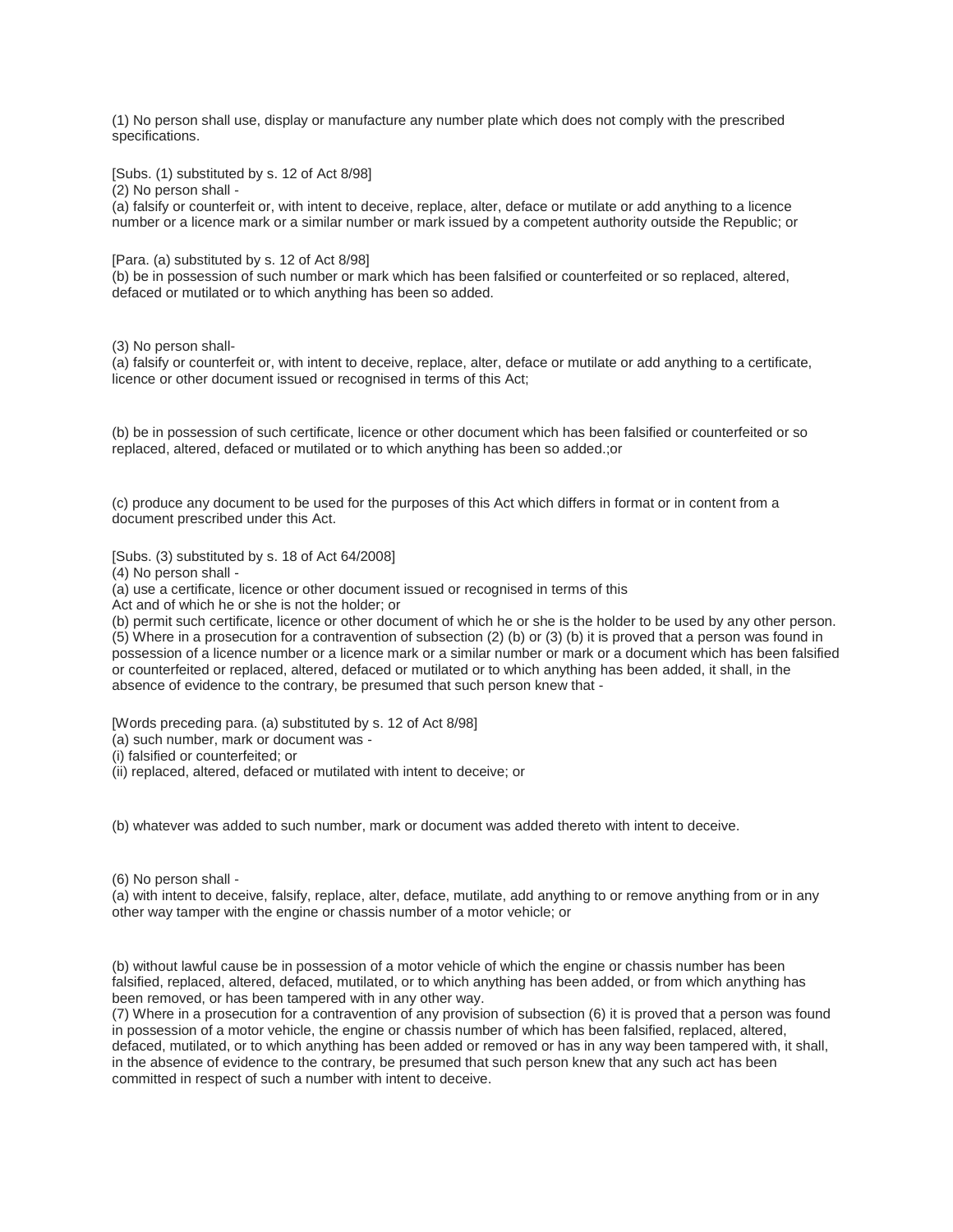(1) No person shall use, display or manufacture any number plate which does not comply with the prescribed specifications.

[Subs. (1) substituted by s. 12 of Act 8/98]

(2) No person shall -

(a) falsify or counterfeit or, with intent to deceive, replace, alter, deface or mutilate or add anything to a licence number or a licence mark or a similar number or mark issued by a competent authority outside the Republic; or

[Para. (a) substituted by s. 12 of Act 8/98]

(b) be in possession of such number or mark which has been falsified or counterfeited or so replaced, altered, defaced or mutilated or to which anything has been so added.

(3) No person shall-

(a) falsify or counterfeit or, with intent to deceive, replace, alter, deface or mutilate or add anything to a certificate, licence or other document issued or recognised in terms of this Act;

(b) be in possession of such certificate, licence or other document which has been falsified or counterfeited or so replaced, altered, defaced or mutilated or to which anything has been so added.;or

(c) produce any document to be used for the purposes of this Act which differs in format or in content from a document prescribed under this Act.

[Subs. (3) substituted by s. 18 of Act 64/2008]

(4) No person shall -

(a) use a certificate, licence or other document issued or recognised in terms of this Act and of which he or she is not the holder; or

(b) permit such certificate, licence or other document of which he or she is the holder to be used by any other person.

(5) Where in a prosecution for a contravention of subsection (2) (b) or (3) (b) it is proved that a person was found in possession of a licence number or a licence mark or a similar number or mark or a document which has been falsified or counterfeited or replaced, altered, defaced or mutilated or to which anything has been added, it shall, in the absence of evidence to the contrary, be presumed that such person knew that -

[Words preceding para. (a) substituted by s. 12 of Act 8/98]

(a) such number, mark or document was -

(i) falsified or counterfeited; or

(ii) replaced, altered, defaced or mutilated with intent to deceive; or

(b) whatever was added to such number, mark or document was added thereto with intent to deceive.

(6) No person shall -

(a) with intent to deceive, falsify, replace, alter, deface, mutilate, add anything to or remove anything from or in any other way tamper with the engine or chassis number of a motor vehicle; or

(b) without lawful cause be in possession of a motor vehicle of which the engine or chassis number has been falsified, replaced, altered, defaced, mutilated, or to which anything has been added, or from which anything has been removed, or has been tampered with in any other way.

(7) Where in a prosecution for a contravention of any provision of subsection (6) it is proved that a person was found in possession of a motor vehicle, the engine or chassis number of which has been falsified, replaced, altered, defaced, mutilated, or to which anything has been added or removed or has in any way been tampered with, it shall, in the absence of evidence to the contrary, be presumed that such person knew that any such act has been committed in respect of such a number with intent to deceive.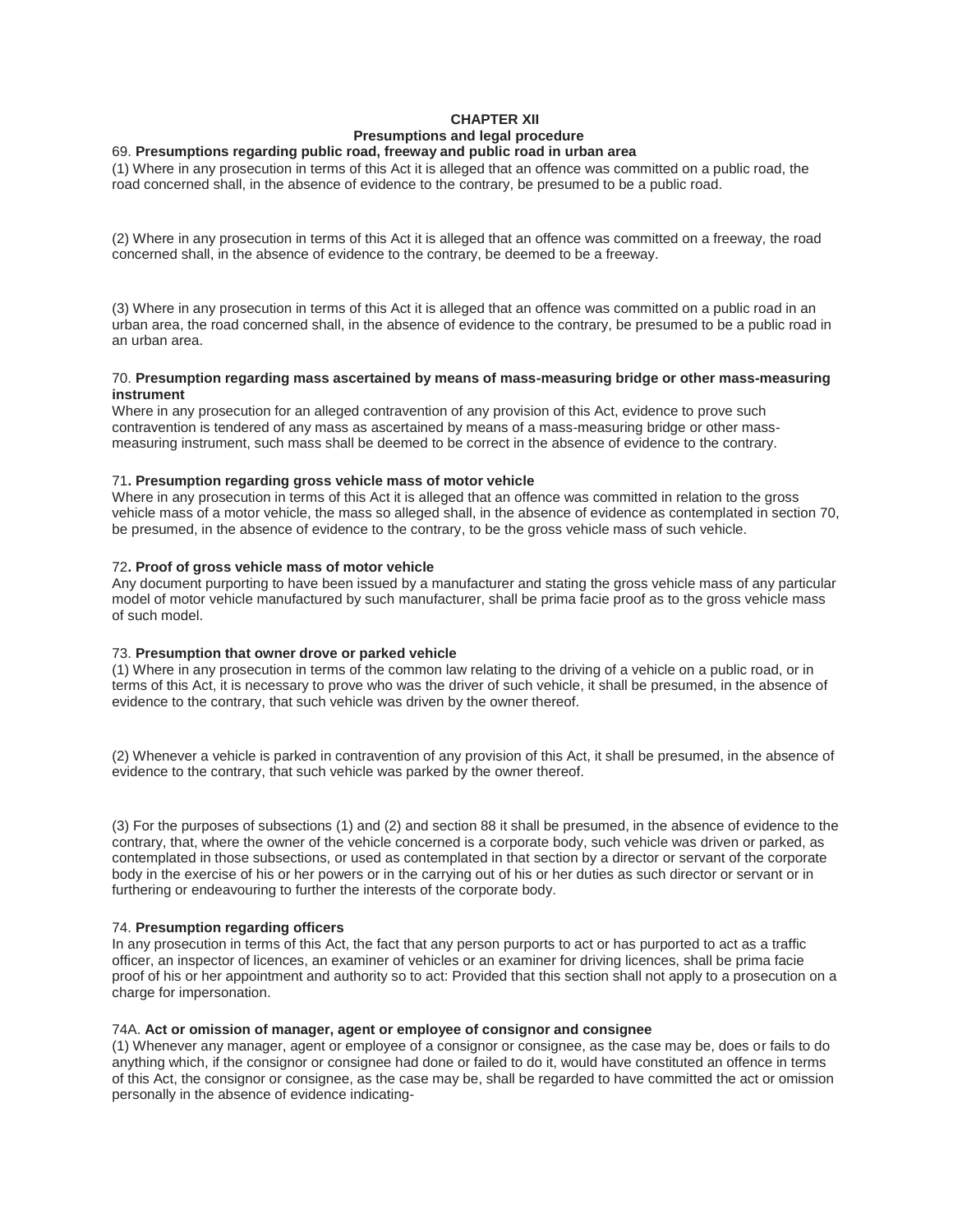**CHAPTER XII**
**Presumptions and legal procedure**

69. **Presumptions regarding public road, freeway and public road in urban area**

(1) Where in any prosecution in terms of this Act it is alleged that an offence was committed on a public road, the road concerned shall, in the absence of evidence to the contrary, be presumed to be a public road.

(2) Where in any prosecution in terms of this Act it is alleged that an offence was committed on a freeway, the road concerned shall, in the absence of evidence to the contrary, be deemed to be a freeway.

(3) Where in any prosecution in terms of this Act it is alleged that an offence was committed on a public road in an urban area, the road concerned shall, in the absence of evidence to the contrary, be presumed to be a public road in an urban area.

70. **Presumption regarding mass ascertained by means of mass-measuring bridge or other mass-measuring instrument**

Where in any prosecution for an alleged contravention of any provision of this Act, evidence to prove such contravention is tendered of any mass as ascertained by means of a mass-measuring bridge or other mass-measuring instrument, such mass shall be deemed to be correct in the absence of evidence to the contrary.

71**. Presumption regarding gross vehicle mass of motor vehicle**

Where in any prosecution in terms of this Act it is alleged that an offence was committed in relation to the gross vehicle mass of a motor vehicle, the mass so alleged shall, in the absence of evidence as contemplated in section 70, be presumed, in the absence of evidence to the contrary, to be the gross vehicle mass of such vehicle.

72**. Proof of gross vehicle mass of motor vehicle**

Any document purporting to have been issued by a manufacturer and stating the gross vehicle mass of any particular model of motor vehicle manufactured by such manufacturer, shall be prima facie proof as to the gross vehicle mass of such model.

73. **Presumption that owner drove or parked vehicle**

(1) Where in any prosecution in terms of the common law relating to the driving of a vehicle on a public road, or in terms of this Act, it is necessary to prove who was the driver of such vehicle, it shall be presumed, in the absence of evidence to the contrary, that such vehicle was driven by the owner thereof.

(2) Whenever a vehicle is parked in contravention of any provision of this Act, it shall be presumed, in the absence of evidence to the contrary, that such vehicle was parked by the owner thereof.

(3) For the purposes of subsections (1) and (2) and section 88 it shall be presumed, in the absence of evidence to the contrary, that, where the owner of the vehicle concerned is a corporate body, such vehicle was driven or parked, as contemplated in those subsections, or used as contemplated in that section by a director or servant of the corporate body in the exercise of his or her powers or in the carrying out of his or her duties as such director or servant or in furthering or endeavouring to further the interests of the corporate body.

74. **Presumption regarding officers**

In any prosecution in terms of this Act, the fact that any person purports to act or has purported to act as a traffic officer, an inspector of licences, an examiner of vehicles or an examiner for driving licences, shall be prima facie proof of his or her appointment and authority so to act: Provided that this section shall not apply to a prosecution on a charge for impersonation.

74A. **Act or omission of manager, agent or employee of consignor and consignee**

(1) Whenever any manager, agent or employee of a consignor or consignee, as the case may be, does or fails to do anything which, if the consignor or consignee had done or failed to do it, would have constituted an offence in terms of this Act, the consignor or consignee, as the case may be, shall be regarded to have committed the act or omission personally in the absence of evidence indicating-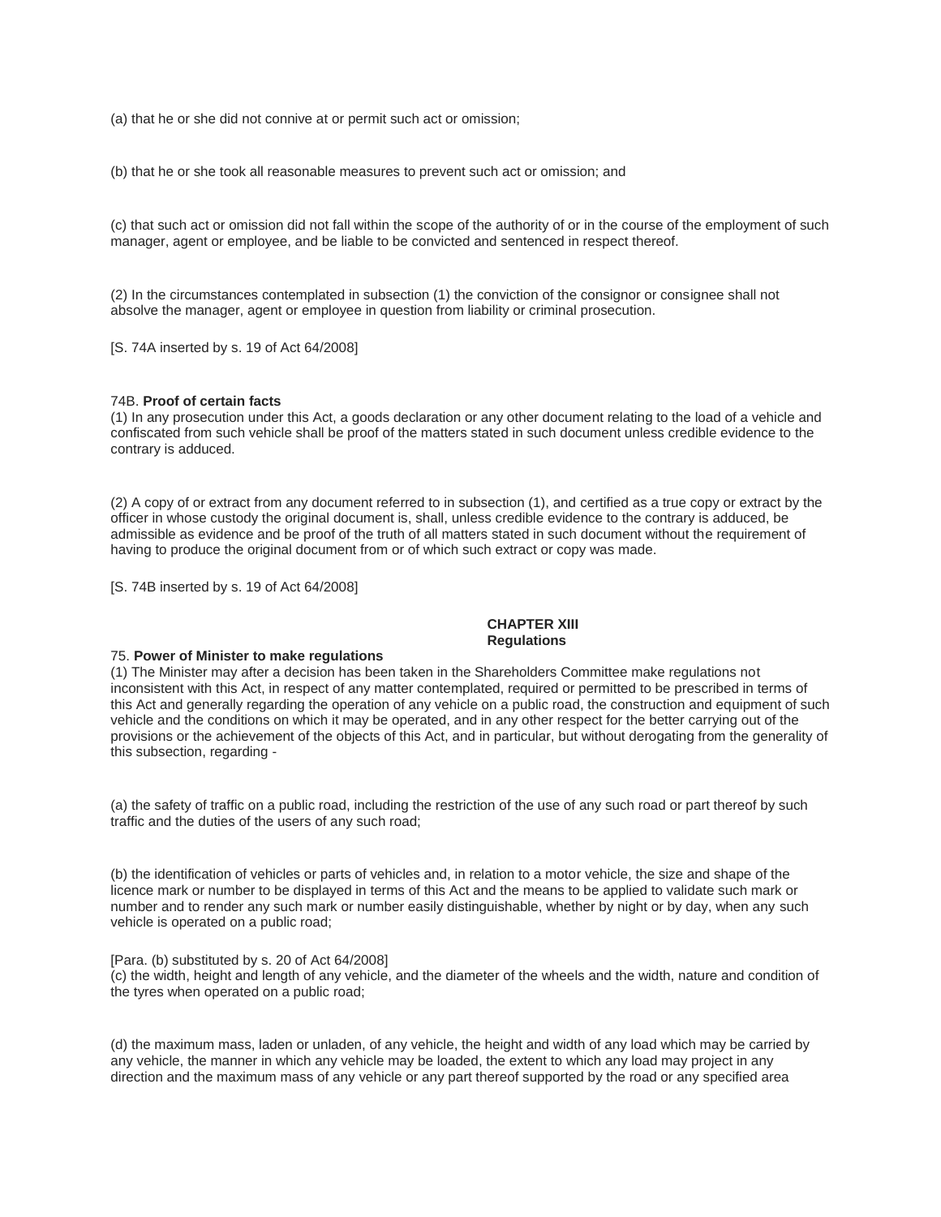(a) that he or she did not connive at or permit such act or omission;

(b) that he or she took all reasonable measures to prevent such act or omission; and

(c) that such act or omission did not fall within the scope of the authority of or in the course of the employment of such manager, agent or employee, and be liable to be convicted and sentenced in respect thereof.

(2) In the circumstances contemplated in subsection (1) the conviction of the consignor or consignee shall not absolve the manager, agent or employee in question from liability or criminal prosecution.

[S. 74A inserted by s. 19 of Act 64/2008]

74B. **Proof of certain facts**

(1) In any prosecution under this Act, a goods declaration or any other document relating to the load of a vehicle and confiscated from such vehicle shall be proof of the matters stated in such document unless credible evidence to the contrary is adduced.

(2) A copy of or extract from any document referred to in subsection (1), and certified as a true copy or extract by the officer in whose custody the original document is, shall, unless credible evidence to the contrary is adduced, be admissible as evidence and be proof of the truth of all matters stated in such document without the requirement of having to produce the original document from or of which such extract or copy was made.

[S. 74B inserted by s. 19 of Act 64/2008]

## CHAPTER XIII
## Regulations

75. **Power of Minister to make regulations**

(1) The Minister may after a decision has been taken in the Shareholders Committee make regulations not inconsistent with this Act, in respect of any matter contemplated, required or permitted to be prescribed in terms of this Act and generally regarding the operation of any vehicle on a public road, the construction and equipment of such vehicle and the conditions on which it may be operated, and in any other respect for the better carrying out of the provisions or the achievement of the objects of this Act, and in particular, but without derogating from the generality of this subsection, regarding -

(a) the safety of traffic on a public road, including the restriction of the use of any such road or part thereof by such traffic and the duties of the users of any such road;

(b) the identification of vehicles or parts of vehicles and, in relation to a motor vehicle, the size and shape of the licence mark or number to be displayed in terms of this Act and the means to be applied to validate such mark or number and to render any such mark or number easily distinguishable, whether by night or by day, when any such vehicle is operated on a public road;

[Para. (b) substituted by s. 20 of Act 64/2008]

(c) the width, height and length of any vehicle, and the diameter of the wheels and the width, nature and condition of the tyres when operated on a public road;

(d) the maximum mass, laden or unladen, of any vehicle, the height and width of any load which may be carried by any vehicle, the manner in which any vehicle may be loaded, the extent to which any load may project in any direction and the maximum mass of any vehicle or any part thereof supported by the road or any specified area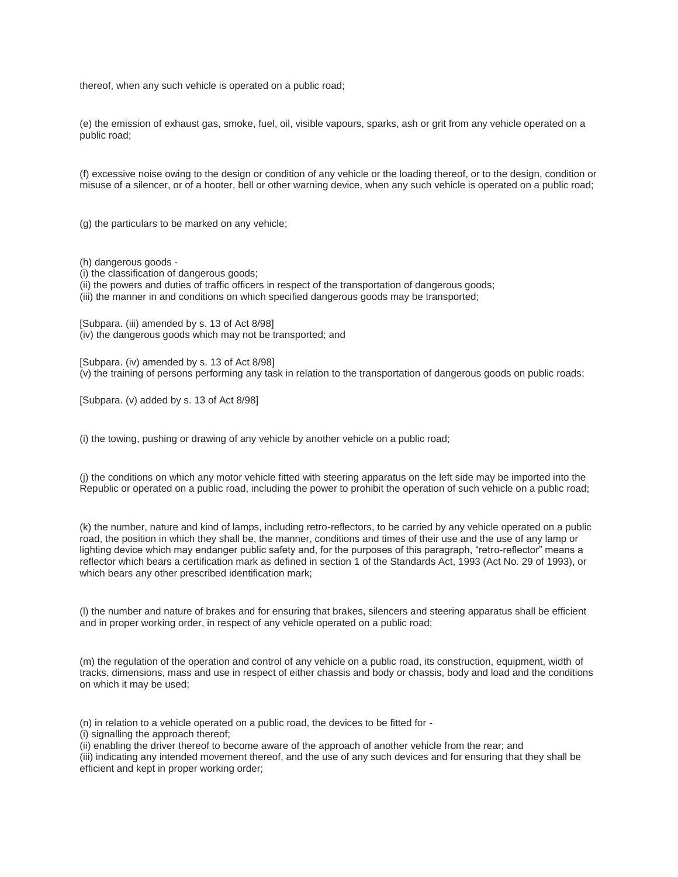thereof, when any such vehicle is operated on a public road;

(e) the emission of exhaust gas, smoke, fuel, oil, visible vapours, sparks, ash or grit from any vehicle operated on a public road;

(f) excessive noise owing to the design or condition of any vehicle or the loading thereof, or to the design, condition or misuse of a silencer, or of a hooter, bell or other warning device, when any such vehicle is operated on a public road;

(g) the particulars to be marked on any vehicle;

(h) dangerous goods -
(i) the classification of dangerous goods;
(ii) the powers and duties of traffic officers in respect of the transportation of dangerous goods;
(iii) the manner in and conditions on which specified dangerous goods may be transported;

[Subpara. (iii) amended by s. 13 of Act 8/98]
(iv) the dangerous goods which may not be transported; and

[Subpara. (iv) amended by s. 13 of Act 8/98]
(v) the training of persons performing any task in relation to the transportation of dangerous goods on public roads;

[Subpara. (v) added by s. 13 of Act 8/98]

(i) the towing, pushing or drawing of any vehicle by another vehicle on a public road;

(j) the conditions on which any motor vehicle fitted with steering apparatus on the left side may be imported into the Republic or operated on a public road, including the power to prohibit the operation of such vehicle on a public road;

(k) the number, nature and kind of lamps, including retro-reflectors, to be carried by any vehicle operated on a public road, the position in which they shall be, the manner, conditions and times of their use and the use of any lamp or lighting device which may endanger public safety and, for the purposes of this paragraph, "retro-reflector" means a reflector which bears a certification mark as defined in section 1 of the Standards Act, 1993 (Act No. 29 of 1993), or which bears any other prescribed identification mark;

(l) the number and nature of brakes and for ensuring that brakes, silencers and steering apparatus shall be efficient and in proper working order, in respect of any vehicle operated on a public road;

(m) the regulation of the operation and control of any vehicle on a public road, its construction, equipment, width of tracks, dimensions, mass and use in respect of either chassis and body or chassis, body and load and the conditions on which it may be used;

(n) in relation to a vehicle operated on a public road, the devices to be fitted for -
(i) signalling the approach thereof;
(ii) enabling the driver thereof to become aware of the approach of another vehicle from the rear; and
(iii) indicating any intended movement thereof, and the use of any such devices and for ensuring that they shall be efficient and kept in proper working order;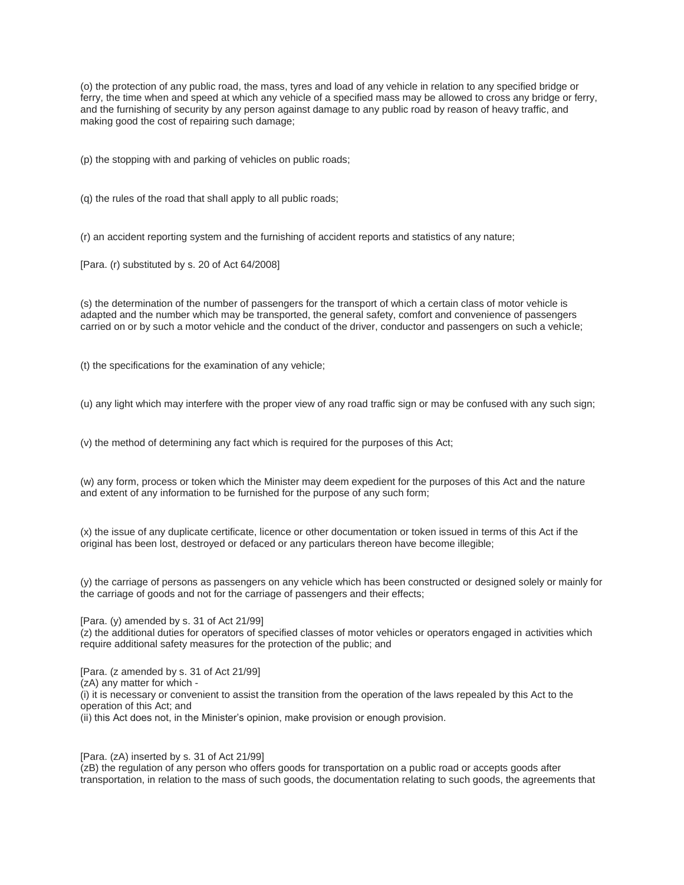(o) the protection of any public road, the mass, tyres and load of any vehicle in relation to any specified bridge or ferry, the time when and speed at which any vehicle of a specified mass may be allowed to cross any bridge or ferry, and the furnishing of security by any person against damage to any public road by reason of heavy traffic, and making good the cost of repairing such damage;

(p) the stopping with and parking of vehicles on public roads;

(q) the rules of the road that shall apply to all public roads;

(r) an accident reporting system and the furnishing of accident reports and statistics of any nature;

[Para. (r) substituted by s. 20 of Act 64/2008]

(s) the determination of the number of passengers for the transport of which a certain class of motor vehicle is adapted and the number which may be transported, the general safety, comfort and convenience of passengers carried on or by such a motor vehicle and the conduct of the driver, conductor and passengers on such a vehicle;

(t) the specifications for the examination of any vehicle;

(u) any light which may interfere with the proper view of any road traffic sign or may be confused with any such sign;

(v) the method of determining any fact which is required for the purposes of this Act;

(w) any form, process or token which the Minister may deem expedient for the purposes of this Act and the nature and extent of any information to be furnished for the purpose of any such form;

(x) the issue of any duplicate certificate, licence or other documentation or token issued in terms of this Act if the original has been lost, destroyed or defaced or any particulars thereon have become illegible;

(y) the carriage of persons as passengers on any vehicle which has been constructed or designed solely or mainly for the carriage of goods and not for the carriage of passengers and their effects;

[Para. (y) amended by s. 31 of Act 21/99]
(z) the additional duties for operators of specified classes of motor vehicles or operators engaged in activities which require additional safety measures for the protection of the public; and

[Para. (z amended by s. 31 of Act 21/99]
(zA) any matter for which -
(i) it is necessary or convenient to assist the transition from the operation of the laws repealed by this Act to the operation of this Act; and
(ii) this Act does not, in the Minister's opinion, make provision or enough provision.

[Para. (zA) inserted by s. 31 of Act 21/99]
(zB) the regulation of any person who offers goods for transportation on a public road or accepts goods after transportation, in relation to the mass of such goods, the documentation relating to such goods, the agreements that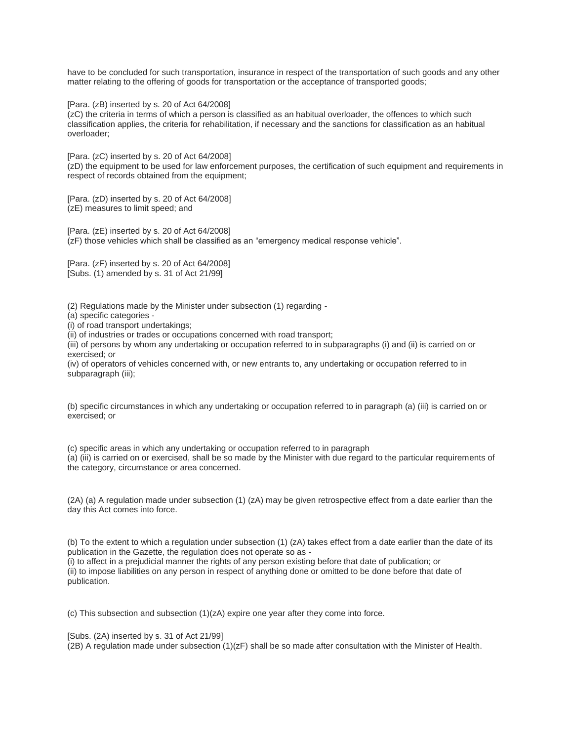have to be concluded for such transportation, insurance in respect of the transportation of such goods and any other matter relating to the offering of goods for transportation or the acceptance of transported goods;

[Para. (zB) inserted by s. 20 of Act 64/2008]
(zC) the criteria in terms of which a person is classified as an habitual overloader, the offences to which such classification applies, the criteria for rehabilitation, if necessary and the sanctions for classification as an habitual overloader;

[Para. (zC) inserted by s. 20 of Act 64/2008]
(zD) the equipment to be used for law enforcement purposes, the certification of such equipment and requirements in respect of records obtained from the equipment;

[Para. (zD) inserted by s. 20 of Act 64/2008]
(zE) measures to limit speed; and

[Para. (zE) inserted by s. 20 of Act 64/2008]
(zF) those vehicles which shall be classified as an "emergency medical response vehicle".

[Para. (zF) inserted by s. 20 of Act 64/2008]
[Subs. (1) amended by s. 31 of Act 21/99]

(2) Regulations made by the Minister under subsection (1) regarding -
(a) specific categories -
(i) of road transport undertakings;
(ii) of industries or trades or occupations concerned with road transport;
(iii) of persons by whom any undertaking or occupation referred to in subparagraphs (i) and (ii) is carried on or exercised; or
(iv) of operators of vehicles concerned with, or new entrants to, any undertaking or occupation referred to in subparagraph (iii);

(b) specific circumstances in which any undertaking or occupation referred to in paragraph (a) (iii) is carried on or exercised; or

(c) specific areas in which any undertaking or occupation referred to in paragraph
(a) (iii) is carried on or exercised, shall be so made by the Minister with due regard to the particular requirements of the category, circumstance or area concerned.

(2A) (a) A regulation made under subsection (1) (zA) may be given retrospective effect from a date earlier than the day this Act comes into force.

(b) To the extent to which a regulation under subsection (1) (zA) takes effect from a date earlier than the date of its publication in the Gazette, the regulation does not operate so as -
(i) to affect in a prejudicial manner the rights of any person existing before that date of publication; or
(ii) to impose liabilities on any person in respect of anything done or omitted to be done before that date of publication.

(c) This subsection and subsection (1)(zA) expire one year after they come into force.

[Subs. (2A) inserted by s. 31 of Act 21/99]
(2B) A regulation made under subsection (1)(zF) shall be so made after consultation with the Minister of Health.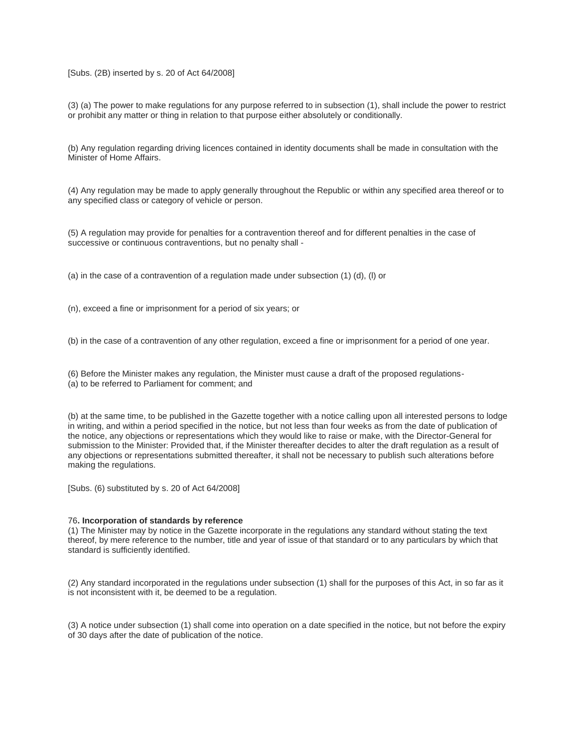[Subs. (2B) inserted by s. 20 of Act 64/2008]

(3) (a) The power to make regulations for any purpose referred to in subsection (1), shall include the power to restrict or prohibit any matter or thing in relation to that purpose either absolutely or conditionally.

(b) Any regulation regarding driving licences contained in identity documents shall be made in consultation with the Minister of Home Affairs.

(4) Any regulation may be made to apply generally throughout the Republic or within any specified area thereof or to any specified class or category of vehicle or person.

(5) A regulation may provide for penalties for a contravention thereof and for different penalties in the case of successive or continuous contraventions, but no penalty shall -

(a) in the case of a contravention of a regulation made under subsection (1) (d), (l) or

(n), exceed a fine or imprisonment for a period of six years; or

(b) in the case of a contravention of any other regulation, exceed a fine or imprisonment for a period of one year.

(6) Before the Minister makes any regulation, the Minister must cause a draft of the proposed regulations-
(a) to be referred to Parliament for comment; and

(b) at the same time, to be published in the Gazette together with a notice calling upon all interested persons to lodge in writing, and within a period specified in the notice, but not less than four weeks as from the date of publication of the notice, any objections or representations which they would like to raise or make, with the Director-General for submission to the Minister: Provided that, if the Minister thereafter decides to alter the draft regulation as a result of any objections or representations submitted thereafter, it shall not be necessary to publish such alterations before making the regulations.

[Subs. (6) substituted by s. 20 of Act 64/2008]

76**. Incorporation of standards by reference**
(1) The Minister may by notice in the Gazette incorporate in the regulations any standard without stating the text thereof, by mere reference to the number, title and year of issue of that standard or to any particulars by which that standard is sufficiently identified.

(2) Any standard incorporated in the regulations under subsection (1) shall for the purposes of this Act, in so far as it is not inconsistent with it, be deemed to be a regulation.

(3) A notice under subsection (1) shall come into operation on a date specified in the notice, but not before the expiry of 30 days after the date of publication of the notice.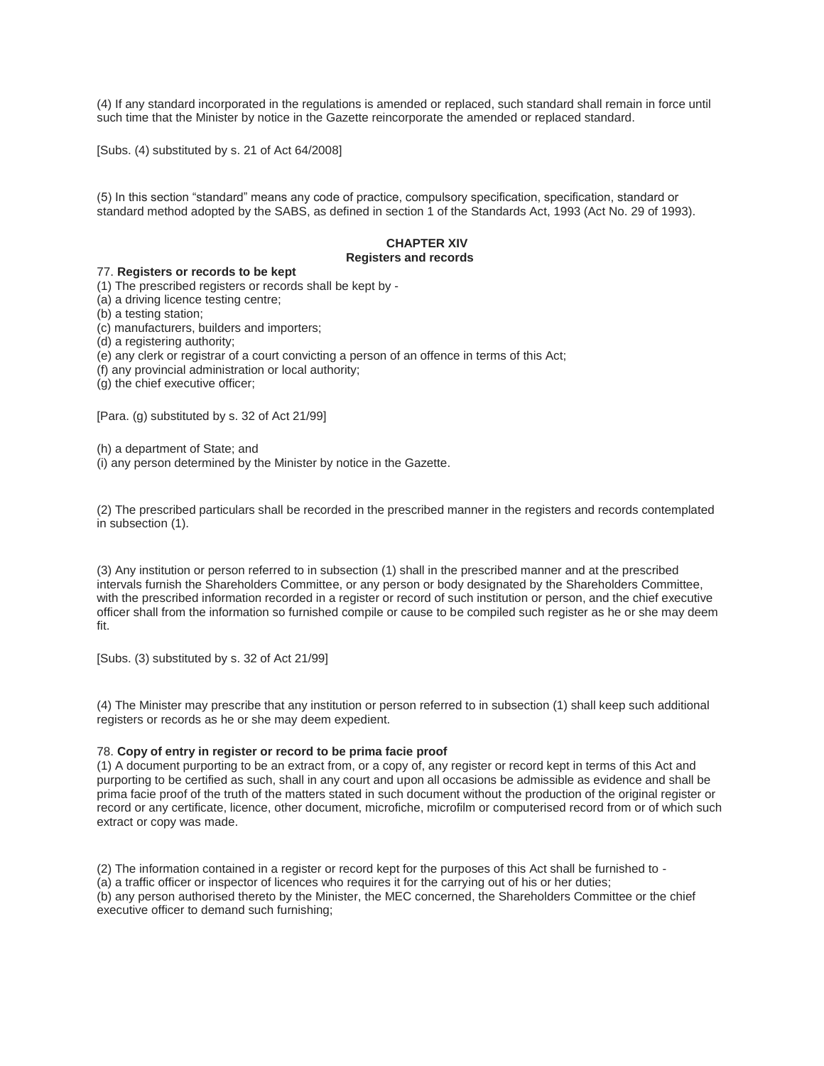(4) If any standard incorporated in the regulations is amended or replaced, such standard shall remain in force until such time that the Minister by notice in the Gazette reincorporate the amended or replaced standard.

[Subs. (4) substituted by s. 21 of Act 64/2008]

(5) In this section "standard" means any code of practice, compulsory specification, specification, standard or standard method adopted by the SABS, as defined in section 1 of the Standards Act, 1993 (Act No. 29 of 1993).

## CHAPTER XIV
## Registers and records

77. **Registers or records to be kept**

(1) The prescribed registers or records shall be kept by -

(a) a driving licence testing centre;

(b) a testing station;

(c) manufacturers, builders and importers;

(d) a registering authority;

(e) any clerk or registrar of a court convicting a person of an offence in terms of this Act;

(f) any provincial administration or local authority;

(g) the chief executive officer;

[Para. (g) substituted by s. 32 of Act 21/99]

(h) a department of State; and

(i) any person determined by the Minister by notice in the Gazette.

(2) The prescribed particulars shall be recorded in the prescribed manner in the registers and records contemplated in subsection (1).

(3) Any institution or person referred to in subsection (1) shall in the prescribed manner and at the prescribed intervals furnish the Shareholders Committee, or any person or body designated by the Shareholders Committee, with the prescribed information recorded in a register or record of such institution or person, and the chief executive officer shall from the information so furnished compile or cause to be compiled such register as he or she may deem fit.

[Subs. (3) substituted by s. 32 of Act 21/99]

(4) The Minister may prescribe that any institution or person referred to in subsection (1) shall keep such additional registers or records as he or she may deem expedient.

78. **Copy of entry in register or record to be prima facie proof**

(1) A document purporting to be an extract from, or a copy of, any register or record kept in terms of this Act and purporting to be certified as such, shall in any court and upon all occasions be admissible as evidence and shall be prima facie proof of the truth of the matters stated in such document without the production of the original register or record or any certificate, licence, other document, microfiche, microfilm or computerised record from or of which such extract or copy was made.

(2) The information contained in a register or record kept for the purposes of this Act shall be furnished to -

(a) a traffic officer or inspector of licences who requires it for the carrying out of his or her duties;

(b) any person authorised thereto by the Minister, the MEC concerned, the Shareholders Committee or the chief executive officer to demand such furnishing;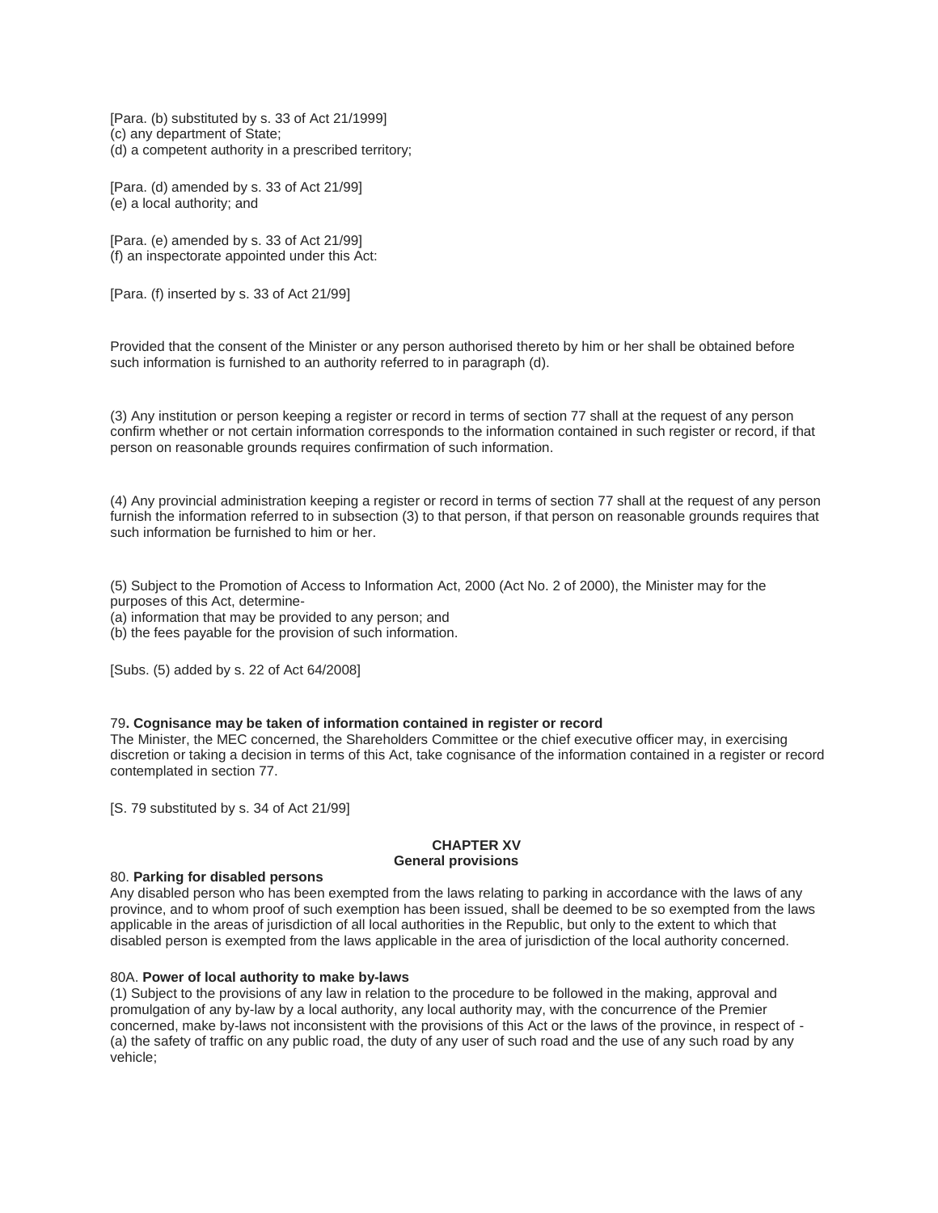[Para. (b) substituted by s. 33 of Act 21/1999]
(c) any department of State;
(d) a competent authority in a prescribed territory;

[Para. (d) amended by s. 33 of Act 21/99]
(e) a local authority; and

[Para. (e) amended by s. 33 of Act 21/99]
(f) an inspectorate appointed under this Act:

[Para. (f) inserted by s. 33 of Act 21/99]

Provided that the consent of the Minister or any person authorised thereto by him or her shall be obtained before such information is furnished to an authority referred to in paragraph (d).

(3) Any institution or person keeping a register or record in terms of section 77 shall at the request of any person confirm whether or not certain information corresponds to the information contained in such register or record, if that person on reasonable grounds requires confirmation of such information.

(4) Any provincial administration keeping a register or record in terms of section 77 shall at the request of any person furnish the information referred to in subsection (3) to that person, if that person on reasonable grounds requires that such information be furnished to him or her.

(5) Subject to the Promotion of Access to Information Act, 2000 (Act No. 2 of 2000), the Minister may for the purposes of this Act, determine-
(a) information that may be provided to any person; and
(b) the fees payable for the provision of such information.

[Subs. (5) added by s. 22 of Act 64/2008]

79**. Cognisance may be taken of information contained in register or record**
The Minister, the MEC concerned, the Shareholders Committee or the chief executive officer may, in exercising discretion or taking a decision in terms of this Act, take cognisance of the information contained in a register or record contemplated in section 77.

[S. 79 substituted by s. 34 of Act 21/99]

## CHAPTER XV
## General provisions

80. **Parking for disabled persons**
Any disabled person who has been exempted from the laws relating to parking in accordance with the laws of any province, and to whom proof of such exemption has been issued, shall be deemed to be so exempted from the laws applicable in the areas of jurisdiction of all local authorities in the Republic, but only to the extent to which that disabled person is exempted from the laws applicable in the area of jurisdiction of the local authority concerned.

80A. **Power of local authority to make by-laws**
(1) Subject to the provisions of any law in relation to the procedure to be followed in the making, approval and promulgation of any by-law by a local authority, any local authority may, with the concurrence of the Premier concerned, make by-laws not inconsistent with the provisions of this Act or the laws of the province, in respect of -
(a) the safety of traffic on any public road, the duty of any user of such road and the use of any such road by any vehicle;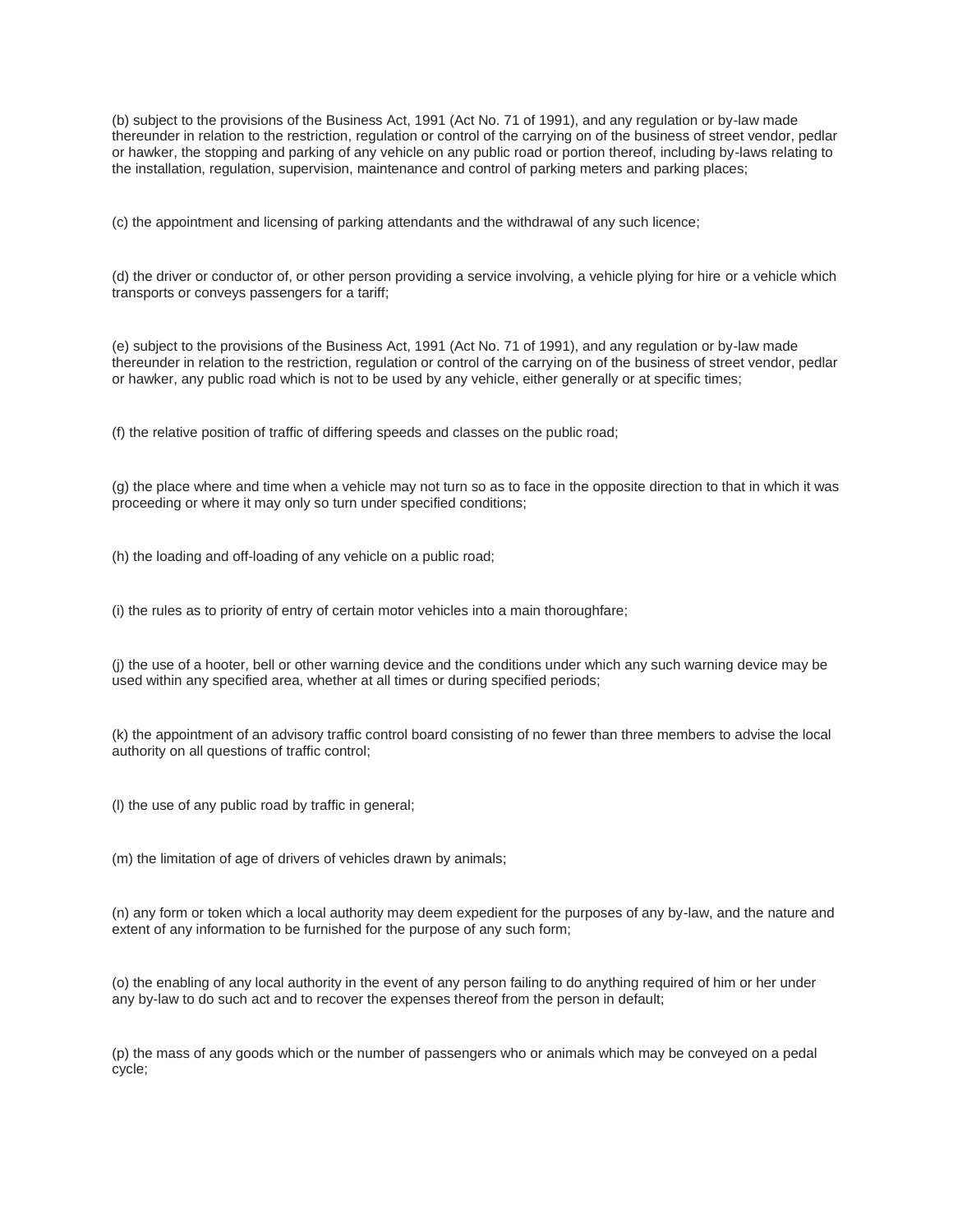(b) subject to the provisions of the Business Act, 1991 (Act No. 71 of 1991), and any regulation or by-law made thereunder in relation to the restriction, regulation or control of the carrying on of the business of street vendor, pedlar or hawker, the stopping and parking of any vehicle on any public road or portion thereof, including by-laws relating to the installation, regulation, supervision, maintenance and control of parking meters and parking places;

(c) the appointment and licensing of parking attendants and the withdrawal of any such licence;

(d) the driver or conductor of, or other person providing a service involving, a vehicle plying for hire or a vehicle which transports or conveys passengers for a tariff;

(e) subject to the provisions of the Business Act, 1991 (Act No. 71 of 1991), and any regulation or by-law made thereunder in relation to the restriction, regulation or control of the carrying on of the business of street vendor, pedlar or hawker, any public road which is not to be used by any vehicle, either generally or at specific times;

(f) the relative position of traffic of differing speeds and classes on the public road;

(g) the place where and time when a vehicle may not turn so as to face in the opposite direction to that in which it was proceeding or where it may only so turn under specified conditions;

(h) the loading and off-loading of any vehicle on a public road;

(i) the rules as to priority of entry of certain motor vehicles into a main thoroughfare;

(j) the use of a hooter, bell or other warning device and the conditions under which any such warning device may be used within any specified area, whether at all times or during specified periods;

(k) the appointment of an advisory traffic control board consisting of no fewer than three members to advise the local authority on all questions of traffic control;

(l) the use of any public road by traffic in general;

(m) the limitation of age of drivers of vehicles drawn by animals;

(n) any form or token which a local authority may deem expedient for the purposes of any by-law, and the nature and extent of any information to be furnished for the purpose of any such form;

(o) the enabling of any local authority in the event of any person failing to do anything required of him or her under any by-law to do such act and to recover the expenses thereof from the person in default;

(p) the mass of any goods which or the number of passengers who or animals which may be conveyed on a pedal cycle;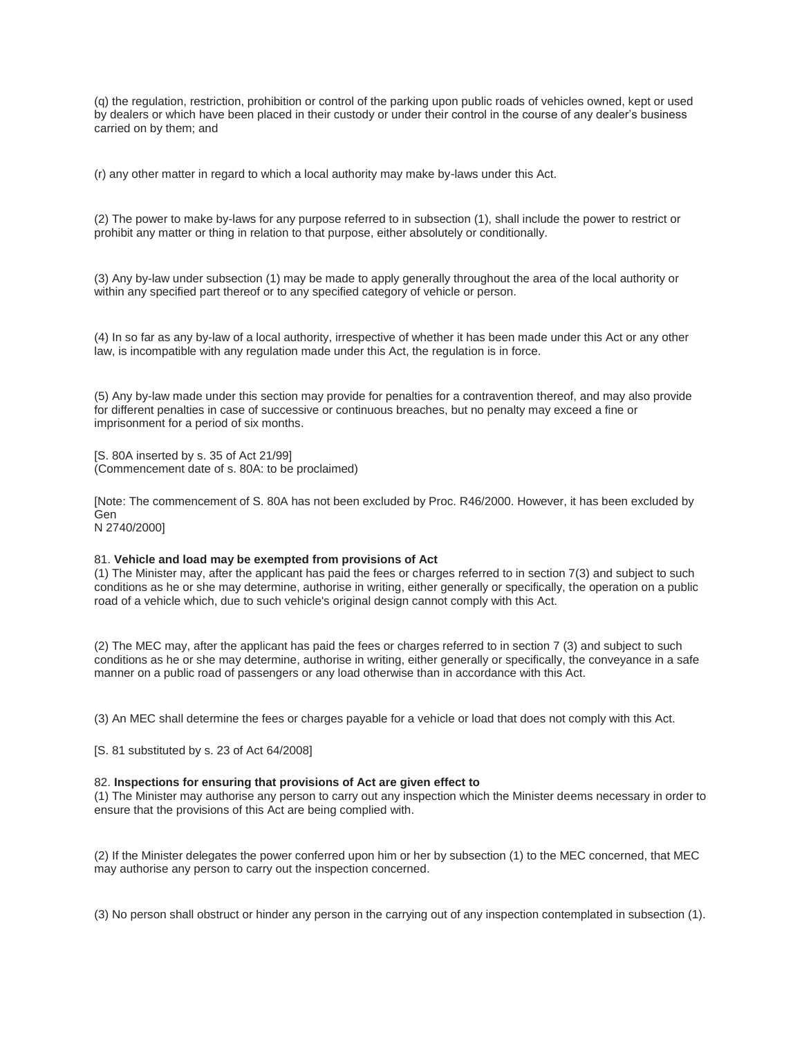(q) the regulation, restriction, prohibition or control of the parking upon public roads of vehicles owned, kept or used by dealers or which have been placed in their custody or under their control in the course of any dealer's business carried on by them; and

(r) any other matter in regard to which a local authority may make by-laws under this Act.

(2) The power to make by-laws for any purpose referred to in subsection (1), shall include the power to restrict or prohibit any matter or thing in relation to that purpose, either absolutely or conditionally.

(3) Any by-law under subsection (1) may be made to apply generally throughout the area of the local authority or within any specified part thereof or to any specified category of vehicle or person.

(4) In so far as any by-law of a local authority, irrespective of whether it has been made under this Act or any other law, is incompatible with any regulation made under this Act, the regulation is in force.

(5) Any by-law made under this section may provide for penalties for a contravention thereof, and may also provide for different penalties in case of successive or continuous breaches, but no penalty may exceed a fine or imprisonment for a period of six months.

[S. 80A inserted by s. 35 of Act 21/99]
(Commencement date of s. 80A: to be proclaimed)

[Note: The commencement of S. 80A has not been excluded by Proc. R46/2000. However, it has been excluded by Gen
N 2740/2000]

81. **Vehicle and load may be exempted from provisions of Act**
(1) The Minister may, after the applicant has paid the fees or charges referred to in section 7(3) and subject to such conditions as he or she may determine, authorise in writing, either generally or specifically, the operation on a public road of a vehicle which, due to such vehicle's original design cannot comply with this Act.

(2) The MEC may, after the applicant has paid the fees or charges referred to in section 7 (3) and subject to such conditions as he or she may determine, authorise in writing, either generally or specifically, the conveyance in a safe manner on a public road of passengers or any load otherwise than in accordance with this Act.

(3) An MEC shall determine the fees or charges payable for a vehicle or load that does not comply with this Act.

[S. 81 substituted by s. 23 of Act 64/2008]

82. **Inspections for ensuring that provisions of Act are given effect to**
(1) The Minister may authorise any person to carry out any inspection which the Minister deems necessary in order to ensure that the provisions of this Act are being complied with.

(2) If the Minister delegates the power conferred upon him or her by subsection (1) to the MEC concerned, that MEC may authorise any person to carry out the inspection concerned.

(3) No person shall obstruct or hinder any person in the carrying out of any inspection contemplated in subsection (1).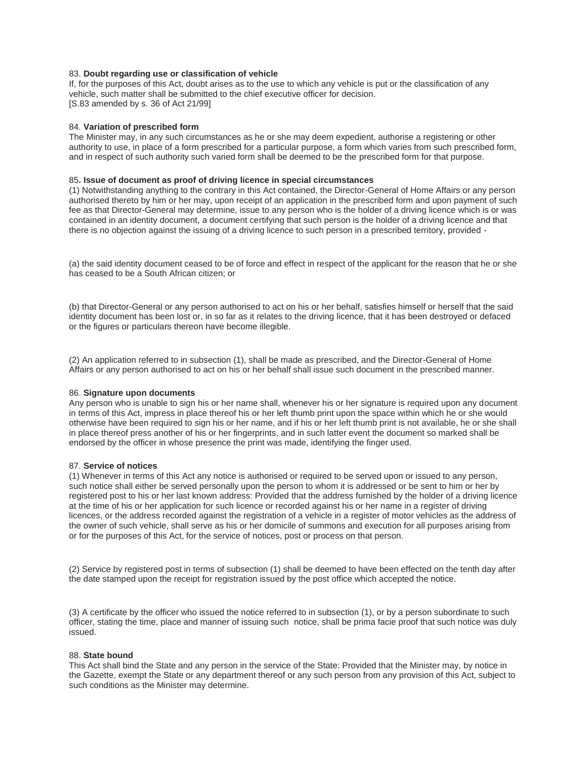83. **Doubt regarding use or classification of vehicle**

If, for the purposes of this Act, doubt arises as to the use to which any vehicle is put or the classification of any vehicle, such matter shall be submitted to the chief executive officer for decision.
[S.83 amended by s. 36 of Act 21/99]

84. **Variation of prescribed form**

The Minister may, in any such circumstances as he or she may deem expedient, authorise a registering or other authority to use, in place of a form prescribed for a particular purpose, a form which varies from such prescribed form, and in respect of such authority such varied form shall be deemed to be the prescribed form for that purpose.

85**. Issue of document as proof of driving licence in special circumstances**

(1) Notwithstanding anything to the contrary in this Act contained, the Director-General of Home Affairs or any person authorised thereto by him or her may, upon receipt of an application in the prescribed form and upon payment of such fee as that Director-General may determine, issue to any person who is the holder of a driving licence which is or was contained in an identity document, a document certifying that such person is the holder of a driving licence and that there is no objection against the issuing of a driving licence to such person in a prescribed territory, provided -

(a) the said identity document ceased to be of force and effect in respect of the applicant for the reason that he or she has ceased to be a South African citizen; or

(b) that Director-General or any person authorised to act on his or her behalf, satisfies himself or herself that the said identity document has been lost or, in so far as it relates to the driving licence, that it has been destroyed or defaced or the figures or particulars thereon have become illegible.

(2) An application referred to in subsection (1), shall be made as prescribed, and the Director-General of Home Affairs or any person authorised to act on his or her behalf shall issue such document in the prescribed manner.

86. **Signature upon documents**

Any person who is unable to sign his or her name shall, whenever his or her signature is required upon any document in terms of this Act, impress in place thereof his or her left thumb print upon the space within which he or she would otherwise have been required to sign his or her name, and if his or her left thumb print is not available, he or she shall in place thereof press another of his or her fingerprints, and in such latter event the document so marked shall be endorsed by the officer in whose presence the print was made, identifying the finger used.

87. **Service of notices**

(1) Whenever in terms of this Act any notice is authorised or required to be served upon or issued to any person, such notice shall either be served personally upon the person to whom it is addressed or be sent to him or her by registered post to his or her last known address: Provided that the address furnished by the holder of a driving licence at the time of his or her application for such licence or recorded against his or her name in a register of driving licences, or the address recorded against the registration of a vehicle in a register of motor vehicles as the address of the owner of such vehicle, shall serve as his or her domicile of summons and execution for all purposes arising from or for the purposes of this Act, for the service of notices, post or process on that person.

(2) Service by registered post in terms of subsection (1) shall be deemed to have been effected on the tenth day after the date stamped upon the receipt for registration issued by the post office which accepted the notice.

(3) A certificate by the officer who issued the notice referred to in subsection (1), or by a person subordinate to such officer, stating the time, place and manner of issuing such notice, shall be prima facie proof that such notice was duly issued.

88. **State bound**

This Act shall bind the State and any person in the service of the State: Provided that the Minister may, by notice in the Gazette, exempt the State or any department thereof or any such person from any provision of this Act, subject to such conditions as the Minister may determine.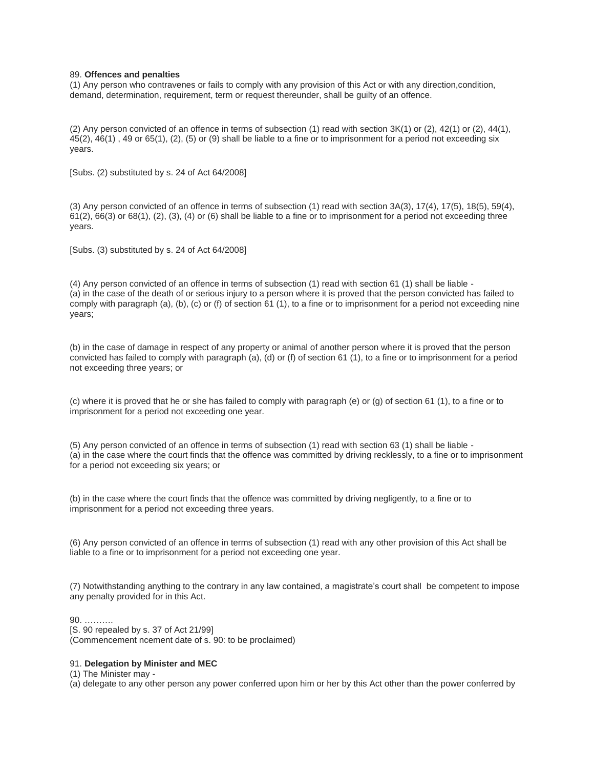89. **Offences and penalties**

(1) Any person who contravenes or fails to comply with any provision of this Act or with any direction,condition, demand, determination, requirement, term or request thereunder, shall be guilty of an offence.

(2) Any person convicted of an offence in terms of subsection (1) read with section 3K(1) or (2), 42(1) or (2), 44(1), 45(2), 46(1) , 49 or 65(1), (2), (5) or (9) shall be liable to a fine or to imprisonment for a period not exceeding six years.

[Subs. (2) substituted by s. 24 of Act 64/2008]

(3) Any person convicted of an offence in terms of subsection (1) read with section 3A(3), 17(4), 17(5), 18(5), 59(4), 61(2), 66(3) or 68(1), (2), (3), (4) or (6) shall be liable to a fine or to imprisonment for a period not exceeding three years.

[Subs. (3) substituted by s. 24 of Act 64/2008]

(4) Any person convicted of an offence in terms of subsection (1) read with section 61 (1) shall be liable -

(a) in the case of the death of or serious injury to a person where it is proved that the person convicted has failed to comply with paragraph (a), (b), (c) or (f) of section 61 (1), to a fine or to imprisonment for a period not exceeding nine years;

(b) in the case of damage in respect of any property or animal of another person where it is proved that the person convicted has failed to comply with paragraph (a), (d) or (f) of section 61 (1), to a fine or to imprisonment for a period not exceeding three years; or

(c) where it is proved that he or she has failed to comply with paragraph (e) or (g) of section 61 (1), to a fine or to imprisonment for a period not exceeding one year.

(5) Any person convicted of an offence in terms of subsection (1) read with section 63 (1) shall be liable -

(a) in the case where the court finds that the offence was committed by driving recklessly, to a fine or to imprisonment for a period not exceeding six years; or

(b) in the case where the court finds that the offence was committed by driving negligently, to a fine or to imprisonment for a period not exceeding three years.

(6) Any person convicted of an offence in terms of subsection (1) read with any other provision of this Act shall be liable to a fine or to imprisonment for a period not exceeding one year.

(7) Notwithstanding anything to the contrary in any law contained, a magistrate's court shall be competent to impose any penalty provided for in this Act.

90. ……….

[S. 90 repealed by s. 37 of Act 21/99]

(Commencement ncement date of s. 90: to be proclaimed)

91. **Delegation by Minister and MEC**

(1) The Minister may -

(a) delegate to any other person any power conferred upon him or her by this Act other than the power conferred by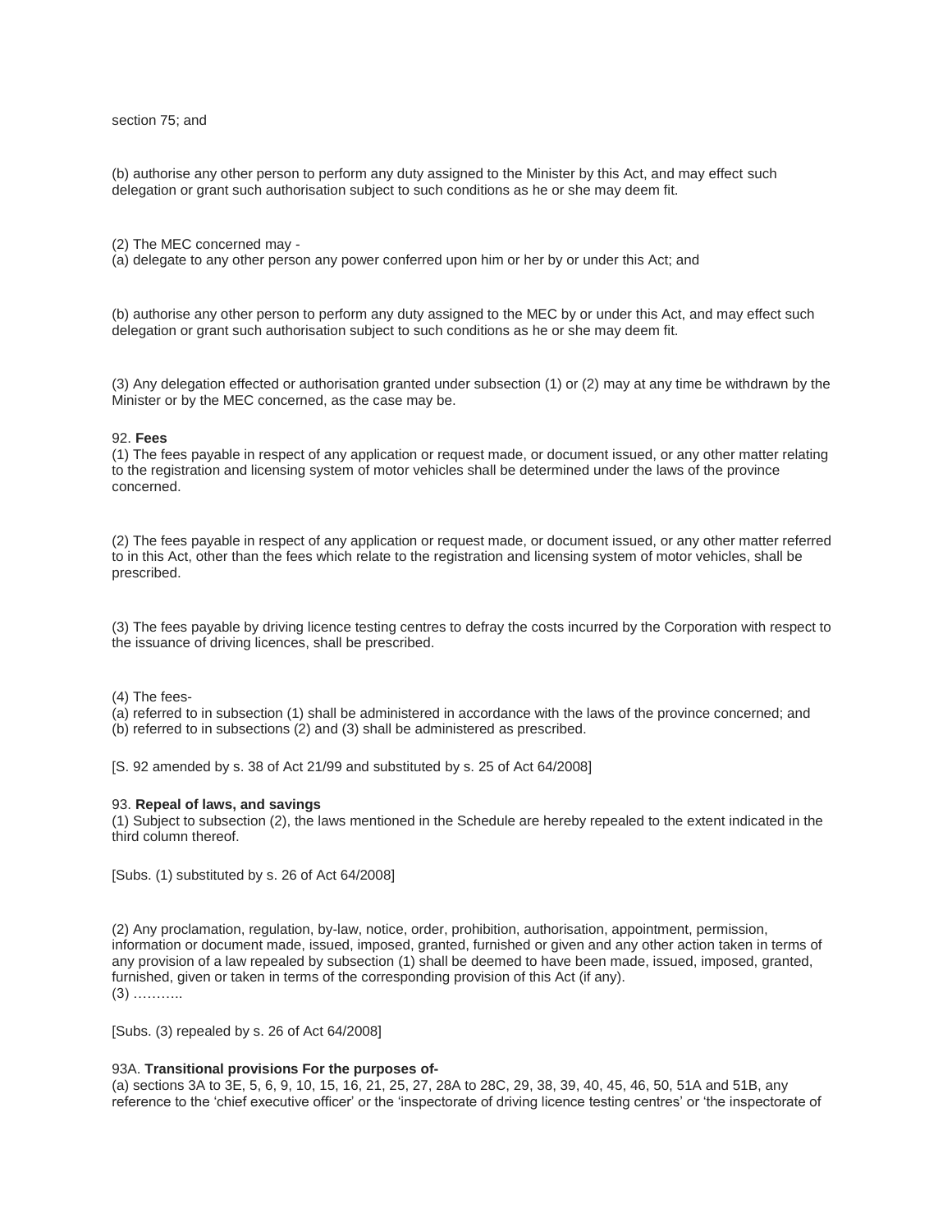section 75; and

(b) authorise any other person to perform any duty assigned to the Minister by this Act, and may effect such delegation or grant such authorisation subject to such conditions as he or she may deem fit.

(2) The MEC concerned may -
(a) delegate to any other person any power conferred upon him or her by or under this Act; and

(b) authorise any other person to perform any duty assigned to the MEC by or under this Act, and may effect such delegation or grant such authorisation subject to such conditions as he or she may deem fit.

(3) Any delegation effected or authorisation granted under subsection (1) or (2) may at any time be withdrawn by the Minister or by the MEC concerned, as the case may be.

92. **Fees**
(1) The fees payable in respect of any application or request made, or document issued, or any other matter relating to the registration and licensing system of motor vehicles shall be determined under the laws of the province concerned.

(2) The fees payable in respect of any application or request made, or document issued, or any other matter referred to in this Act, other than the fees which relate to the registration and licensing system of motor vehicles, shall be prescribed.

(3) The fees payable by driving licence testing centres to defray the costs incurred by the Corporation with respect to the issuance of driving licences, shall be prescribed.

(4) The fees-
(a) referred to in subsection (1) shall be administered in accordance with the laws of the province concerned; and
(b) referred to in subsections (2) and (3) shall be administered as prescribed.

[S. 92 amended by s. 38 of Act 21/99 and substituted by s. 25 of Act 64/2008]

93. **Repeal of laws, and savings**
(1) Subject to subsection (2), the laws mentioned in the Schedule are hereby repealed to the extent indicated in the third column thereof.

[Subs. (1) substituted by s. 26 of Act 64/2008]

(2) Any proclamation, regulation, by-law, notice, order, prohibition, authorisation, appointment, permission, information or document made, issued, imposed, granted, furnished or given and any other action taken in terms of any provision of a law repealed by subsection (1) shall be deemed to have been made, issued, imposed, granted, furnished, given or taken in terms of the corresponding provision of this Act (if any).
(3) ………..

[Subs. (3) repealed by s. 26 of Act 64/2008]

93A. **Transitional provisions For the purposes of-**
(a) sections 3A to 3E, 5, 6, 9, 10, 15, 16, 21, 25, 27, 28A to 28C, 29, 38, 39, 40, 45, 46, 50, 51A and 51B, any reference to the 'chief executive officer' or the 'inspectorate of driving licence testing centres' or 'the inspectorate of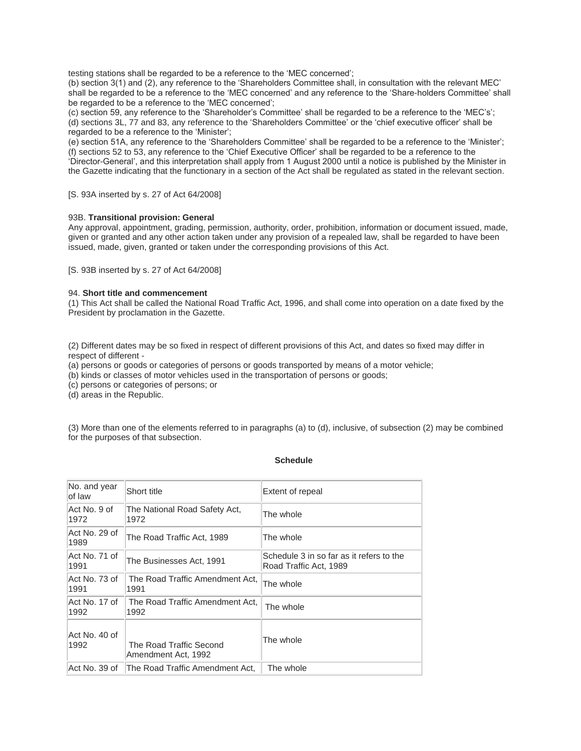testing stations shall be regarded to be a reference to the 'MEC concerned';
(b) section 3(1) and (2), any reference to the 'Shareholders Committee shall, in consultation with the relevant MEC' shall be regarded to be a reference to the 'MEC concerned' and any reference to the 'Share-holders Committee' shall be regarded to be a reference to the 'MEC concerned';
(c) section 59, any reference to the 'Shareholder's Committee' shall be regarded to be a reference to the 'MEC's';
(d) sections 3L, 77 and 83, any reference to the 'Shareholders Committee' or the 'chief executive officer' shall be regarded to be a reference to the 'Minister';
(e) section 51A, any reference to the 'Shareholders Committee' shall be regarded to be a reference to the 'Minister';
(f) sections 52 to 53, any reference to the 'Chief Executive Officer' shall be regarded to be a reference to the 'Director-General', and this interpretation shall apply from 1 August 2000 until a notice is published by the Minister in the Gazette indicating that the functionary in a section of the Act shall be regulated as stated in the relevant section.

[S. 93A inserted by s. 27 of Act 64/2008]

93B. **Transitional provision: General**
Any approval, appointment, grading, permission, authority, order, prohibition, information or document issued, made, given or granted and any other action taken under any provision of a repealed law, shall be regarded to have been issued, made, given, granted or taken under the corresponding provisions of this Act.

[S. 93B inserted by s. 27 of Act 64/2008]

94. **Short title and commencement**
(1) This Act shall be called the National Road Traffic Act, 1996, and shall come into operation on a date fixed by the President by proclamation in the Gazette.

(2) Different dates may be so fixed in respect of different provisions of this Act, and dates so fixed may differ in respect of different -
(a) persons or goods or categories of persons or goods transported by means of a motor vehicle;
(b) kinds or classes of motor vehicles used in the transportation of persons or goods;
(c) persons or categories of persons; or
(d) areas in the Republic.

(3) More than one of the elements referred to in paragraphs (a) to (d), inclusive, of subsection (2) may be combined for the purposes of that subsection.

**Schedule**

| No. and year of law | Short title | Extent of repeal |
|---|---|---|
| Act No. 9 of 1972 | The National Road Safety Act, 1972 | The whole |
| Act No. 29 of 1989 | The Road Traffic Act, 1989 | The whole |
| Act No. 71 of 1991 | The Businesses Act, 1991 | Schedule 3 in so far as it refers to the Road Traffic Act, 1989 |
| Act No. 73 of 1991 | The Road Traffic Amendment Act, 1991 | The whole |
| Act No. 17 of 1992 | The Road Traffic Amendment Act, 1992 | The whole |
| Act No. 40 of 1992 | The Road Traffic Second Amendment Act, 1992 | The whole |
| Act No. 39 of | The Road Traffic Amendment Act, | The whole |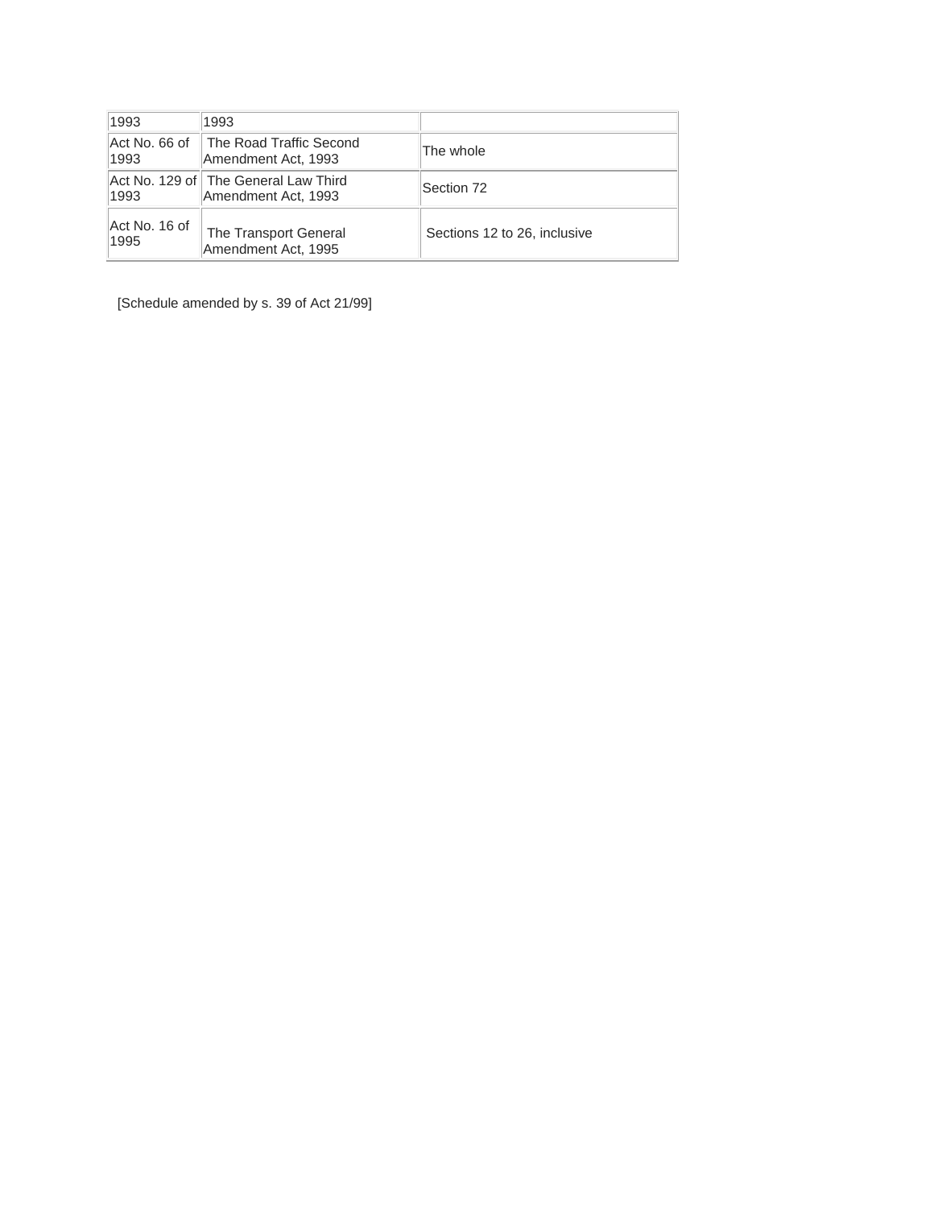| | | |
|---|---|---|
| 1993 | 1993 | |
| Act No. 66 of 1993 | The Road Traffic Second Amendment Act, 1993 | The whole |
| Act No. 129 of 1993 | The General Law Third Amendment Act, 1993 | Section 72 |
| Act No. 16 of 1995 | The Transport General Amendment Act, 1995 | Sections 12 to 26, inclusive |

[Schedule amended by s. 39 of Act 21/99]